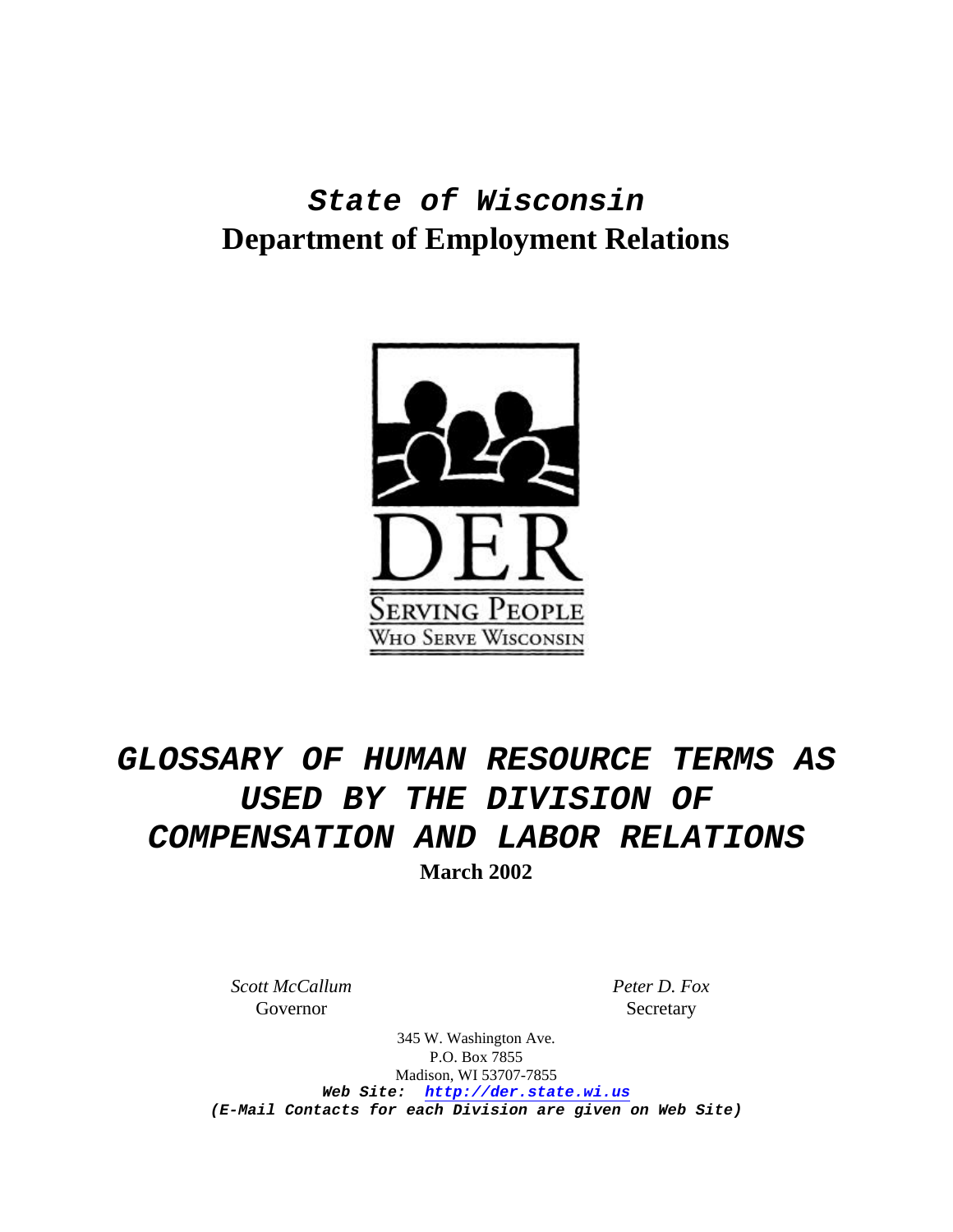# *State of Wisconsin*
# Department of Employment Relations

DER

SERVING PEOPLE
WHO SERVE WISCONSIN

# *GLOSSARY OF HUMAN RESOURCE TERMS AS USED BY THE DIVISION OF COMPENSATION AND LABOR RELATIONS*

**March 2002**

*Scott McCallum*
Governor

*Peter D. Fox*
Secretary

345 W. Washington Ave.
P.O. Box 7855
Madison, WI 53707-7855

***Web Site: http://der.state.wi.us***

***(E-Mail Contacts for each Division are given on Web Site)***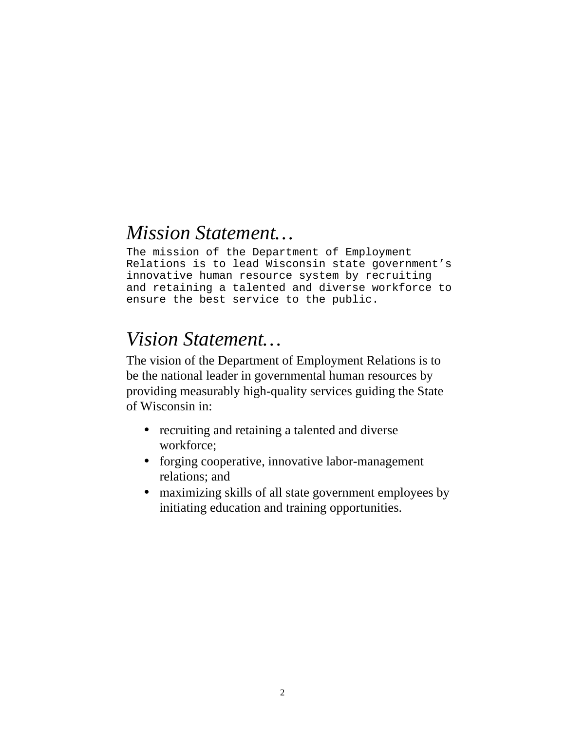## *Mission Statement…*

The mission of the Department of Employment Relations is to lead Wisconsin state government's innovative human resource system by recruiting and retaining a talented and diverse workforce to ensure the best service to the public.

## *Vision Statement…*

The vision of the Department of Employment Relations is to be the national leader in governmental human resources by providing measurably high-quality services guiding the State of Wisconsin in:

- recruiting and retaining a talented and diverse workforce;
- forging cooperative, innovative labor-management relations; and
- maximizing skills of all state government employees by initiating education and training opportunities.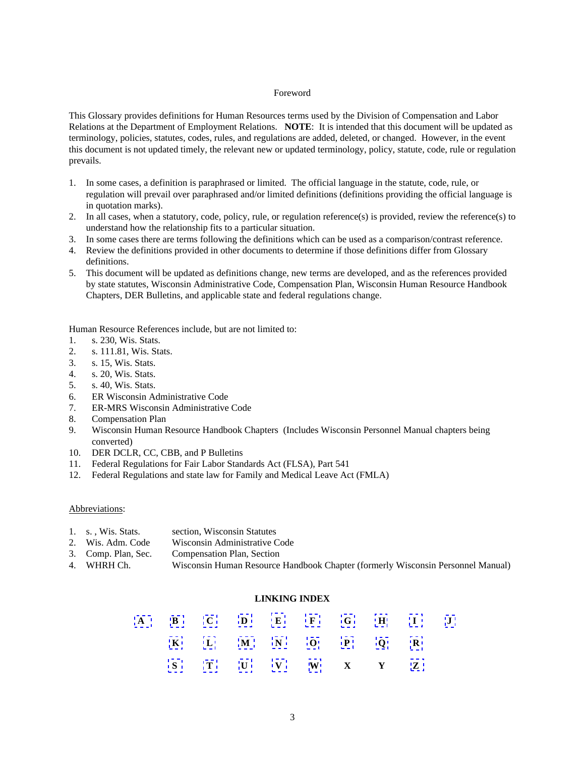## Foreword

This Glossary provides definitions for Human Resources terms used by the Division of Compensation and Labor Relations at the Department of Employment Relations. **NOTE**: It is intended that this document will be updated as terminology, policies, statutes, codes, rules, and regulations are added, deleted, or changed. However, in the event this document is not updated timely, the relevant new or updated terminology, policy, statute, code, rule or regulation prevails.

1. In some cases, a definition is paraphrased or limited. The official language in the statute, code, rule, or regulation will prevail over paraphrased and/or limited definitions (definitions providing the official language is in quotation marks).
2. In all cases, when a statutory, code, policy, rule, or regulation reference(s) is provided, review the reference(s) to understand how the relationship fits to a particular situation.
3. In some cases there are terms following the definitions which can be used as a comparison/contrast reference.
4. Review the definitions provided in other documents to determine if those definitions differ from Glossary definitions.
5. This document will be updated as definitions change, new terms are developed, and as the references provided by state statutes, Wisconsin Administrative Code, Compensation Plan, Wisconsin Human Resource Handbook Chapters, DER Bulletins, and applicable state and federal regulations change.

Human Resource References include, but are not limited to:

1. s. 230, Wis. Stats.
2. s. 111.81, Wis. Stats.
3. s. 15, Wis. Stats.
4. s. 20, Wis. Stats.
5. s. 40, Wis. Stats.
6. ER Wisconsin Administrative Code
7. ER-MRS Wisconsin Administrative Code
8. Compensation Plan
9. Wisconsin Human Resource Handbook Chapters (Includes Wisconsin Personnel Manual chapters being converted)
10. DER DCLR, CC, CBB, and P Bulletins
11. Federal Regulations for Fair Labor Standards Act (FLSA), Part 541
12. Federal Regulations and state law for Family and Medical Leave Act (FMLA)

Abbreviations:

1. s. , Wis. Stats. — section, Wisconsin Statutes
2. Wis. Adm. Code — Wisconsin Administrative Code
3. Comp. Plan, Sec. — Compensation Plan, Section
4. WHRH Ch. — Wisconsin Human Resource Handbook Chapter (formerly Wisconsin Personnel Manual)

**LINKING INDEX**

| | | | | | | | | | |
|---|---|---|---|---|---|---|---|---|---|
| **A** | **B** | **C** | **D** | **E** | **F** | **G** | **H** | **I** | **J** |
| | **K** | **L** | **M** | **N** | **O** | **P** | **Q** | **R** | |
| | **S** | **T** | **U** | **V** | **W** | **X** | **Y** | **Z** | |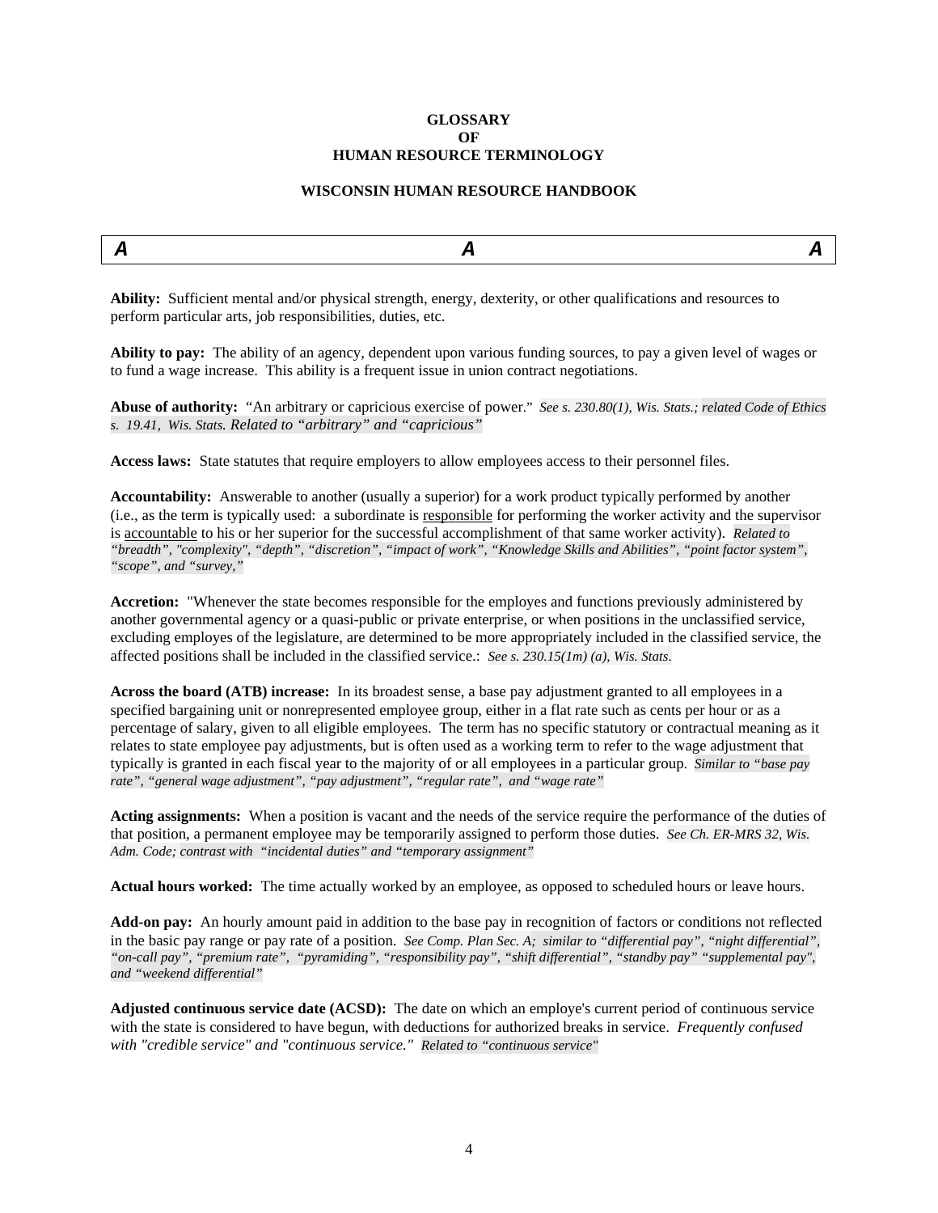# GLOSSARY OF HUMAN RESOURCE TERMINOLOGY

## WISCONSIN HUMAN RESOURCE HANDBOOK

## A

**Ability:** Sufficient mental and/or physical strength, energy, dexterity, or other qualifications and resources to perform particular arts, job responsibilities, duties, etc.

**Ability to pay:** The ability of an agency, dependent upon various funding sources, to pay a given level of wages or to fund a wage increase. This ability is a frequent issue in union contract negotiations.

**Abuse of authority:** "An arbitrary or capricious exercise of power." *See s. 230.80(1), Wis. Stats.; related Code of Ethics s. 19.41, Wis. Stats. Related to "arbitrary" and "capricious"*

**Access laws:** State statutes that require employers to allow employees access to their personnel files.

**Accountability:** Answerable to another (usually a superior) for a work product typically performed by another (i.e., as the term is typically used: a subordinate is <u>responsible</u> for performing the worker activity and the supervisor is <u>accountable</u> to his or her superior for the successful accomplishment of that same worker activity). *Related to "breadth", "complexity", "depth", "discretion", "impact of work", "Knowledge Skills and Abilities", "point factor system", "scope", and "survey,"*

**Accretion:** "Whenever the state becomes responsible for the employes and functions previously administered by another governmental agency or a quasi-public or private enterprise, or when positions in the unclassified service, excluding employes of the legislature, are determined to be more appropriately included in the classified service, the affected positions shall be included in the classified service.: *See s. 230.15(1m) (a), Wis. Stats.*

**Across the board (ATB) increase:** In its broadest sense, a base pay adjustment granted to all employees in a specified bargaining unit or nonrepresented employee group, either in a flat rate such as cents per hour or as a percentage of salary, given to all eligible employees. The term has no specific statutory or contractual meaning as it relates to state employee pay adjustments, but is often used as a working term to refer to the wage adjustment that typically is granted in each fiscal year to the majority of or all employees in a particular group. *Similar to "base pay rate", "general wage adjustment", "pay adjustment", "regular rate", and "wage rate"*

**Acting assignments:** When a position is vacant and the needs of the service require the performance of the duties of that position, a permanent employee may be temporarily assigned to perform those duties. *See Ch. ER-MRS 32, Wis. Adm. Code; contrast with "incidental duties" and "temporary assignment"*

**Actual hours worked:** The time actually worked by an employee, as opposed to scheduled hours or leave hours.

**Add-on pay:** An hourly amount paid in addition to the base pay in recognition of factors or conditions not reflected in the basic pay range or pay rate of a position. *See Comp. Plan Sec. A; similar to "differential pay", "night differential", "on-call pay", "premium rate", "pyramiding", "responsibility pay", "shift differential", "standby pay" "supplemental pay", and "weekend differential"*

**Adjusted continuous service date (ACSD):** The date on which an employe's current period of continuous service with the state is considered to have begun, with deductions for authorized breaks in service. *Frequently confused with "credible service" and "continuous service." Related to "continuous service"*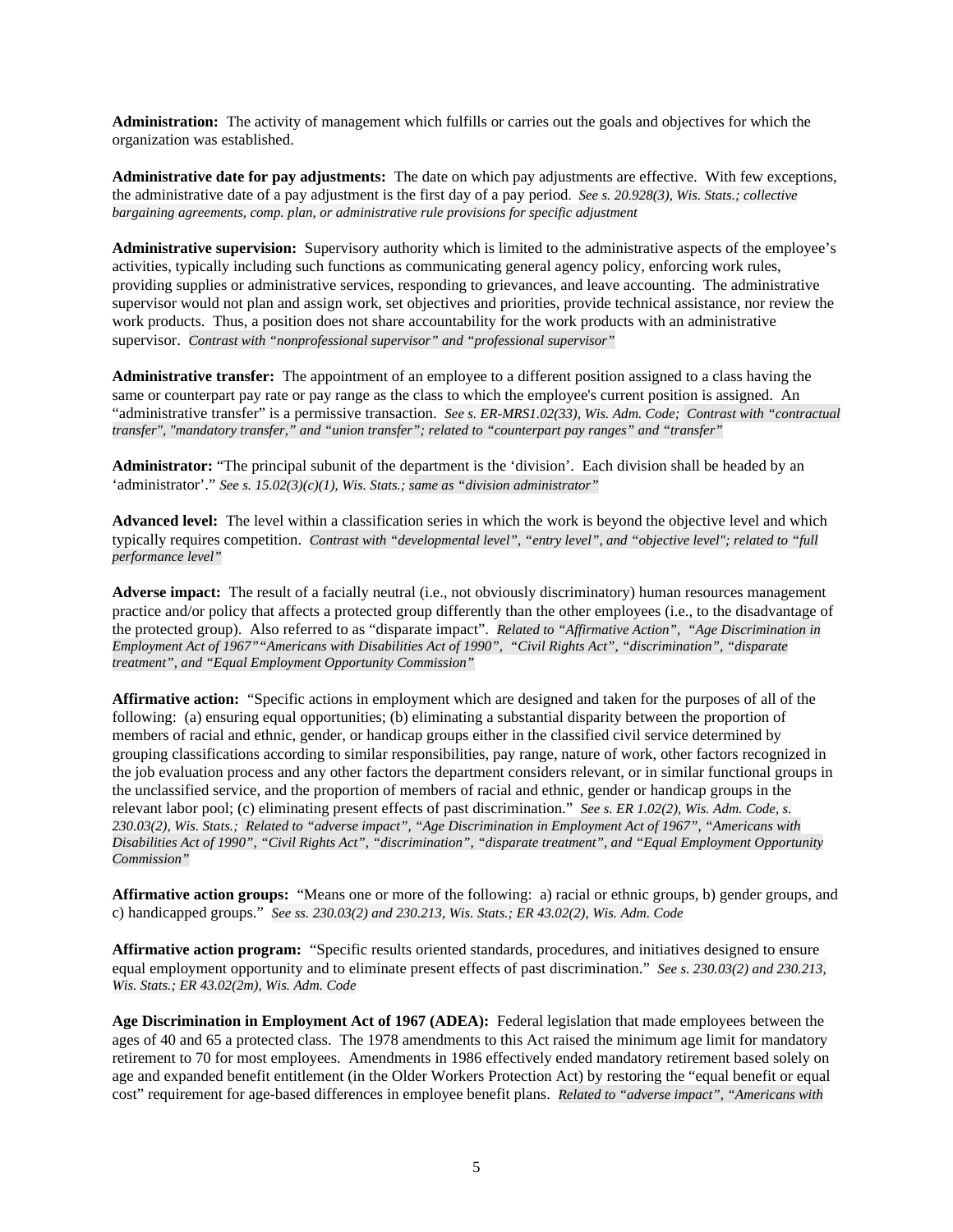**Administration:** The activity of management which fulfills or carries out the goals and objectives for which the organization was established.

**Administrative date for pay adjustments:** The date on which pay adjustments are effective. With few exceptions, the administrative date of a pay adjustment is the first day of a pay period. *See s. 20.928(3), Wis. Stats.; collective bargaining agreements, comp. plan, or administrative rule provisions for specific adjustment*

**Administrative supervision:** Supervisory authority which is limited to the administrative aspects of the employee's activities, typically including such functions as communicating general agency policy, enforcing work rules, providing supplies or administrative services, responding to grievances, and leave accounting. The administrative supervisor would not plan and assign work, set objectives and priorities, provide technical assistance, nor review the work products. Thus, a position does not share accountability for the work products with an administrative supervisor. *Contrast with "nonprofessional supervisor" and "professional supervisor"*

**Administrative transfer:** The appointment of an employee to a different position assigned to a class having the same or counterpart pay rate or pay range as the class to which the employee's current position is assigned. An "administrative transfer" is a permissive transaction. *See s. ER-MRS1.02(33), Wis. Adm. Code; Contrast with "contractual transfer", "mandatory transfer," and "union transfer"; related to "counterpart pay ranges" and "transfer"*

**Administrator:** "The principal subunit of the department is the 'division'. Each division shall be headed by an 'administrator'." *See s. 15.02(3)(c)(1), Wis. Stats.; same as "division administrator"*

**Advanced level:** The level within a classification series in which the work is beyond the objective level and which typically requires competition. *Contrast with "developmental level", "entry level", and "objective level"; related to "full performance level"*

**Adverse impact:** The result of a facially neutral (i.e., not obviously discriminatory) human resources management practice and/or policy that affects a protected group differently than the other employees (i.e., to the disadvantage of the protected group). Also referred to as "disparate impact". *Related to "Affirmative Action", "Age Discrimination in Employment Act of 1967" "Americans with Disabilities Act of 1990", "Civil Rights Act", "discrimination", "disparate treatment", and "Equal Employment Opportunity Commission"*

**Affirmative action:** "Specific actions in employment which are designed and taken for the purposes of all of the following: (a) ensuring equal opportunities; (b) eliminating a substantial disparity between the proportion of members of racial and ethnic, gender, or handicap groups either in the classified civil service determined by grouping classifications according to similar responsibilities, pay range, nature of work, other factors recognized in the job evaluation process and any other factors the department considers relevant, or in similar functional groups in the unclassified service, and the proportion of members of racial and ethnic, gender or handicap groups in the relevant labor pool; (c) eliminating present effects of past discrimination." *See s. ER 1.02(2), Wis. Adm. Code, s. 230.03(2), Wis. Stats.; Related to "adverse impact", "Age Discrimination in Employment Act of 1967", "Americans with Disabilities Act of 1990", "Civil Rights Act", "discrimination", "disparate treatment", and "Equal Employment Opportunity Commission"*

**Affirmative action groups:** "Means one or more of the following: a) racial or ethnic groups, b) gender groups, and c) handicapped groups." *See ss. 230.03(2) and 230.213, Wis. Stats.; ER 43.02(2), Wis. Adm. Code*

**Affirmative action program:** "Specific results oriented standards, procedures, and initiatives designed to ensure equal employment opportunity and to eliminate present effects of past discrimination." *See s. 230.03(2) and 230.213, Wis. Stats.; ER 43.02(2m), Wis. Adm. Code*

**Age Discrimination in Employment Act of 1967 (ADEA):** Federal legislation that made employees between the ages of 40 and 65 a protected class. The 1978 amendments to this Act raised the minimum age limit for mandatory retirement to 70 for most employees. Amendments in 1986 effectively ended mandatory retirement based solely on age and expanded benefit entitlement (in the Older Workers Protection Act) by restoring the "equal benefit or equal cost" requirement for age-based differences in employee benefit plans. *Related to "adverse impact", "Americans with*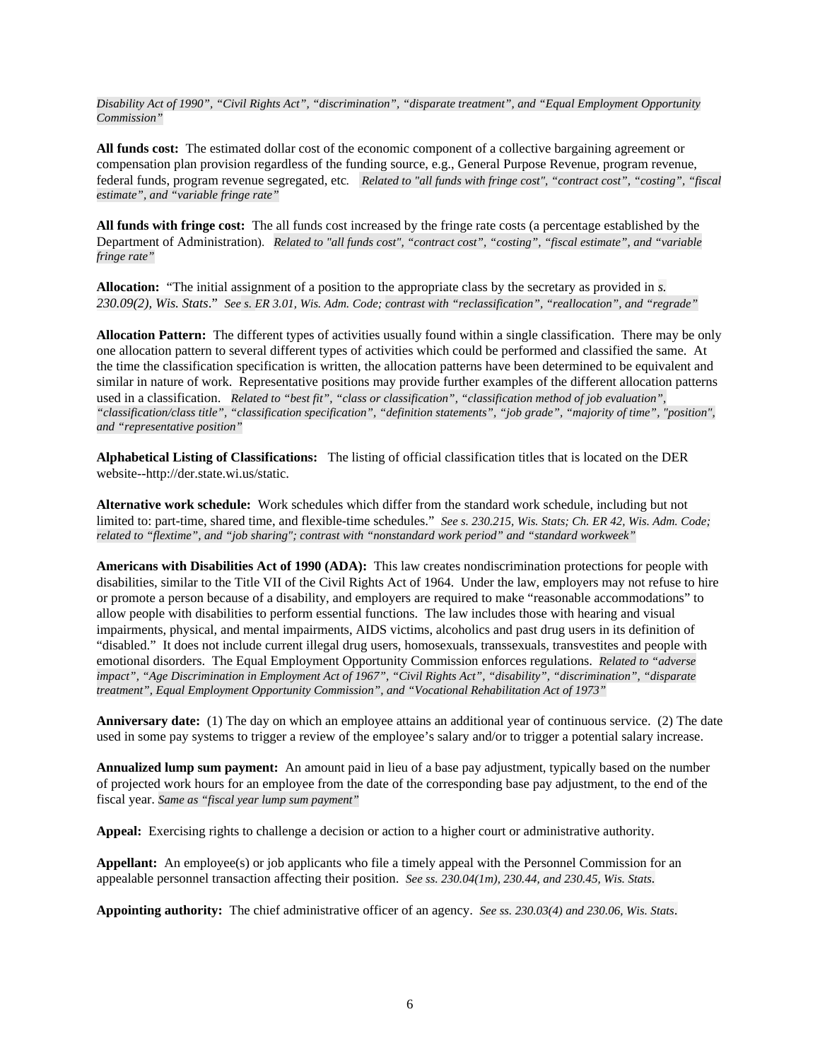*Disability Act of 1990", "Civil Rights Act", "discrimination", "disparate treatment", and "Equal Employment Opportunity Commission"*

**All funds cost:** The estimated dollar cost of the economic component of a collective bargaining agreement or compensation plan provision regardless of the funding source, e.g., General Purpose Revenue, program revenue, federal funds, program revenue segregated, etc. *Related to "all funds with fringe cost", "contract cost", "costing", "fiscal estimate", and "variable fringe rate"*

**All funds with fringe cost:** The all funds cost increased by the fringe rate costs (a percentage established by the Department of Administration). *Related to "all funds cost", "contract cost", "costing", "fiscal estimate", and "variable fringe rate"*

**Allocation:** "The initial assignment of a position to the appropriate class by the secretary as provided in *s. 230.09(2), Wis. Stats*." *See s. ER 3.01, Wis. Adm. Code; contrast with "reclassification", "reallocation", and "regrade"*

**Allocation Pattern:** The different types of activities usually found within a single classification. There may be only one allocation pattern to several different types of activities which could be performed and classified the same. At the time the classification specification is written, the allocation patterns have been determined to be equivalent and similar in nature of work. Representative positions may provide further examples of the different allocation patterns used in a classification. *Related to "best fit", "class or classification", "classification method of job evaluation", "classification/class title", "classification specification", "definition statements", "job grade", "majority of time", "position", and "representative position"*

**Alphabetical Listing of Classifications:** The listing of official classification titles that is located on the DER website--http://der.state.wi.us/static.

**Alternative work schedule:** Work schedules which differ from the standard work schedule, including but not limited to: part-time, shared time, and flexible-time schedules." *See s. 230.215, Wis. Stats; Ch. ER 42, Wis. Adm. Code; related to "flextime", and "job sharing"; contrast with "nonstandard work period" and "standard workweek"*

**Americans with Disabilities Act of 1990 (ADA):** This law creates nondiscrimination protections for people with disabilities, similar to the Title VII of the Civil Rights Act of 1964. Under the law, employers may not refuse to hire or promote a person because of a disability, and employers are required to make "reasonable accommodations" to allow people with disabilities to perform essential functions. The law includes those with hearing and visual impairments, physical, and mental impairments, AIDS victims, alcoholics and past drug users in its definition of "disabled." It does not include current illegal drug users, homosexuals, transsexuals, transvestites and people with emotional disorders. The Equal Employment Opportunity Commission enforces regulations. *Related to "adverse impact", "Age Discrimination in Employment Act of 1967", "Civil Rights Act", "disability", "discrimination", "disparate treatment", Equal Employment Opportunity Commission", and "Vocational Rehabilitation Act of 1973"*

**Anniversary date:** (1) The day on which an employee attains an additional year of continuous service. (2) The date used in some pay systems to trigger a review of the employee's salary and/or to trigger a potential salary increase.

**Annualized lump sum payment:** An amount paid in lieu of a base pay adjustment, typically based on the number of projected work hours for an employee from the date of the corresponding base pay adjustment, to the end of the fiscal year. *Same as "fiscal year lump sum payment"*

**Appeal:** Exercising rights to challenge a decision or action to a higher court or administrative authority.

**Appellant:** An employee(s) or job applicants who file a timely appeal with the Personnel Commission for an appealable personnel transaction affecting their position. *See ss. 230.04(1m), 230.44, and 230.45, Wis. Stats.*

**Appointing authority:** The chief administrative officer of an agency. *See ss. 230.03(4) and 230.06, Wis. Stats.*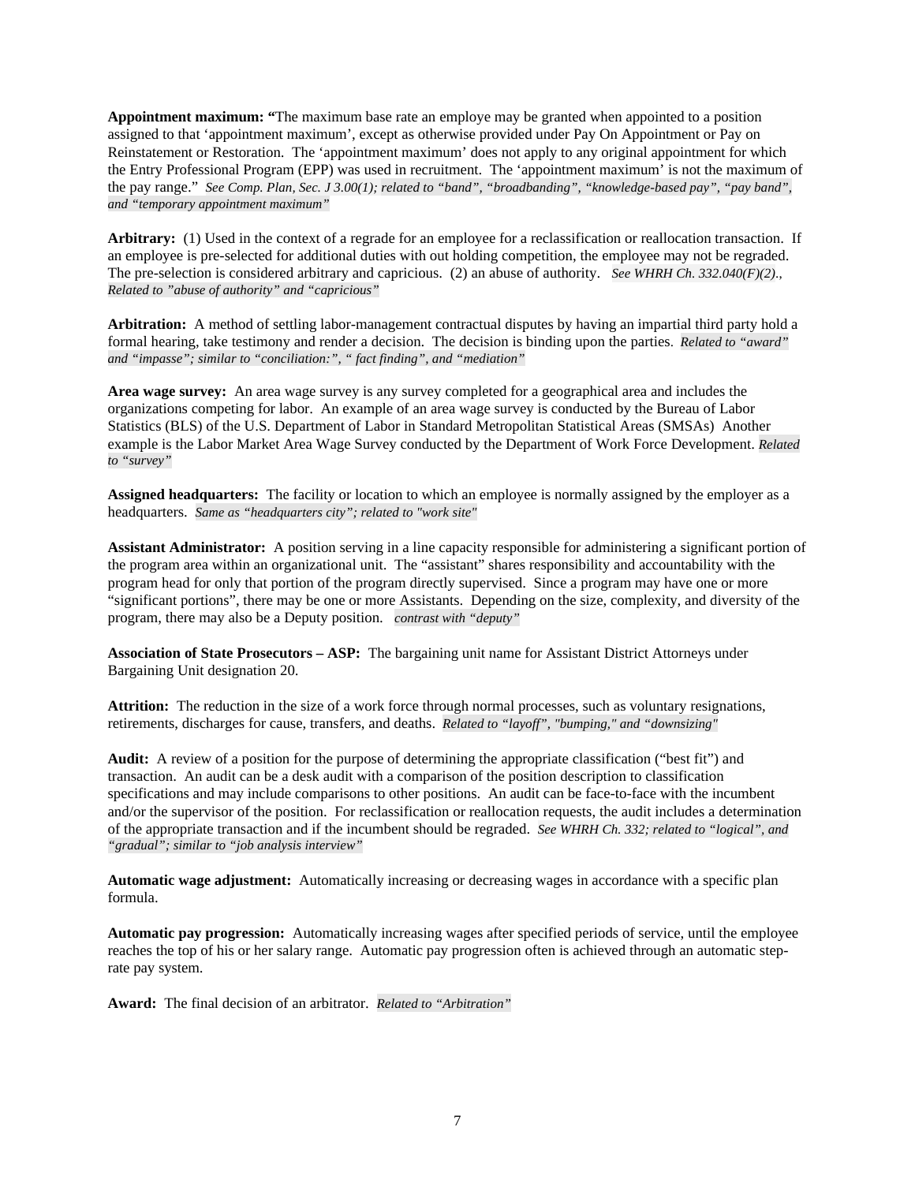**Appointment maximum: "**The maximum base rate an employe may be granted when appointed to a position assigned to that 'appointment maximum', except as otherwise provided under Pay On Appointment or Pay on Reinstatement or Restoration. The 'appointment maximum' does not apply to any original appointment for which the Entry Professional Program (EPP) was used in recruitment. The 'appointment maximum' is not the maximum of the pay range." *See Comp. Plan, Sec. J 3.00(1); related to "band", "broadbanding", "knowledge-based pay", "pay band", and "temporary appointment maximum"*

**Arbitrary:** (1) Used in the context of a regrade for an employee for a reclassification or reallocation transaction. If an employee is pre-selected for additional duties with out holding competition, the employee may not be regraded. The pre-selection is considered arbitrary and capricious. (2) an abuse of authority. *See WHRH Ch. 332.040(F)(2)., Related to "abuse of authority" and "capricious"*

**Arbitration:** A method of settling labor-management contractual disputes by having an impartial third party hold a formal hearing, take testimony and render a decision. The decision is binding upon the parties. *Related to "award" and "impasse"; similar to "conciliation:", " fact finding", and "mediation"*

**Area wage survey:** An area wage survey is any survey completed for a geographical area and includes the organizations competing for labor. An example of an area wage survey is conducted by the Bureau of Labor Statistics (BLS) of the U.S. Department of Labor in Standard Metropolitan Statistical Areas (SMSAs) Another example is the Labor Market Area Wage Survey conducted by the Department of Work Force Development. *Related to "survey"*

**Assigned headquarters:** The facility or location to which an employee is normally assigned by the employer as a headquarters. *Same as "headquarters city"; related to "work site"*

**Assistant Administrator:** A position serving in a line capacity responsible for administering a significant portion of the program area within an organizational unit. The "assistant" shares responsibility and accountability with the program head for only that portion of the program directly supervised. Since a program may have one or more "significant portions", there may be one or more Assistants. Depending on the size, complexity, and diversity of the program, there may also be a Deputy position. *contrast with "deputy"*

**Association of State Prosecutors – ASP:** The bargaining unit name for Assistant District Attorneys under Bargaining Unit designation 20.

**Attrition:** The reduction in the size of a work force through normal processes, such as voluntary resignations, retirements, discharges for cause, transfers, and deaths. *Related to "layoff", "bumping," and "downsizing"*

**Audit:** A review of a position for the purpose of determining the appropriate classification ("best fit") and transaction. An audit can be a desk audit with a comparison of the position description to classification specifications and may include comparisons to other positions. An audit can be face-to-face with the incumbent and/or the supervisor of the position. For reclassification or reallocation requests, the audit includes a determination of the appropriate transaction and if the incumbent should be regraded. *See WHRH Ch. 332; related to "logical", and "gradual"; similar to "job analysis interview"*

**Automatic wage adjustment:** Automatically increasing or decreasing wages in accordance with a specific plan formula.

**Automatic pay progression:** Automatically increasing wages after specified periods of service, until the employee reaches the top of his or her salary range. Automatic pay progression often is achieved through an automatic step-rate pay system.

**Award:** The final decision of an arbitrator. *Related to "Arbitration"*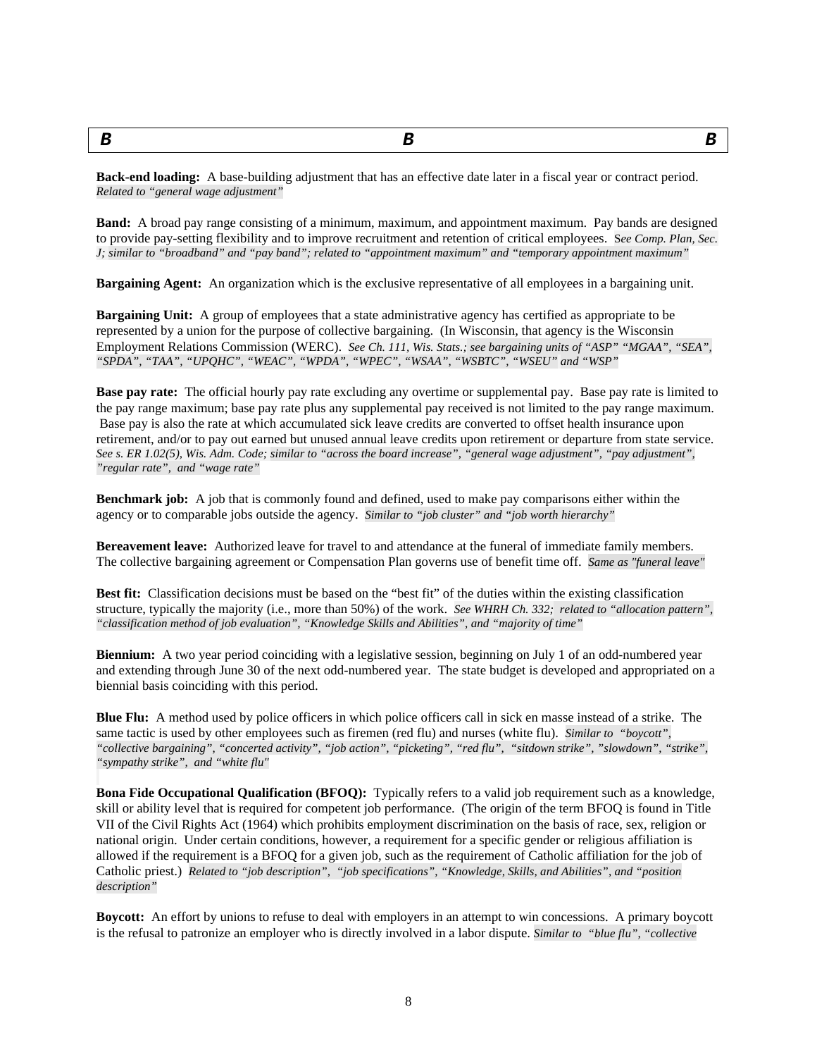## B

**Back-end loading:** A base-building adjustment that has an effective date later in a fiscal year or contract period. *Related to "general wage adjustment"*

**Band:** A broad pay range consisting of a minimum, maximum, and appointment maximum. Pay bands are designed to provide pay-setting flexibility and to improve recruitment and retention of critical employees. *See Comp. Plan, Sec. J; similar to "broadband" and "pay band"; related to "appointment maximum" and "temporary appointment maximum"*

**Bargaining Agent:** An organization which is the exclusive representative of all employees in a bargaining unit.

**Bargaining Unit:** A group of employees that a state administrative agency has certified as appropriate to be represented by a union for the purpose of collective bargaining. (In Wisconsin, that agency is the Wisconsin Employment Relations Commission (WERC). *See Ch. 111, Wis. Stats.; see bargaining units of "ASP" "MGAA", "SEA", "SPDA", "TAA", "UPQHC", "WEAC", "WPDA", "WPEC", "WSAA", "WSBTC", "WSEU" and "WSP"*

**Base pay rate:** The official hourly pay rate excluding any overtime or supplemental pay. Base pay rate is limited to the pay range maximum; base pay rate plus any supplemental pay received is not limited to the pay range maximum. Base pay is also the rate at which accumulated sick leave credits are converted to offset health insurance upon retirement, and/or to pay out earned but unused annual leave credits upon retirement or departure from state service. *See s. ER 1.02(5), Wis. Adm. Code; similar to "across the board increase", "general wage adjustment", "pay adjustment", "regular rate", and "wage rate"*

**Benchmark job:** A job that is commonly found and defined, used to make pay comparisons either within the agency or to comparable jobs outside the agency. *Similar to "job cluster" and "job worth hierarchy"*

**Bereavement leave:** Authorized leave for travel to and attendance at the funeral of immediate family members. The collective bargaining agreement or Compensation Plan governs use of benefit time off. *Same as "funeral leave"*

**Best fit:** Classification decisions must be based on the "best fit" of the duties within the existing classification structure, typically the majority (i.e., more than 50%) of the work. *See WHRH Ch. 332; related to "allocation pattern", "classification method of job evaluation", "Knowledge Skills and Abilities", and "majority of time"*

**Biennium:** A two year period coinciding with a legislative session, beginning on July 1 of an odd-numbered year and extending through June 30 of the next odd-numbered year. The state budget is developed and appropriated on a biennial basis coinciding with this period.

**Blue Flu:** A method used by police officers in which police officers call in sick en masse instead of a strike. The same tactic is used by other employees such as firemen (red flu) and nurses (white flu). *Similar to "boycott", "collective bargaining", "concerted activity", "job action", "picketing", "red flu", "sitdown strike", "slowdown", "strike", "sympathy strike", and "white flu"*

**Bona Fide Occupational Qualification (BFOQ):** Typically refers to a valid job requirement such as a knowledge, skill or ability level that is required for competent job performance. (The origin of the term BFOQ is found in Title VII of the Civil Rights Act (1964) which prohibits employment discrimination on the basis of race, sex, religion or national origin. Under certain conditions, however, a requirement for a specific gender or religious affiliation is allowed if the requirement is a BFOQ for a given job, such as the requirement of Catholic affiliation for the job of Catholic priest.) *Related to "job description", "job specifications", "Knowledge, Skills, and Abilities", and "position description"*

**Boycott:** An effort by unions to refuse to deal with employers in an attempt to win concessions. A primary boycott is the refusal to patronize an employer who is directly involved in a labor dispute. *Similar to "blue flu", "collective*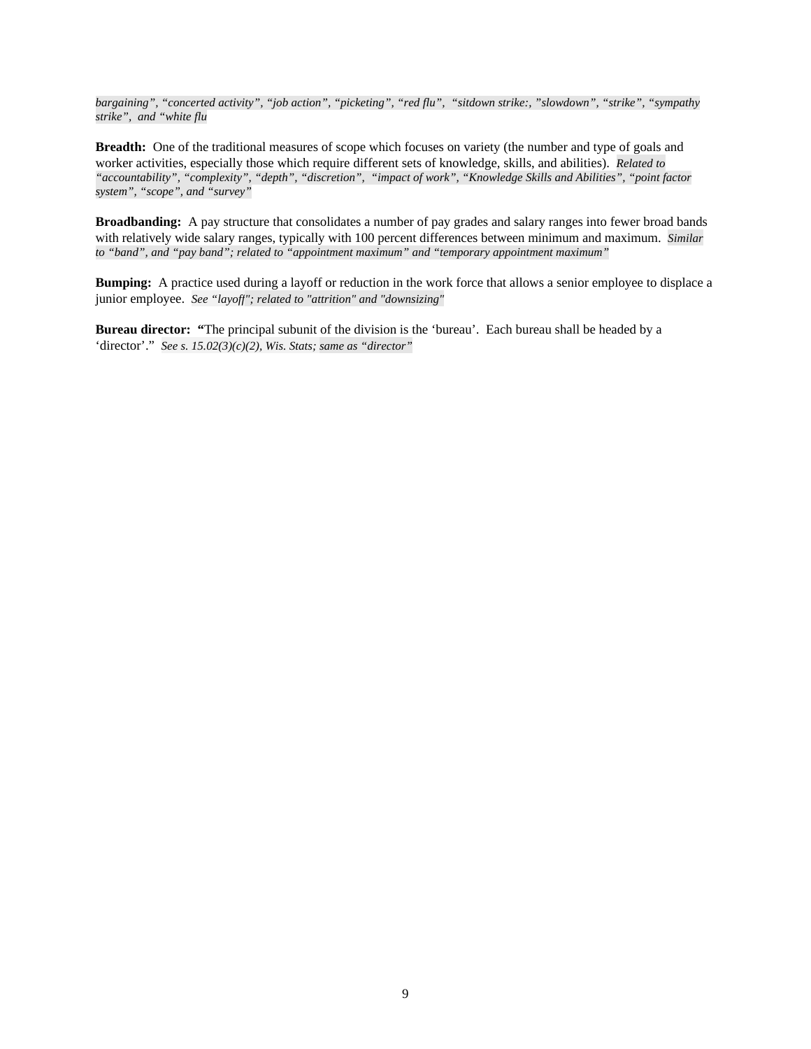*bargaining", "concerted activity", "job action", "picketing", "red flu", "sitdown strike:, "slowdown", "strike", "sympathy strike", and "white flu*

**Breadth:** One of the traditional measures of scope which focuses on variety (the number and type of goals and worker activities, especially those which require different sets of knowledge, skills, and abilities). *Related to "accountability", "complexity", "depth", "discretion", "impact of work", "Knowledge Skills and Abilities", "point factor system", "scope", and "survey"*

**Broadbanding:** A pay structure that consolidates a number of pay grades and salary ranges into fewer broad bands with relatively wide salary ranges, typically with 100 percent differences between minimum and maximum. *Similar to "band", and "pay band"; related to "appointment maximum" and "temporary appointment maximum"*

**Bumping:** A practice used during a layoff or reduction in the work force that allows a senior employee to displace a junior employee. *See "layoff"; related to "attrition" and "downsizing"*

**Bureau director:** "The principal subunit of the division is the 'bureau'. Each bureau shall be headed by a 'director'." *See s. 15.02(3)(c)(2), Wis. Stats; same as "director"*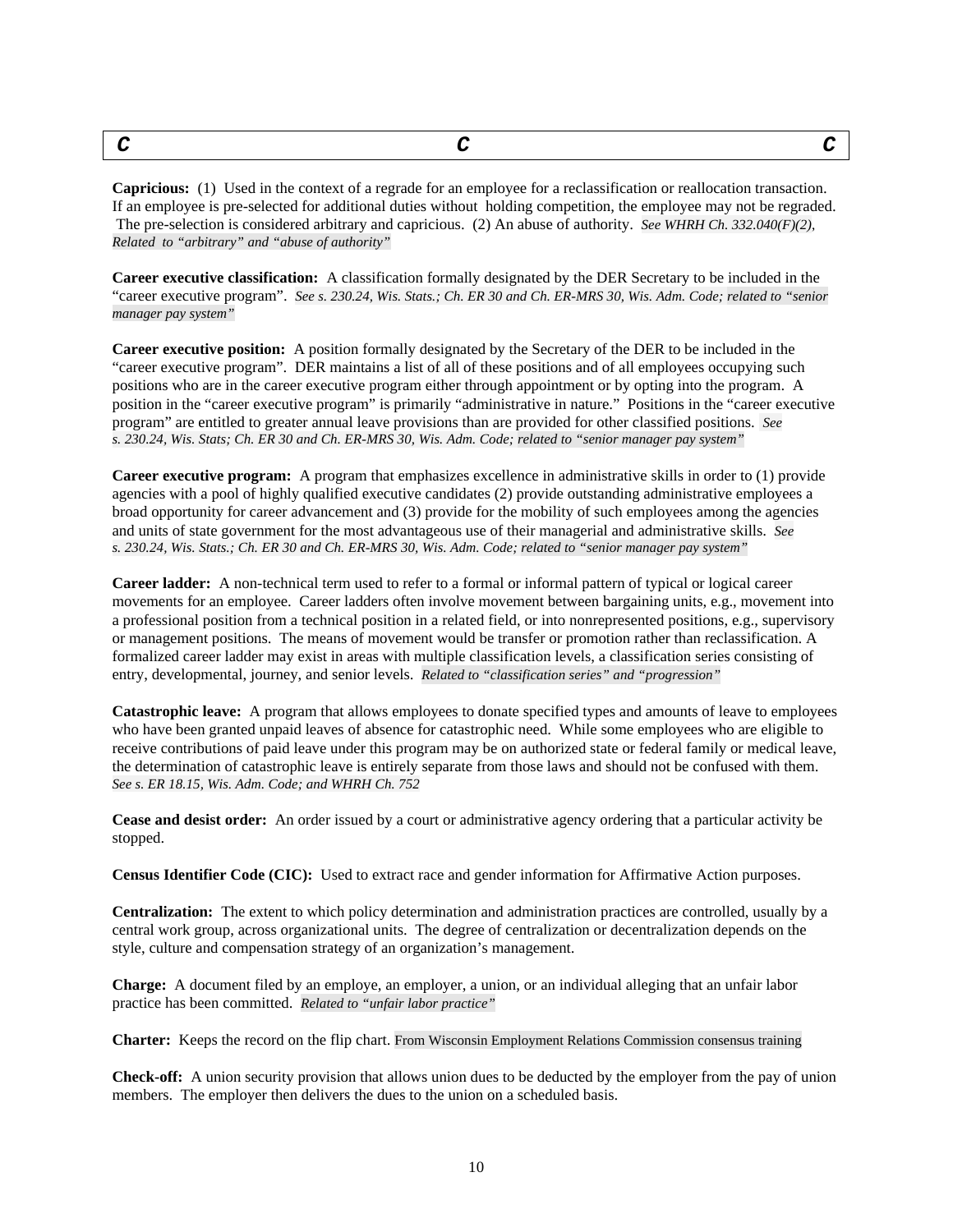| C | C | C |
|---|---|---|

**Capricious:** (1) Used in the context of a regrade for an employee for a reclassification or reallocation transaction. If an employee is pre-selected for additional duties without holding competition, the employee may not be regraded. The pre-selection is considered arbitrary and capricious. (2) An abuse of authority. *See WHRH Ch. 332.040(F)(2), Related to "arbitrary" and "abuse of authority"*

**Career executive classification:** A classification formally designated by the DER Secretary to be included in the "career executive program". *See s. 230.24, Wis. Stats.; Ch. ER 30 and Ch. ER-MRS 30, Wis. Adm. Code; related to "senior manager pay system"*

**Career executive position:** A position formally designated by the Secretary of the DER to be included in the "career executive program". DER maintains a list of all of these positions and of all employees occupying such positions who are in the career executive program either through appointment or by opting into the program. A position in the "career executive program" is primarily "administrative in nature." Positions in the "career executive program" are entitled to greater annual leave provisions than are provided for other classified positions. *See s. 230.24, Wis. Stats; Ch. ER 30 and Ch. ER-MRS 30, Wis. Adm. Code; related to "senior manager pay system"*

**Career executive program:** A program that emphasizes excellence in administrative skills in order to (1) provide agencies with a pool of highly qualified executive candidates (2) provide outstanding administrative employees a broad opportunity for career advancement and (3) provide for the mobility of such employees among the agencies and units of state government for the most advantageous use of their managerial and administrative skills. *See s. 230.24, Wis. Stats.; Ch. ER 30 and Ch. ER-MRS 30, Wis. Adm. Code; related to "senior manager pay system"*

**Career ladder:** A non-technical term used to refer to a formal or informal pattern of typical or logical career movements for an employee. Career ladders often involve movement between bargaining units, e.g., movement into a professional position from a technical position in a related field, or into nonrepresented positions, e.g., supervisory or management positions. The means of movement would be transfer or promotion rather than reclassification. A formalized career ladder may exist in areas with multiple classification levels, a classification series consisting of entry, developmental, journey, and senior levels. *Related to "classification series" and "progression"*

**Catastrophic leave:** A program that allows employees to donate specified types and amounts of leave to employees who have been granted unpaid leaves of absence for catastrophic need. While some employees who are eligible to receive contributions of paid leave under this program may be on authorized state or federal family or medical leave, the determination of catastrophic leave is entirely separate from those laws and should not be confused with them. *See s. ER 18.15, Wis. Adm. Code; and WHRH Ch. 752*

**Cease and desist order:** An order issued by a court or administrative agency ordering that a particular activity be stopped.

**Census Identifier Code (CIC):** Used to extract race and gender information for Affirmative Action purposes.

**Centralization:** The extent to which policy determination and administration practices are controlled, usually by a central work group, across organizational units. The degree of centralization or decentralization depends on the style, culture and compensation strategy of an organization's management.

**Charge:** A document filed by an employe, an employer, a union, or an individual alleging that an unfair labor practice has been committed. *Related to "unfair labor practice"*

**Charter:** Keeps the record on the flip chart. From Wisconsin Employment Relations Commission consensus training

**Check-off:** A union security provision that allows union dues to be deducted by the employer from the pay of union members. The employer then delivers the dues to the union on a scheduled basis.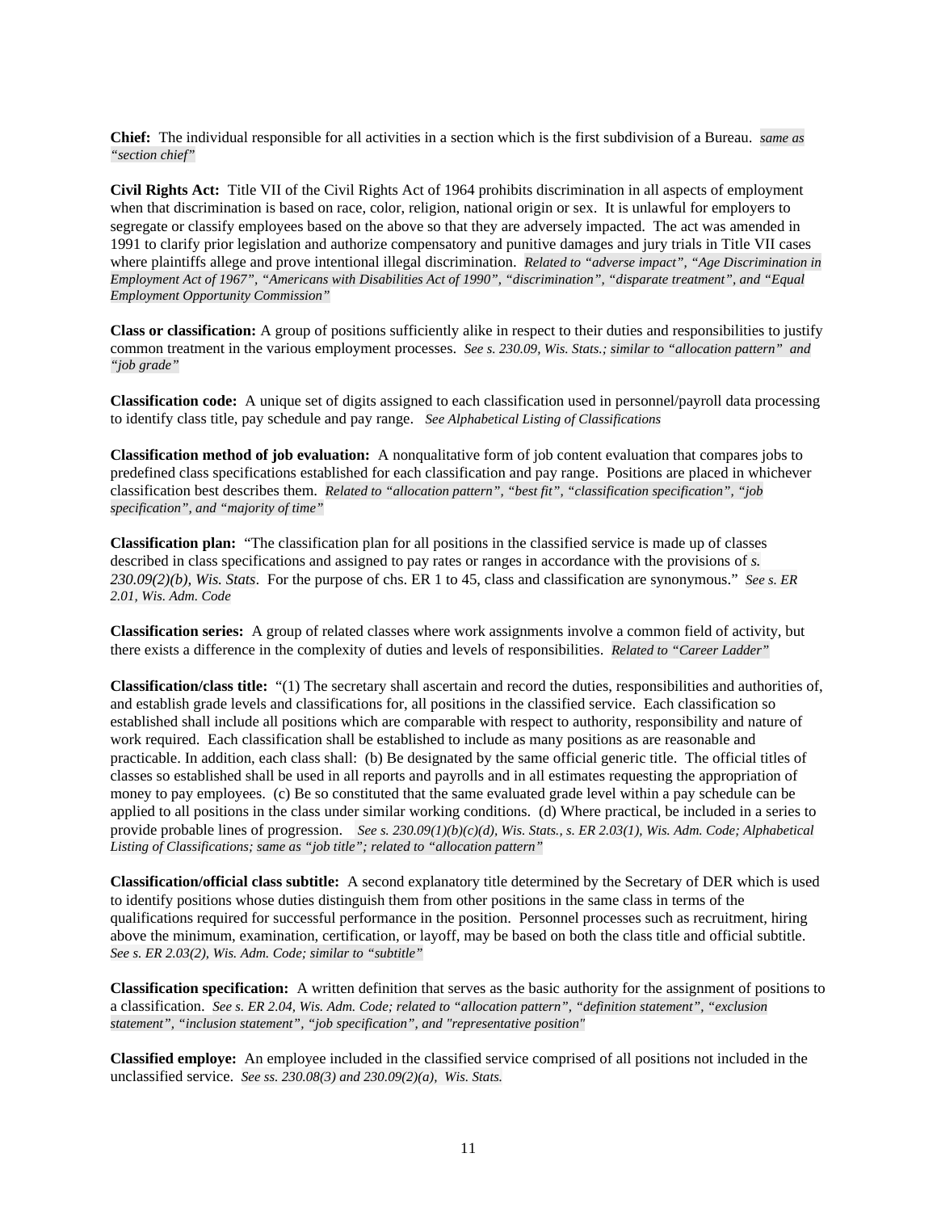**Chief:** The individual responsible for all activities in a section which is the first subdivision of a Bureau. *same as "section chief"*

**Civil Rights Act:** Title VII of the Civil Rights Act of 1964 prohibits discrimination in all aspects of employment when that discrimination is based on race, color, religion, national origin or sex. It is unlawful for employers to segregate or classify employees based on the above so that they are adversely impacted. The act was amended in 1991 to clarify prior legislation and authorize compensatory and punitive damages and jury trials in Title VII cases where plaintiffs allege and prove intentional illegal discrimination. *Related to "adverse impact", "Age Discrimination in Employment Act of 1967", "Americans with Disabilities Act of 1990", "discrimination", "disparate treatment", and "Equal Employment Opportunity Commission"*

**Class or classification:** A group of positions sufficiently alike in respect to their duties and responsibilities to justify common treatment in the various employment processes. *See s. 230.09, Wis. Stats.; similar to "allocation pattern" and "job grade"*

**Classification code:** A unique set of digits assigned to each classification used in personnel/payroll data processing to identify class title, pay schedule and pay range. *See Alphabetical Listing of Classifications*

**Classification method of job evaluation:** A nonqualitative form of job content evaluation that compares jobs to predefined class specifications established for each classification and pay range. Positions are placed in whichever classification best describes them. *Related to "allocation pattern", "best fit", "classification specification", "job specification", and "majority of time"*

**Classification plan:** "The classification plan for all positions in the classified service is made up of classes described in class specifications and assigned to pay rates or ranges in accordance with the provisions of *s. 230.09(2)(b), Wis. Stats*. For the purpose of chs. ER 1 to 45, class and classification are synonymous." *See s. ER 2.01, Wis. Adm. Code*

**Classification series:** A group of related classes where work assignments involve a common field of activity, but there exists a difference in the complexity of duties and levels of responsibilities. *Related to "Career Ladder"*

**Classification/class title:** "(1) The secretary shall ascertain and record the duties, responsibilities and authorities of, and establish grade levels and classifications for, all positions in the classified service. Each classification so established shall include all positions which are comparable with respect to authority, responsibility and nature of work required. Each classification shall be established to include as many positions as are reasonable and practicable. In addition, each class shall: (b) Be designated by the same official generic title. The official titles of classes so established shall be used in all reports and payrolls and in all estimates requesting the appropriation of money to pay employees. (c) Be so constituted that the same evaluated grade level within a pay schedule can be applied to all positions in the class under similar working conditions. (d) Where practical, be included in a series to provide probable lines of progression. *See s. 230.09(1)(b)(c)(d), Wis. Stats., s. ER 2.03(1), Wis. Adm. Code; Alphabetical Listing of Classifications; same as "job title"; related to "allocation pattern"*

**Classification/official class subtitle:** A second explanatory title determined by the Secretary of DER which is used to identify positions whose duties distinguish them from other positions in the same class in terms of the qualifications required for successful performance in the position. Personnel processes such as recruitment, hiring above the minimum, examination, certification, or layoff, may be based on both the class title and official subtitle. *See s. ER 2.03(2), Wis. Adm. Code; similar to "subtitle"*

**Classification specification:** A written definition that serves as the basic authority for the assignment of positions to a classification. *See s. ER 2.04, Wis. Adm. Code; related to "allocation pattern", "definition statement", "exclusion statement", "inclusion statement", "job specification", and "representative position"*

**Classified employe:** An employee included in the classified service comprised of all positions not included in the unclassified service. *See ss. 230.08(3) and 230.09(2)(a), Wis. Stats.*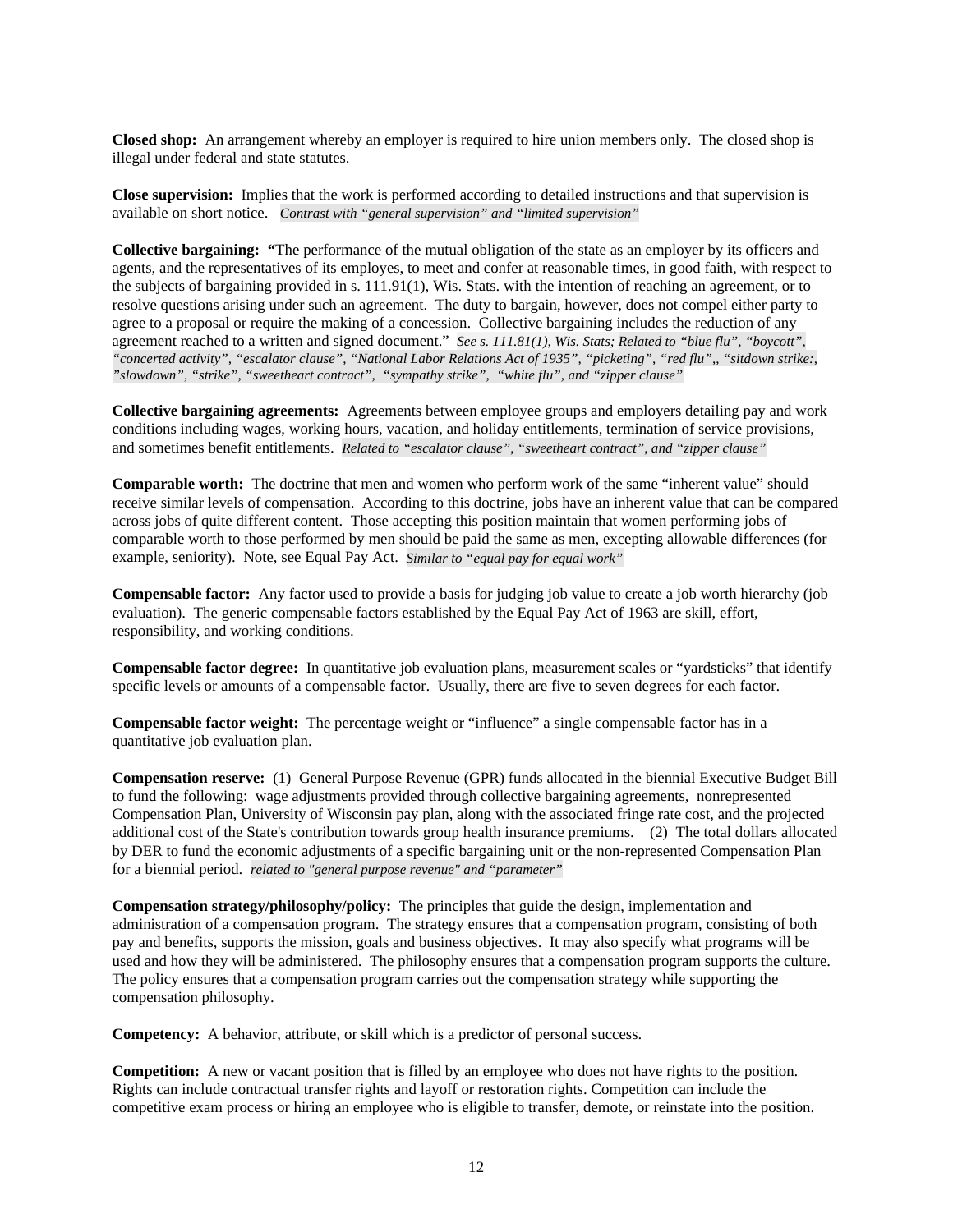**Closed shop:** An arrangement whereby an employer is required to hire union members only. The closed shop is illegal under federal and state statutes.

**Close supervision:** Implies that the work is performed according to detailed instructions and that supervision is available on short notice. *Contrast with "general supervision" and "limited supervision"*

**Collective bargaining:** **"**The performance of the mutual obligation of the state as an employer by its officers and agents, and the representatives of its employes, to meet and confer at reasonable times, in good faith, with respect to the subjects of bargaining provided in s. 111.91(1), Wis. Stats. with the intention of reaching an agreement, or to resolve questions arising under such an agreement. The duty to bargain, however, does not compel either party to agree to a proposal or require the making of a concession. Collective bargaining includes the reduction of any agreement reached to a written and signed document." *See s. 111.81(1), Wis. Stats; Related to "blue flu", "boycott", "concerted activity", "escalator clause", "National Labor Relations Act of 1935", "picketing", "red flu",, "sitdown strike:, "slowdown", "strike", "sweetheart contract", "sympathy strike", "white flu", and "zipper clause"*

**Collective bargaining agreements:** Agreements between employee groups and employers detailing pay and work conditions including wages, working hours, vacation, and holiday entitlements, termination of service provisions, and sometimes benefit entitlements. *Related to "escalator clause", "sweetheart contract", and "zipper clause"*

**Comparable worth:** The doctrine that men and women who perform work of the same "inherent value" should receive similar levels of compensation. According to this doctrine, jobs have an inherent value that can be compared across jobs of quite different content. Those accepting this position maintain that women performing jobs of comparable worth to those performed by men should be paid the same as men, excepting allowable differences (for example, seniority). Note, see Equal Pay Act. *Similar to "equal pay for equal work"*

**Compensable factor:** Any factor used to provide a basis for judging job value to create a job worth hierarchy (job evaluation). The generic compensable factors established by the Equal Pay Act of 1963 are skill, effort, responsibility, and working conditions.

**Compensable factor degree:** In quantitative job evaluation plans, measurement scales or "yardsticks" that identify specific levels or amounts of a compensable factor. Usually, there are five to seven degrees for each factor.

**Compensable factor weight:** The percentage weight or "influence" a single compensable factor has in a quantitative job evaluation plan.

**Compensation reserve:** (1) General Purpose Revenue (GPR) funds allocated in the biennial Executive Budget Bill to fund the following: wage adjustments provided through collective bargaining agreements, nonrepresented Compensation Plan, University of Wisconsin pay plan, along with the associated fringe rate cost, and the projected additional cost of the State's contribution towards group health insurance premiums. (2) The total dollars allocated by DER to fund the economic adjustments of a specific bargaining unit or the non-represented Compensation Plan for a biennial period. *related to "general purpose revenue" and "parameter"*

**Compensation strategy/philosophy/policy:** The principles that guide the design, implementation and administration of a compensation program. The strategy ensures that a compensation program, consisting of both pay and benefits, supports the mission, goals and business objectives. It may also specify what programs will be used and how they will be administered. The philosophy ensures that a compensation program supports the culture. The policy ensures that a compensation program carries out the compensation strategy while supporting the compensation philosophy.

**Competency:** A behavior, attribute, or skill which is a predictor of personal success.

**Competition:** A new or vacant position that is filled by an employee who does not have rights to the position. Rights can include contractual transfer rights and layoff or restoration rights. Competition can include the competitive exam process or hiring an employee who is eligible to transfer, demote, or reinstate into the position.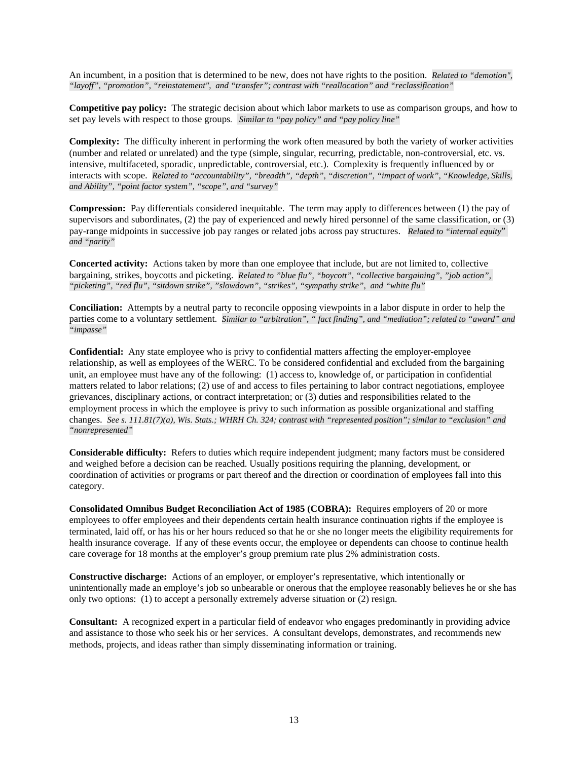An incumbent, in a position that is determined to be new, does not have rights to the position. *Related to "demotion", "layoff", "promotion", "reinstatement", and "transfer"; contrast with "reallocation" and "reclassification"*

**Competitive pay policy:** The strategic decision about which labor markets to use as comparison groups, and how to set pay levels with respect to those groups. *Similar to "pay policy" and "pay policy line"*

**Complexity:** The difficulty inherent in performing the work often measured by both the variety of worker activities (number and related or unrelated) and the type (simple, singular, recurring, predictable, non-controversial, etc. vs. intensive, multifaceted, sporadic, unpredictable, controversial, etc.). Complexity is frequently influenced by or interacts with scope. *Related to "accountability", "breadth", "depth", "discretion", "impact of work", "Knowledge, Skills, and Ability", "point factor system", "scope", and "survey"*

**Compression:** Pay differentials considered inequitable. The term may apply to differences between (1) the pay of supervisors and subordinates, (2) the pay of experienced and newly hired personnel of the same classification, or (3) pay-range midpoints in successive job pay ranges or related jobs across pay structures. *Related to "internal equity" and "parity"*

**Concerted activity:** Actions taken by more than one employee that include, but are not limited to, collective bargaining, strikes, boycotts and picketing. *Related to "blue flu", "boycott", "collective bargaining", "job action", "picketing", "red flu", "sitdown strike", "slowdown", "strikes", "sympathy strike", and "white flu"*

**Conciliation:** Attempts by a neutral party to reconcile opposing viewpoints in a labor dispute in order to help the parties come to a voluntary settlement. *Similar to "arbitration", " fact finding", and "mediation"; related to "award" and "impasse"*

**Confidential:** Any state employee who is privy to confidential matters affecting the employer-employee relationship, as well as employees of the WERC. To be considered confidential and excluded from the bargaining unit, an employee must have any of the following: (1) access to, knowledge of, or participation in confidential matters related to labor relations; (2) use of and access to files pertaining to labor contract negotiations, employee grievances, disciplinary actions, or contract interpretation; or (3) duties and responsibilities related to the employment process in which the employee is privy to such information as possible organizational and staffing changes. *See s. 111.81(7)(a), Wis. Stats.; WHRH Ch. 324; contrast with "represented position"; similar to "exclusion" and "nonrepresented"*

**Considerable difficulty:** Refers to duties which require independent judgment; many factors must be considered and weighed before a decision can be reached. Usually positions requiring the planning, development, or coordination of activities or programs or part thereof and the direction or coordination of employees fall into this category.

**Consolidated Omnibus Budget Reconciliation Act of 1985 (COBRA):** Requires employers of 20 or more employees to offer employees and their dependents certain health insurance continuation rights if the employee is terminated, laid off, or has his or her hours reduced so that he or she no longer meets the eligibility requirements for health insurance coverage. If any of these events occur, the employee or dependents can choose to continue health care coverage for 18 months at the employer's group premium rate plus 2% administration costs.

**Constructive discharge:** Actions of an employer, or employer's representative, which intentionally or unintentionally made an employe's job so unbearable or onerous that the employee reasonably believes he or she has only two options: (1) to accept a personally extremely adverse situation or (2) resign.

**Consultant:** A recognized expert in a particular field of endeavor who engages predominantly in providing advice and assistance to those who seek his or her services. A consultant develops, demonstrates, and recommends new methods, projects, and ideas rather than simply disseminating information or training.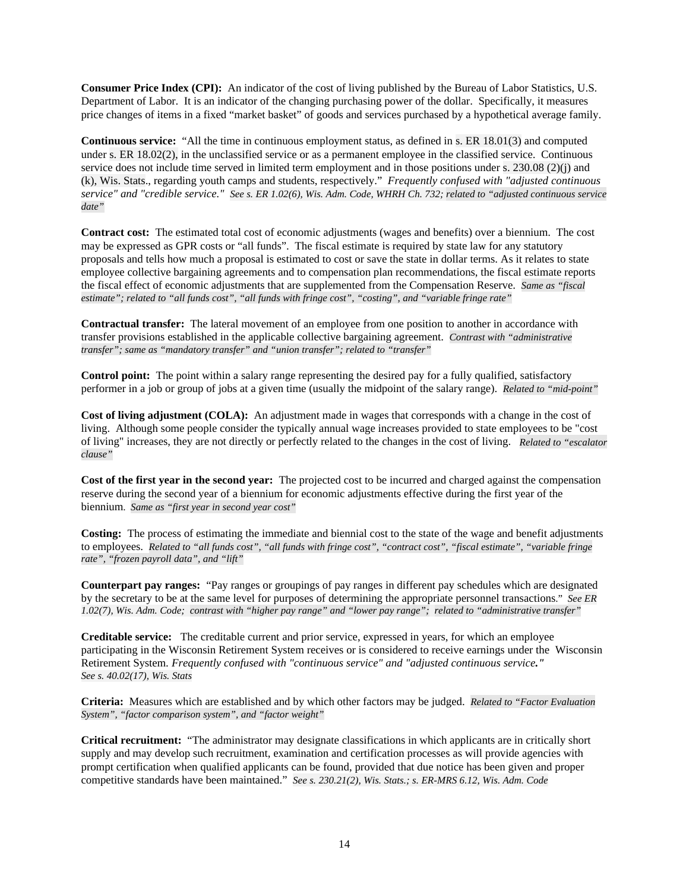**Consumer Price Index (CPI):** An indicator of the cost of living published by the Bureau of Labor Statistics, U.S. Department of Labor. It is an indicator of the changing purchasing power of the dollar. Specifically, it measures price changes of items in a fixed "market basket" of goods and services purchased by a hypothetical average family.

**Continuous service:** "All the time in continuous employment status, as defined in s. ER 18.01(3) and computed under s. ER 18.02(2), in the unclassified service or as a permanent employee in the classified service. Continuous service does not include time served in limited term employment and in those positions under s. 230.08 (2)(j) and (k), Wis. Stats., regarding youth camps and students, respectively." *Frequently confused with "adjusted continuous service" and "credible service." See s. ER 1.02(6), Wis. Adm. Code, WHRH Ch. 732; related to "adjusted continuous service date"*

**Contract cost:** The estimated total cost of economic adjustments (wages and benefits) over a biennium. The cost may be expressed as GPR costs or "all funds". The fiscal estimate is required by state law for any statutory proposals and tells how much a proposal is estimated to cost or save the state in dollar terms. As it relates to state employee collective bargaining agreements and to compensation plan recommendations, the fiscal estimate reports the fiscal effect of economic adjustments that are supplemented from the Compensation Reserve. *Same as "fiscal estimate"; related to "all funds cost", "all funds with fringe cost", "costing", and "variable fringe rate"*

**Contractual transfer:** The lateral movement of an employee from one position to another in accordance with transfer provisions established in the applicable collective bargaining agreement. *Contrast with "administrative transfer"; same as "mandatory transfer" and "union transfer"; related to "transfer"*

**Control point:** The point within a salary range representing the desired pay for a fully qualified, satisfactory performer in a job or group of jobs at a given time (usually the midpoint of the salary range). *Related to "mid-point"*

**Cost of living adjustment (COLA):** An adjustment made in wages that corresponds with a change in the cost of living. Although some people consider the typically annual wage increases provided to state employees to be "cost of living" increases, they are not directly or perfectly related to the changes in the cost of living. *Related to "escalator clause"*

**Cost of the first year in the second year:** The projected cost to be incurred and charged against the compensation reserve during the second year of a biennium for economic adjustments effective during the first year of the biennium. *Same as "first year in second year cost"*

**Costing:** The process of estimating the immediate and biennial cost to the state of the wage and benefit adjustments to employees. *Related to "all funds cost", "all funds with fringe cost", "contract cost", "fiscal estimate", "variable fringe rate", "frozen payroll data", and "lift"*

**Counterpart pay ranges:** "Pay ranges or groupings of pay ranges in different pay schedules which are designated by the secretary to be at the same level for purposes of determining the appropriate personnel transactions." *See ER 1.02(7), Wis. Adm. Code; contrast with "higher pay range" and "lower pay range"; related to "administrative transfer"*

**Creditable service:** The creditable current and prior service, expressed in years, for which an employee participating in the Wisconsin Retirement System receives or is considered to receive earnings under the Wisconsin Retirement System. *Frequently confused with "continuous service" and "adjusted continuous service." See s. 40.02(17), Wis. Stats*

**Criteria:** Measures which are established and by which other factors may be judged. *Related to "Factor Evaluation System", "factor comparison system", and "factor weight"*

**Critical recruitment:** "The administrator may designate classifications in which applicants are in critically short supply and may develop such recruitment, examination and certification processes as will provide agencies with prompt certification when qualified applicants can be found, provided that due notice has been given and proper competitive standards have been maintained." *See s. 230.21(2), Wis. Stats.; s. ER-MRS 6.12, Wis. Adm. Code*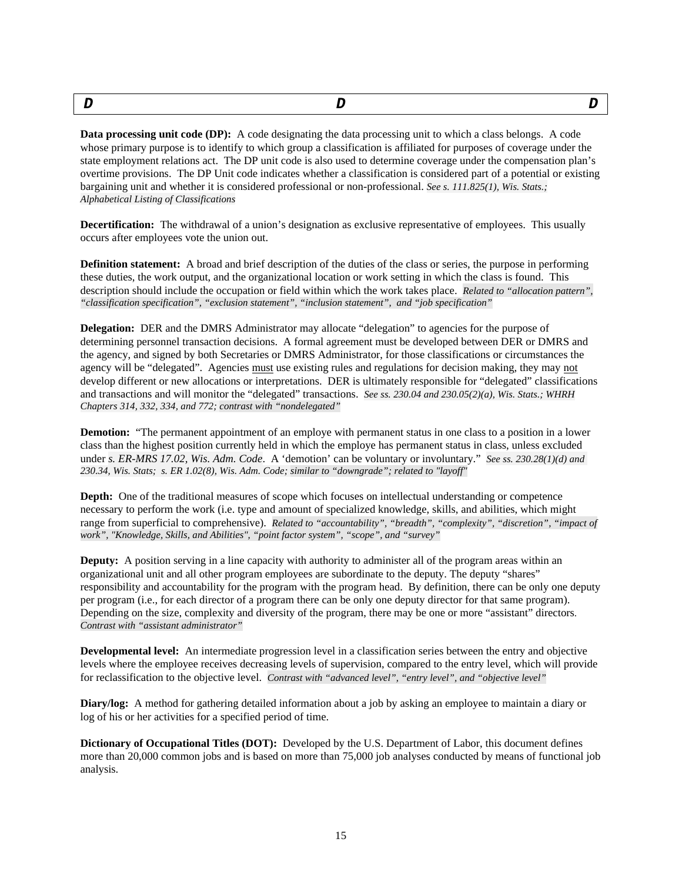**Data processing unit code (DP):** A code designating the data processing unit to which a class belongs. A code whose primary purpose is to identify to which group a classification is affiliated for purposes of coverage under the state employment relations act. The DP unit code is also used to determine coverage under the compensation plan's overtime provisions. The DP Unit code indicates whether a classification is considered part of a potential or existing bargaining unit and whether it is considered professional or non-professional. *See s. 111.825(1), Wis. Stats.; Alphabetical Listing of Classifications*

**Decertification:** The withdrawal of a union's designation as exclusive representative of employees. This usually occurs after employees vote the union out.

**Definition statement:** A broad and brief description of the duties of the class or series, the purpose in performing these duties, the work output, and the organizational location or work setting in which the class is found. This description should include the occupation or field within which the work takes place. *Related to "allocation pattern", "classification specification", "exclusion statement", "inclusion statement", and "job specification"*

**Delegation:** DER and the DMRS Administrator may allocate "delegation" to agencies for the purpose of determining personnel transaction decisions. A formal agreement must be developed between DER or DMRS and the agency, and signed by both Secretaries or DMRS Administrator, for those classifications or circumstances the agency will be "delegated". Agencies <u>must</u> use existing rules and regulations for decision making, they may <u>not</u> develop different or new allocations or interpretations. DER is ultimately responsible for "delegated" classifications and transactions and will monitor the "delegated" transactions. *See ss. 230.04 and 230.05(2)(a), Wis. Stats.; WHRH Chapters 314, 332, 334, and 772; contrast with "nondelegated"*

**Demotion:** "The permanent appointment of an employe with permanent status in one class to a position in a lower class than the highest position currently held in which the employe has permanent status in class, unless excluded under *s. ER-MRS 17.02, Wis. Adm. Code*. A 'demotion' can be voluntary or involuntary." *See ss. 230.28(1)(d) and 230.34, Wis. Stats; s. ER 1.02(8), Wis. Adm. Code; similar to "downgrade"; related to "layoff"*

**Depth:** One of the traditional measures of scope which focuses on intellectual understanding or competence necessary to perform the work (i.e. type and amount of specialized knowledge, skills, and abilities, which might range from superficial to comprehensive). *Related to "accountability", "breadth", "complexity", "discretion", "impact of work", "Knowledge, Skills, and Abilities", "point factor system", "scope", and "survey"*

**Deputy:** A position serving in a line capacity with authority to administer all of the program areas within an organizational unit and all other program employees are subordinate to the deputy. The deputy "shares" responsibility and accountability for the program with the program head. By definition, there can be only one deputy per program (i.e., for each director of a program there can be only one deputy director for that same program). Depending on the size, complexity and diversity of the program, there may be one or more "assistant" directors. *Contrast with "assistant administrator"*

**Developmental level:** An intermediate progression level in a classification series between the entry and objective levels where the employee receives decreasing levels of supervision, compared to the entry level, which will provide for reclassification to the objective level. *Contrast with "advanced level", "entry level", and "objective level"*

**Diary/log:** A method for gathering detailed information about a job by asking an employee to maintain a diary or log of his or her activities for a specified period of time.

**Dictionary of Occupational Titles (DOT):** Developed by the U.S. Department of Labor, this document defines more than 20,000 common jobs and is based on more than 75,000 job analyses conducted by means of functional job analysis.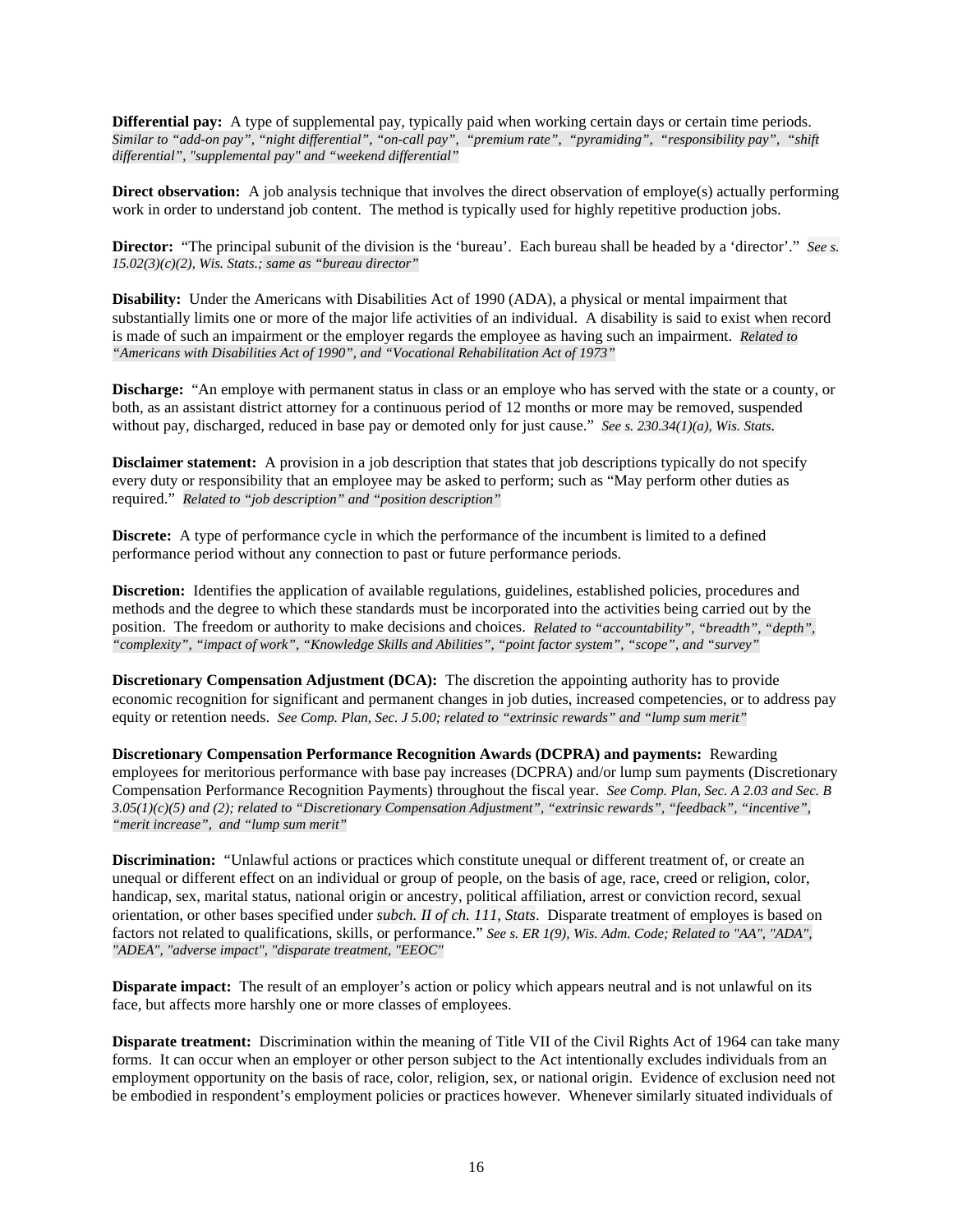**Differential pay:** A type of supplemental pay, typically paid when working certain days or certain time periods. *Similar to "add-on pay", "night differential", "on-call pay", "premium rate", "pyramiding", "responsibility pay", "shift differential", "supplemental pay" and "weekend differential"*

**Direct observation:** A job analysis technique that involves the direct observation of employe(s) actually performing work in order to understand job content. The method is typically used for highly repetitive production jobs.

**Director:** "The principal subunit of the division is the 'bureau'. Each bureau shall be headed by a 'director'." *See s. 15.02(3)(c)(2), Wis. Stats.; same as "bureau director"*

**Disability:** Under the Americans with Disabilities Act of 1990 (ADA), a physical or mental impairment that substantially limits one or more of the major life activities of an individual. A disability is said to exist when record is made of such an impairment or the employer regards the employee as having such an impairment. *Related to "Americans with Disabilities Act of 1990", and "Vocational Rehabilitation Act of 1973"*

**Discharge:** "An employe with permanent status in class or an employe who has served with the state or a county, or both, as an assistant district attorney for a continuous period of 12 months or more may be removed, suspended without pay, discharged, reduced in base pay or demoted only for just cause." *See s. 230.34(1)(a), Wis. Stats.*

**Disclaimer statement:** A provision in a job description that states that job descriptions typically do not specify every duty or responsibility that an employee may be asked to perform; such as "May perform other duties as required." *Related to "job description" and "position description"*

**Discrete:** A type of performance cycle in which the performance of the incumbent is limited to a defined performance period without any connection to past or future performance periods.

**Discretion:** Identifies the application of available regulations, guidelines, established policies, procedures and methods and the degree to which these standards must be incorporated into the activities being carried out by the position. The freedom or authority to make decisions and choices. *Related to "accountability", "breadth", "depth", "complexity", "impact of work", "Knowledge Skills and Abilities", "point factor system", "scope", and "survey"*

**Discretionary Compensation Adjustment (DCA):** The discretion the appointing authority has to provide economic recognition for significant and permanent changes in job duties, increased competencies, or to address pay equity or retention needs. *See Comp. Plan, Sec. J 5.00; related to "extrinsic rewards" and "lump sum merit"*

**Discretionary Compensation Performance Recognition Awards (DCPRA) and payments:** Rewarding employees for meritorious performance with base pay increases (DCPRA) and/or lump sum payments (Discretionary Compensation Performance Recognition Payments) throughout the fiscal year. *See Comp. Plan, Sec. A 2.03 and Sec. B 3.05(1)(c)(5) and (2); related to "Discretionary Compensation Adjustment", "extrinsic rewards", "feedback", "incentive", "merit increase", and "lump sum merit"*

**Discrimination:** "Unlawful actions or practices which constitute unequal or different treatment of, or create an unequal or different effect on an individual or group of people, on the basis of age, race, creed or religion, color, handicap, sex, marital status, national origin or ancestry, political affiliation, arrest or conviction record, sexual orientation, or other bases specified under *subch. II of ch. 111, Stats*. Disparate treatment of employes is based on factors not related to qualifications, skills, or performance." *See s. ER 1(9), Wis. Adm. Code; Related to "AA", "ADA", "ADEA", "adverse impact", "disparate treatment, "EEOC"*

**Disparate impact:** The result of an employer's action or policy which appears neutral and is not unlawful on its face, but affects more harshly one or more classes of employees.

**Disparate treatment:** Discrimination within the meaning of Title VII of the Civil Rights Act of 1964 can take many forms. It can occur when an employer or other person subject to the Act intentionally excludes individuals from an employment opportunity on the basis of race, color, religion, sex, or national origin. Evidence of exclusion need not be embodied in respondent's employment policies or practices however. Whenever similarly situated individuals of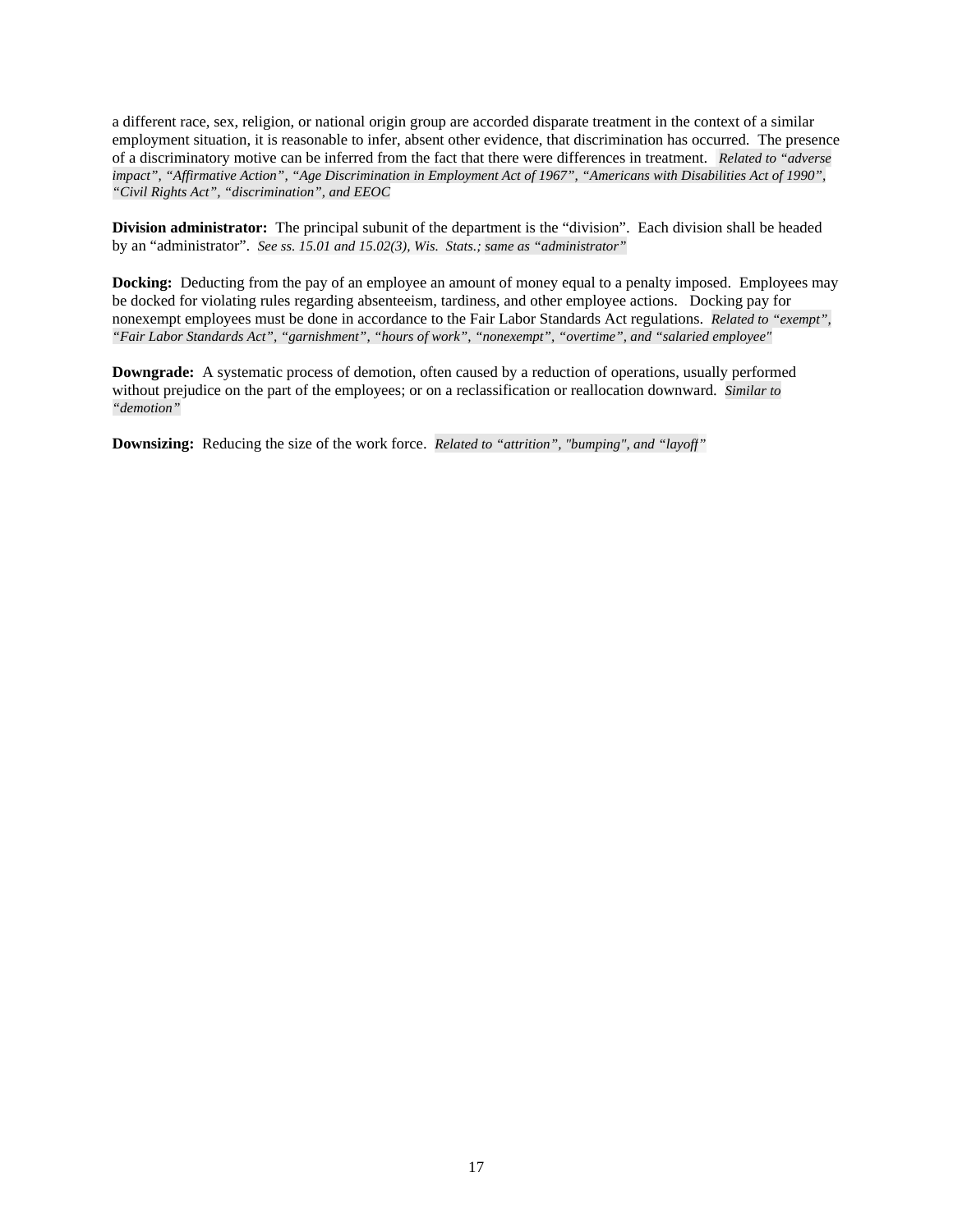a different race, sex, religion, or national origin group are accorded disparate treatment in the context of a similar employment situation, it is reasonable to infer, absent other evidence, that discrimination has occurred. The presence of a discriminatory motive can be inferred from the fact that there were differences in treatment. *Related to "adverse impact", "Affirmative Action", "Age Discrimination in Employment Act of 1967", "Americans with Disabilities Act of 1990", "Civil Rights Act", "discrimination", and EEOC*

**Division administrator:** The principal subunit of the department is the "division". Each division shall be headed by an "administrator". *See ss. 15.01 and 15.02(3), Wis. Stats.; same as "administrator"*

**Docking:** Deducting from the pay of an employee an amount of money equal to a penalty imposed. Employees may be docked for violating rules regarding absenteeism, tardiness, and other employee actions. Docking pay for nonexempt employees must be done in accordance to the Fair Labor Standards Act regulations. *Related to "exempt", "Fair Labor Standards Act", "garnishment", "hours of work", "nonexempt", "overtime", and "salaried employee"*

**Downgrade:** A systematic process of demotion, often caused by a reduction of operations, usually performed without prejudice on the part of the employees; or on a reclassification or reallocation downward. *Similar to "demotion"*

**Downsizing:** Reducing the size of the work force. *Related to "attrition", "bumping", and "layoff"*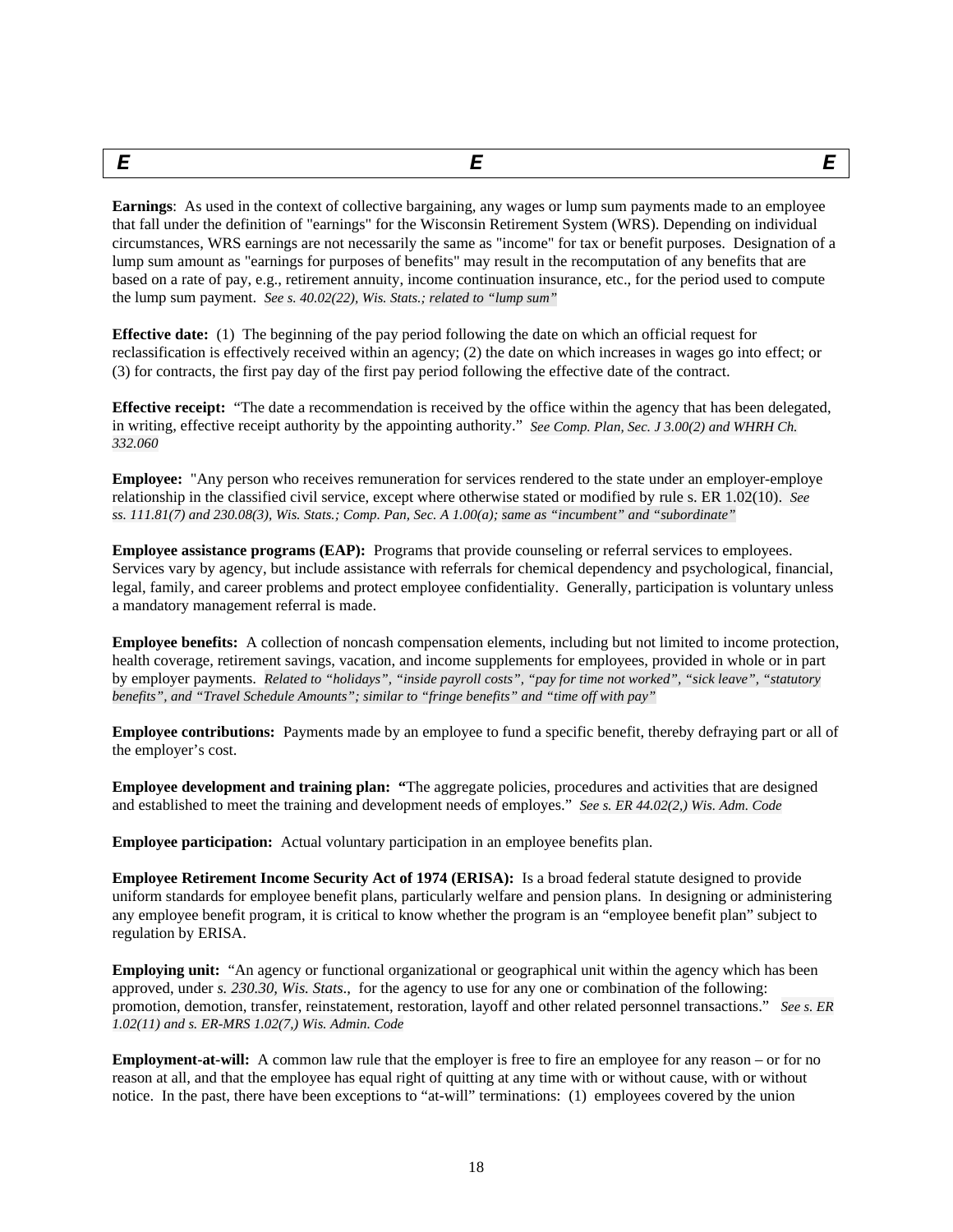## E

**Earnings**: As used in the context of collective bargaining, any wages or lump sum payments made to an employee that fall under the definition of "earnings" for the Wisconsin Retirement System (WRS). Depending on individual circumstances, WRS earnings are not necessarily the same as "income" for tax or benefit purposes. Designation of a lump sum amount as "earnings for purposes of benefits" may result in the recomputation of any benefits that are based on a rate of pay, e.g., retirement annuity, income continuation insurance, etc., for the period used to compute the lump sum payment. *See s. 40.02(22), Wis. Stats.; related to "lump sum"*

**Effective date:** (1) The beginning of the pay period following the date on which an official request for reclassification is effectively received within an agency; (2) the date on which increases in wages go into effect; or (3) for contracts, the first pay day of the first pay period following the effective date of the contract.

**Effective receipt:** "The date a recommendation is received by the office within the agency that has been delegated, in writing, effective receipt authority by the appointing authority." *See Comp. Plan, Sec. J 3.00(2) and WHRH Ch. 332.060*

**Employee:** "Any person who receives remuneration for services rendered to the state under an employer-employe relationship in the classified civil service, except where otherwise stated or modified by rule s. ER 1.02(10). *See ss. 111.81(7) and 230.08(3), Wis. Stats.; Comp. Pan, Sec. A 1.00(a); same as "incumbent" and "subordinate"*

**Employee assistance programs (EAP):** Programs that provide counseling or referral services to employees. Services vary by agency, but include assistance with referrals for chemical dependency and psychological, financial, legal, family, and career problems and protect employee confidentiality. Generally, participation is voluntary unless a mandatory management referral is made.

**Employee benefits:** A collection of noncash compensation elements, including but not limited to income protection, health coverage, retirement savings, vacation, and income supplements for employees, provided in whole or in part by employer payments. *Related to "holidays", "inside payroll costs", "pay for time not worked", "sick leave", "statutory benefits", and "Travel Schedule Amounts"; similar to "fringe benefits" and "time off with pay"*

**Employee contributions:** Payments made by an employee to fund a specific benefit, thereby defraying part or all of the employer's cost.

**Employee development and training plan: "**The aggregate policies, procedures and activities that are designed and established to meet the training and development needs of employes." *See s. ER 44.02(2,) Wis. Adm. Code*

**Employee participation:** Actual voluntary participation in an employee benefits plan.

**Employee Retirement Income Security Act of 1974 (ERISA):** Is a broad federal statute designed to provide uniform standards for employee benefit plans, particularly welfare and pension plans. In designing or administering any employee benefit program, it is critical to know whether the program is an "employee benefit plan" subject to regulation by ERISA.

**Employing unit:** "An agency or functional organizational or geographical unit within the agency which has been approved, under *s. 230.30, Wis. Stats*., for the agency to use for any one or combination of the following: promotion, demotion, transfer, reinstatement, restoration, layoff and other related personnel transactions." *See s. ER 1.02(11) and s. ER-MRS 1.02(7,) Wis. Admin. Code*

**Employment-at-will:** A common law rule that the employer is free to fire an employee for any reason – or for no reason at all, and that the employee has equal right of quitting at any time with or without cause, with or without notice. In the past, there have been exceptions to "at-will" terminations: (1) employees covered by the union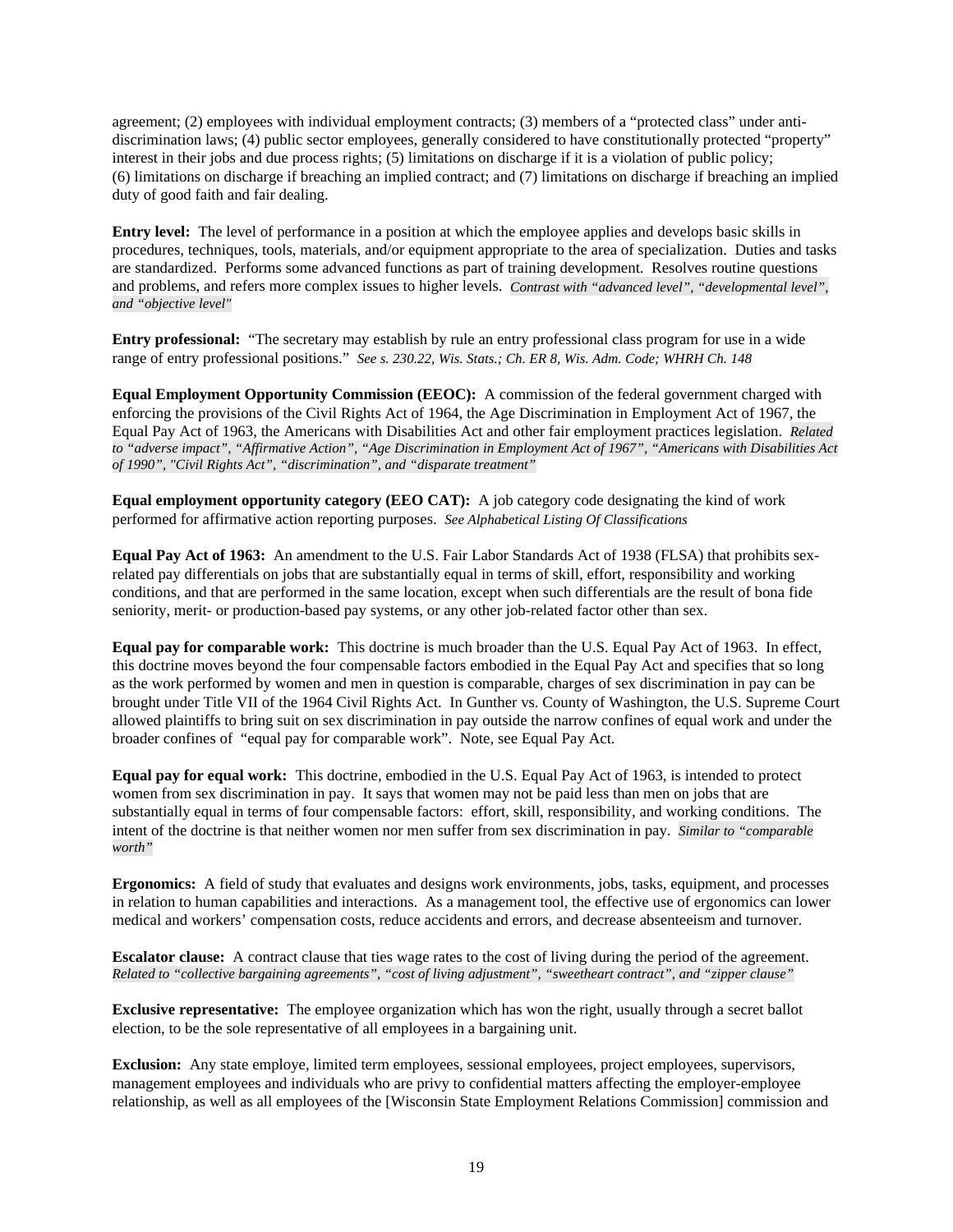agreement; (2) employees with individual employment contracts; (3) members of a "protected class" under anti-discrimination laws; (4) public sector employees, generally considered to have constitutionally protected "property" interest in their jobs and due process rights; (5) limitations on discharge if it is a violation of public policy; (6) limitations on discharge if breaching an implied contract; and (7) limitations on discharge if breaching an implied duty of good faith and fair dealing.

**Entry level:** The level of performance in a position at which the employee applies and develops basic skills in procedures, techniques, tools, materials, and/or equipment appropriate to the area of specialization. Duties and tasks are standardized. Performs some advanced functions as part of training development. Resolves routine questions and problems, and refers more complex issues to higher levels. *Contrast with "advanced level", "developmental level", and "objective level"*

**Entry professional:** "The secretary may establish by rule an entry professional class program for use in a wide range of entry professional positions." *See s. 230.22, Wis. Stats.; Ch. ER 8, Wis. Adm. Code; WHRH Ch. 148*

**Equal Employment Opportunity Commission (EEOC):** A commission of the federal government charged with enforcing the provisions of the Civil Rights Act of 1964, the Age Discrimination in Employment Act of 1967, the Equal Pay Act of 1963, the Americans with Disabilities Act and other fair employment practices legislation. *Related to "adverse impact", "Affirmative Action", "Age Discrimination in Employment Act of 1967", "Americans with Disabilities Act of 1990", "Civil Rights Act", "discrimination", and "disparate treatment"*

**Equal employment opportunity category (EEO CAT):** A job category code designating the kind of work performed for affirmative action reporting purposes. *See Alphabetical Listing Of Classifications*

**Equal Pay Act of 1963:** An amendment to the U.S. Fair Labor Standards Act of 1938 (FLSA) that prohibits sex-related pay differentials on jobs that are substantially equal in terms of skill, effort, responsibility and working conditions, and that are performed in the same location, except when such differentials are the result of bona fide seniority, merit- or production-based pay systems, or any other job-related factor other than sex.

**Equal pay for comparable work:** This doctrine is much broader than the U.S. Equal Pay Act of 1963. In effect, this doctrine moves beyond the four compensable factors embodied in the Equal Pay Act and specifies that so long as the work performed by women and men in question is comparable, charges of sex discrimination in pay can be brought under Title VII of the 1964 Civil Rights Act. In Gunther vs. County of Washington, the U.S. Supreme Court allowed plaintiffs to bring suit on sex discrimination in pay outside the narrow confines of equal work and under the broader confines of "equal pay for comparable work". Note, see Equal Pay Act.

**Equal pay for equal work:** This doctrine, embodied in the U.S. Equal Pay Act of 1963, is intended to protect women from sex discrimination in pay. It says that women may not be paid less than men on jobs that are substantially equal in terms of four compensable factors: effort, skill, responsibility, and working conditions. The intent of the doctrine is that neither women nor men suffer from sex discrimination in pay. *Similar to "comparable worth"*

**Ergonomics:** A field of study that evaluates and designs work environments, jobs, tasks, equipment, and processes in relation to human capabilities and interactions. As a management tool, the effective use of ergonomics can lower medical and workers' compensation costs, reduce accidents and errors, and decrease absenteeism and turnover.

**Escalator clause:** A contract clause that ties wage rates to the cost of living during the period of the agreement. *Related to "collective bargaining agreements", "cost of living adjustment", "sweetheart contract", and "zipper clause"*

**Exclusive representative:** The employee organization which has won the right, usually through a secret ballot election, to be the sole representative of all employees in a bargaining unit.

**Exclusion:** Any state employe, limited term employees, sessional employees, project employees, supervisors, management employees and individuals who are privy to confidential matters affecting the employer-employee relationship, as well as all employees of the [Wisconsin State Employment Relations Commission] commission and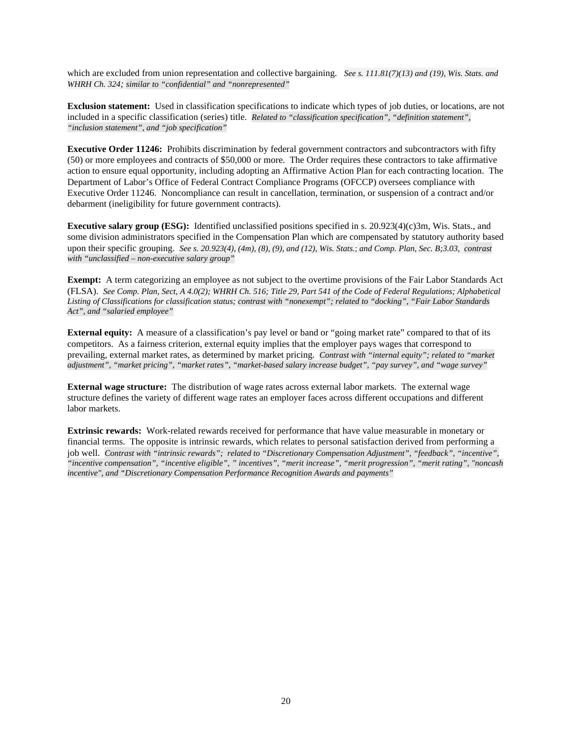which are excluded from union representation and collective bargaining. *See s. 111.81(7)(13) and (19), Wis. Stats. and WHRH Ch. 324; similar to "confidential" and "nonrepresented"*

**Exclusion statement:** Used in classification specifications to indicate which types of job duties, or locations, are not included in a specific classification (series) title. *Related to "classification specification", "definition statement", "inclusion statement", and "job specification"*

**Executive Order 11246:** Prohibits discrimination by federal government contractors and subcontractors with fifty (50) or more employees and contracts of $50,000 or more. The Order requires these contractors to take affirmative action to ensure equal opportunity, including adopting an Affirmative Action Plan for each contracting location. The Department of Labor's Office of Federal Contract Compliance Programs (OFCCP) oversees compliance with Executive Order 11246. Noncompliance can result in cancellation, termination, or suspension of a contract and/or debarment (ineligibility for future government contracts).

**Executive salary group (ESG):** Identified unclassified positions specified in s. 20.923(4)(c)3m, Wis. Stats., and some division administrators specified in the Compensation Plan which are compensated by statutory authority based upon their specific grouping. *See s. 20.923(4), (4m), (8), (9), and (12), Wis. Stats.; and Comp. Plan, Sec. B;3.03, contrast with "unclassified – non-executive salary group"*

**Exempt:** A term categorizing an employee as not subject to the overtime provisions of the Fair Labor Standards Act (FLSA). *See Comp. Plan, Sect, A 4.0(2); WHRH Ch. 516; Title 29, Part 541 of the Code of Federal Regulations; Alphabetical Listing of Classifications for classification status; contrast with "nonexempt"; related to "docking", "Fair Labor Standards Act", and "salaried employee"*

**External equity:** A measure of a classification's pay level or band or "going market rate" compared to that of its competitors. As a fairness criterion, external equity implies that the employer pays wages that correspond to prevailing, external market rates, as determined by market pricing. *Contrast with "internal equity"; related to "market adjustment", "market pricing", "market rates", "market-based salary increase budget", "pay survey", and "wage survey"*

**External wage structure:** The distribution of wage rates across external labor markets. The external wage structure defines the variety of different wage rates an employer faces across different occupations and different labor markets.

**Extrinsic rewards:** Work-related rewards received for performance that have value measurable in monetary or financial terms. The opposite is intrinsic rewards, which relates to personal satisfaction derived from performing a job well. *Contrast with "intrinsic rewards"; related to "Discretionary Compensation Adjustment", "feedback", "incentive", "incentive compensation", "incentive eligible", " incentives", "merit increase", "merit progression", "merit rating", "noncash incentive", and "Discretionary Compensation Performance Recognition Awards and payments"*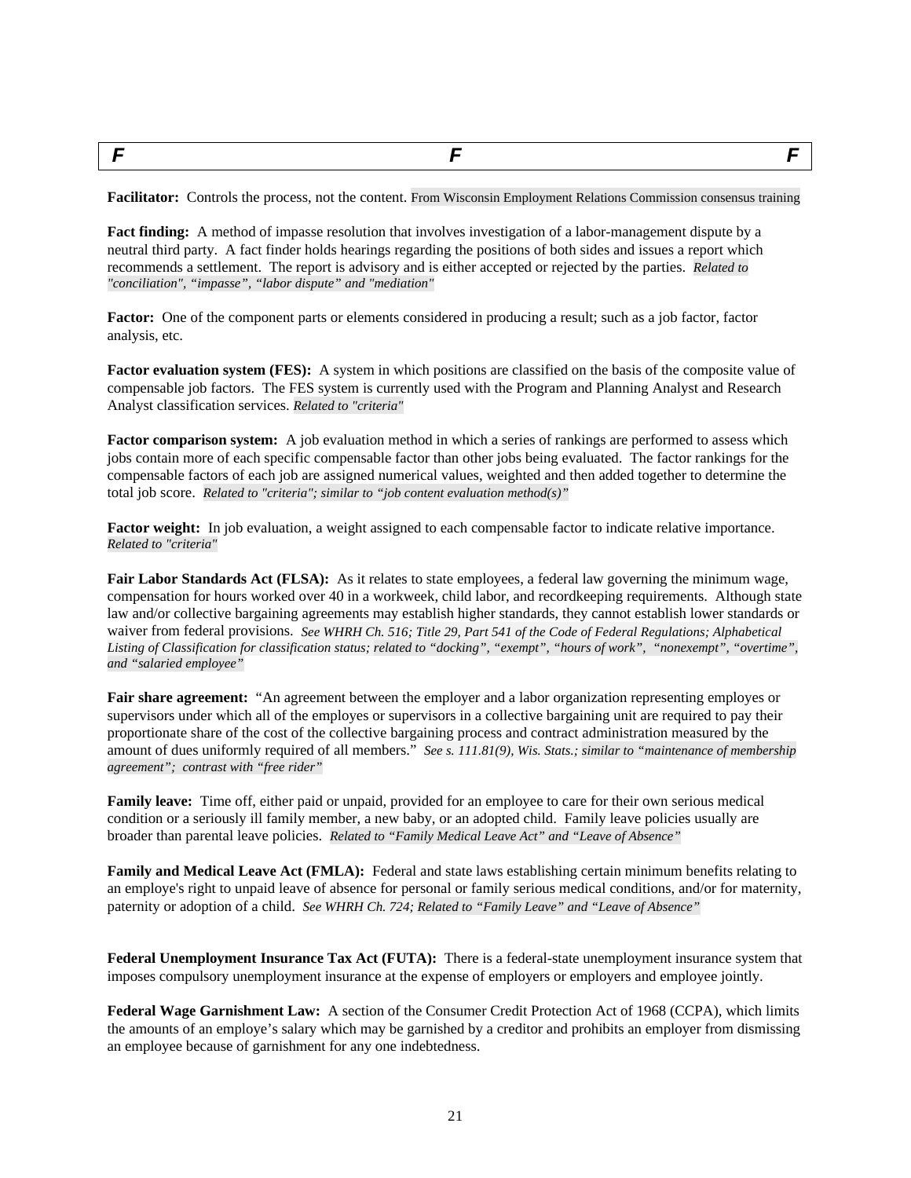## *F*

**Facilitator:** Controls the process, not the content. From Wisconsin Employment Relations Commission consensus training

**Fact finding:** A method of impasse resolution that involves investigation of a labor-management dispute by a neutral third party. A fact finder holds hearings regarding the positions of both sides and issues a report which recommends a settlement. The report is advisory and is either accepted or rejected by the parties. *Related to "conciliation", "impasse", "labor dispute" and "mediation"*

**Factor:** One of the component parts or elements considered in producing a result; such as a job factor, factor analysis, etc.

**Factor evaluation system (FES):** A system in which positions are classified on the basis of the composite value of compensable job factors. The FES system is currently used with the Program and Planning Analyst and Research Analyst classification services. *Related to "criteria"*

**Factor comparison system:** A job evaluation method in which a series of rankings are performed to assess which jobs contain more of each specific compensable factor than other jobs being evaluated. The factor rankings for the compensable factors of each job are assigned numerical values, weighted and then added together to determine the total job score. *Related to "criteria"; similar to "job content evaluation method(s)"*

**Factor weight:** In job evaluation, a weight assigned to each compensable factor to indicate relative importance. *Related to "criteria"*

**Fair Labor Standards Act (FLSA):** As it relates to state employees, a federal law governing the minimum wage, compensation for hours worked over 40 in a workweek, child labor, and recordkeeping requirements. Although state law and/or collective bargaining agreements may establish higher standards, they cannot establish lower standards or waiver from federal provisions. *See WHRH Ch. 516; Title 29, Part 541 of the Code of Federal Regulations; Alphabetical Listing of Classification for classification status; related to "docking", "exempt", "hours of work", "nonexempt", "overtime", and "salaried employee"*

**Fair share agreement:** "An agreement between the employer and a labor organization representing employes or supervisors under which all of the employes or supervisors in a collective bargaining unit are required to pay their proportionate share of the cost of the collective bargaining process and contract administration measured by the amount of dues uniformly required of all members." *See s. 111.81(9), Wis. Stats.; similar to "maintenance of membership agreement"; contrast with "free rider"*

**Family leave:** Time off, either paid or unpaid, provided for an employee to care for their own serious medical condition or a seriously ill family member, a new baby, or an adopted child. Family leave policies usually are broader than parental leave policies. *Related to "Family Medical Leave Act" and "Leave of Absence"*

**Family and Medical Leave Act (FMLA):** Federal and state laws establishing certain minimum benefits relating to an employe's right to unpaid leave of absence for personal or family serious medical conditions, and/or for maternity, paternity or adoption of a child. *See WHRH Ch. 724; Related to "Family Leave" and "Leave of Absence"*

**Federal Unemployment Insurance Tax Act (FUTA):** There is a federal-state unemployment insurance system that imposes compulsory unemployment insurance at the expense of employers or employers and employee jointly.

**Federal Wage Garnishment Law:** A section of the Consumer Credit Protection Act of 1968 (CCPA), which limits the amounts of an employe's salary which may be garnished by a creditor and prohibits an employer from dismissing an employee because of garnishment for any one indebtedness.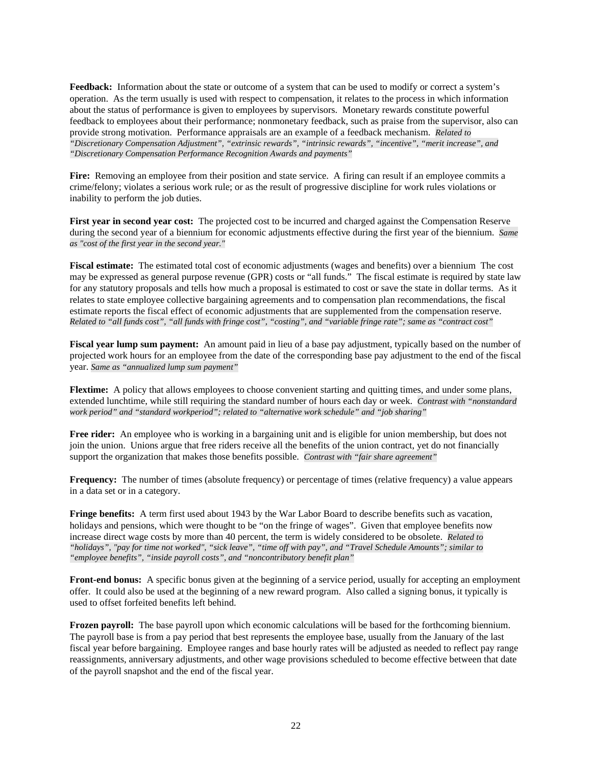**Feedback:** Information about the state or outcome of a system that can be used to modify or correct a system's operation. As the term usually is used with respect to compensation, it relates to the process in which information about the status of performance is given to employees by supervisors. Monetary rewards constitute powerful feedback to employees about their performance; nonmonetary feedback, such as praise from the supervisor, also can provide strong motivation. Performance appraisals are an example of a feedback mechanism. *Related to "Discretionary Compensation Adjustment", "extrinsic rewards", "intrinsic rewards", "incentive", "merit increase", and "Discretionary Compensation Performance Recognition Awards and payments"*

**Fire:** Removing an employee from their position and state service. A firing can result if an employee commits a crime/felony; violates a serious work rule; or as the result of progressive discipline for work rules violations or inability to perform the job duties.

**First year in second year cost:** The projected cost to be incurred and charged against the Compensation Reserve during the second year of a biennium for economic adjustments effective during the first year of the biennium. *Same as "cost of the first year in the second year."*

**Fiscal estimate:** The estimated total cost of economic adjustments (wages and benefits) over a biennium The cost may be expressed as general purpose revenue (GPR) costs or "all funds." The fiscal estimate is required by state law for any statutory proposals and tells how much a proposal is estimated to cost or save the state in dollar terms. As it relates to state employee collective bargaining agreements and to compensation plan recommendations, the fiscal estimate reports the fiscal effect of economic adjustments that are supplemented from the compensation reserve. *Related to "all funds cost", "all funds with fringe cost", "costing", and "variable fringe rate"; same as "contract cost"*

**Fiscal year lump sum payment:** An amount paid in lieu of a base pay adjustment, typically based on the number of projected work hours for an employee from the date of the corresponding base pay adjustment to the end of the fiscal year. *Same as "annualized lump sum payment"*

**Flextime:** A policy that allows employees to choose convenient starting and quitting times, and under some plans, extended lunchtime, while still requiring the standard number of hours each day or week. *Contrast with "nonstandard work period" and "standard workperiod"; related to "alternative work schedule" and "job sharing"*

**Free rider:** An employee who is working in a bargaining unit and is eligible for union membership, but does not join the union. Unions argue that free riders receive all the benefits of the union contract, yet do not financially support the organization that makes those benefits possible. *Contrast with "fair share agreement"*

**Frequency:** The number of times (absolute frequency) or percentage of times (relative frequency) a value appears in a data set or in a category.

**Fringe benefits:** A term first used about 1943 by the War Labor Board to describe benefits such as vacation, holidays and pensions, which were thought to be "on the fringe of wages". Given that employee benefits now increase direct wage costs by more than 40 percent, the term is widely considered to be obsolete. *Related to "holidays", "pay for time not worked", "sick leave", "time off with pay", and "Travel Schedule Amounts"; similar to "employee benefits", "inside payroll costs", and "noncontributory benefit plan"*

**Front-end bonus:** A specific bonus given at the beginning of a service period, usually for accepting an employment offer. It could also be used at the beginning of a new reward program. Also called a signing bonus, it typically is used to offset forfeited benefits left behind.

**Frozen payroll:** The base payroll upon which economic calculations will be based for the forthcoming biennium. The payroll base is from a pay period that best represents the employee base, usually from the January of the last fiscal year before bargaining. Employee ranges and base hourly rates will be adjusted as needed to reflect pay range reassignments, anniversary adjustments, and other wage provisions scheduled to become effective between that date of the payroll snapshot and the end of the fiscal year.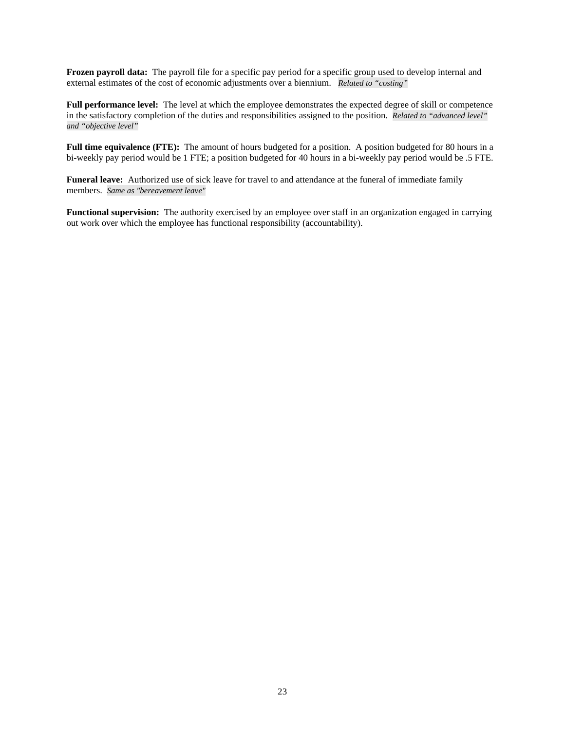**Frozen payroll data:** The payroll file for a specific pay period for a specific group used to develop internal and external estimates of the cost of economic adjustments over a biennium. *Related to "costing"*

**Full performance level:** The level at which the employee demonstrates the expected degree of skill or competence in the satisfactory completion of the duties and responsibilities assigned to the position. *Related to "advanced level" and "objective level"*

**Full time equivalence (FTE):** The amount of hours budgeted for a position. A position budgeted for 80 hours in a bi-weekly pay period would be 1 FTE; a position budgeted for 40 hours in a bi-weekly pay period would be .5 FTE.

**Funeral leave:** Authorized use of sick leave for travel to and attendance at the funeral of immediate family members. *Same as "bereavement leave"*

**Functional supervision:** The authority exercised by an employee over staff in an organization engaged in carrying out work over which the employee has functional responsibility (accountability).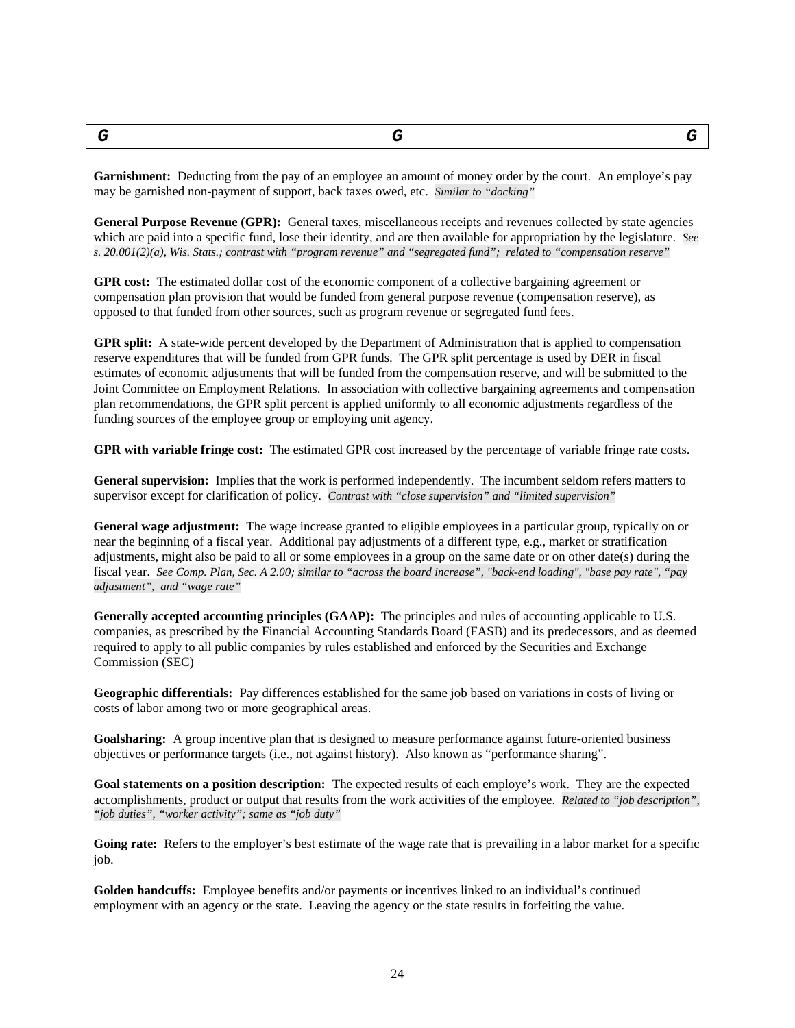# G G G

**Garnishment:** Deducting from the pay of an employee an amount of money order by the court. An employe's pay may be garnished non-payment of support, back taxes owed, etc. *Similar to "docking"*

**General Purpose Revenue (GPR):** General taxes, miscellaneous receipts and revenues collected by state agencies which are paid into a specific fund, lose their identity, and are then available for appropriation by the legislature. *See s. 20.001(2)(a), Wis. Stats.; contrast with "program revenue" and "segregated fund"; related to "compensation reserve"*

**GPR cost:** The estimated dollar cost of the economic component of a collective bargaining agreement or compensation plan provision that would be funded from general purpose revenue (compensation reserve), as opposed to that funded from other sources, such as program revenue or segregated fund fees.

**GPR split:** A state-wide percent developed by the Department of Administration that is applied to compensation reserve expenditures that will be funded from GPR funds. The GPR split percentage is used by DER in fiscal estimates of economic adjustments that will be funded from the compensation reserve, and will be submitted to the Joint Committee on Employment Relations. In association with collective bargaining agreements and compensation plan recommendations, the GPR split percent is applied uniformly to all economic adjustments regardless of the funding sources of the employee group or employing unit agency.

**GPR with variable fringe cost:** The estimated GPR cost increased by the percentage of variable fringe rate costs.

**General supervision:** Implies that the work is performed independently. The incumbent seldom refers matters to supervisor except for clarification of policy. *Contrast with "close supervision" and "limited supervision"*

**General wage adjustment:** The wage increase granted to eligible employees in a particular group, typically on or near the beginning of a fiscal year. Additional pay adjustments of a different type, e.g., market or stratification adjustments, might also be paid to all or some employees in a group on the same date or on other date(s) during the fiscal year. *See Comp. Plan, Sec. A 2.00; similar to "across the board increase", "back-end loading", "base pay rate", "pay adjustment", and "wage rate"*

**Generally accepted accounting principles (GAAP):** The principles and rules of accounting applicable to U.S. companies, as prescribed by the Financial Accounting Standards Board (FASB) and its predecessors, and as deemed required to apply to all public companies by rules established and enforced by the Securities and Exchange Commission (SEC)

**Geographic differentials:** Pay differences established for the same job based on variations in costs of living or costs of labor among two or more geographical areas.

**Goalsharing:** A group incentive plan that is designed to measure performance against future-oriented business objectives or performance targets (i.e., not against history). Also known as "performance sharing".

**Goal statements on a position description:** The expected results of each employe's work. They are the expected accomplishments, product or output that results from the work activities of the employee. *Related to "job description", "job duties", "worker activity"; same as "job duty"*

**Going rate:** Refers to the employer's best estimate of the wage rate that is prevailing in a labor market for a specific job.

**Golden handcuffs:** Employee benefits and/or payments or incentives linked to an individual's continued employment with an agency or the state. Leaving the agency or the state results in forfeiting the value.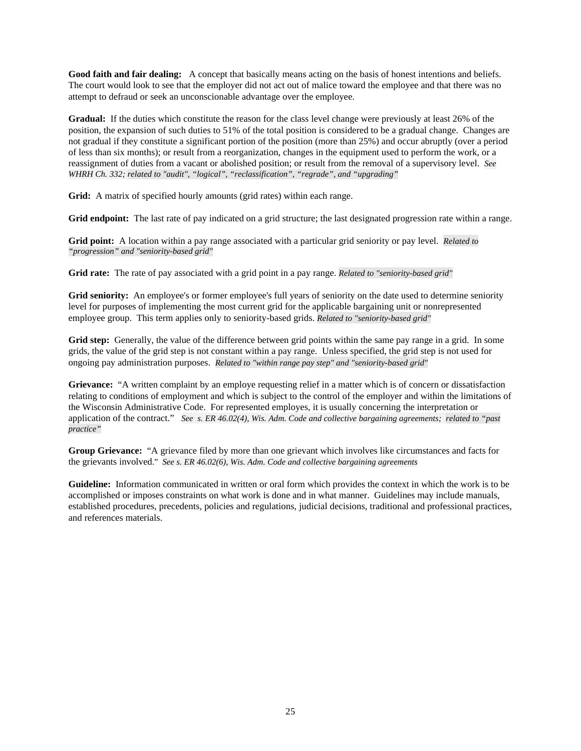**Good faith and fair dealing:** A concept that basically means acting on the basis of honest intentions and beliefs. The court would look to see that the employer did not act out of malice toward the employee and that there was no attempt to defraud or seek an unconscionable advantage over the employee.

**Gradual:** If the duties which constitute the reason for the class level change were previously at least 26% of the position, the expansion of such duties to 51% of the total position is considered to be a gradual change. Changes are not gradual if they constitute a significant portion of the position (more than 25%) and occur abruptly (over a period of less than six months); or result from a reorganization, changes in the equipment used to perform the work, or a reassignment of duties from a vacant or abolished position; or result from the removal of a supervisory level. *See WHRH Ch. 332; related to "audit", "logical", "reclassification", "regrade", and "upgrading"*

**Grid:** A matrix of specified hourly amounts (grid rates) within each range.

**Grid endpoint:** The last rate of pay indicated on a grid structure; the last designated progression rate within a range.

**Grid point:** A location within a pay range associated with a particular grid seniority or pay level. *Related to "progression" and "seniority-based grid"*

**Grid rate:** The rate of pay associated with a grid point in a pay range. *Related to "seniority-based grid"*

**Grid seniority:** An employee's or former employee's full years of seniority on the date used to determine seniority level for purposes of implementing the most current grid for the applicable bargaining unit or nonrepresented employee group. This term applies only to seniority-based grids. *Related to "seniority-based grid"*

**Grid step:** Generally, the value of the difference between grid points within the same pay range in a grid. In some grids, the value of the grid step is not constant within a pay range. Unless specified, the grid step is not used for ongoing pay administration purposes. *Related to "within range pay step" and "seniority-based grid"*

**Grievance:** "A written complaint by an employe requesting relief in a matter which is of concern or dissatisfaction relating to conditions of employment and which is subject to the control of the employer and within the limitations of the Wisconsin Administrative Code. For represented employes, it is usually concerning the interpretation or application of the contract." *See s. ER 46.02(4), Wis. Adm. Code and collective bargaining agreements; related to "past practice"*

**Group Grievance:** "A grievance filed by more than one grievant which involves like circumstances and facts for the grievants involved." *See s. ER 46.02(6), Wis. Adm. Code and collective bargaining agreements*

**Guideline:** Information communicated in written or oral form which provides the context in which the work is to be accomplished or imposes constraints on what work is done and in what manner. Guidelines may include manuals, established procedures, precedents, policies and regulations, judicial decisions, traditional and professional practices, and references materials.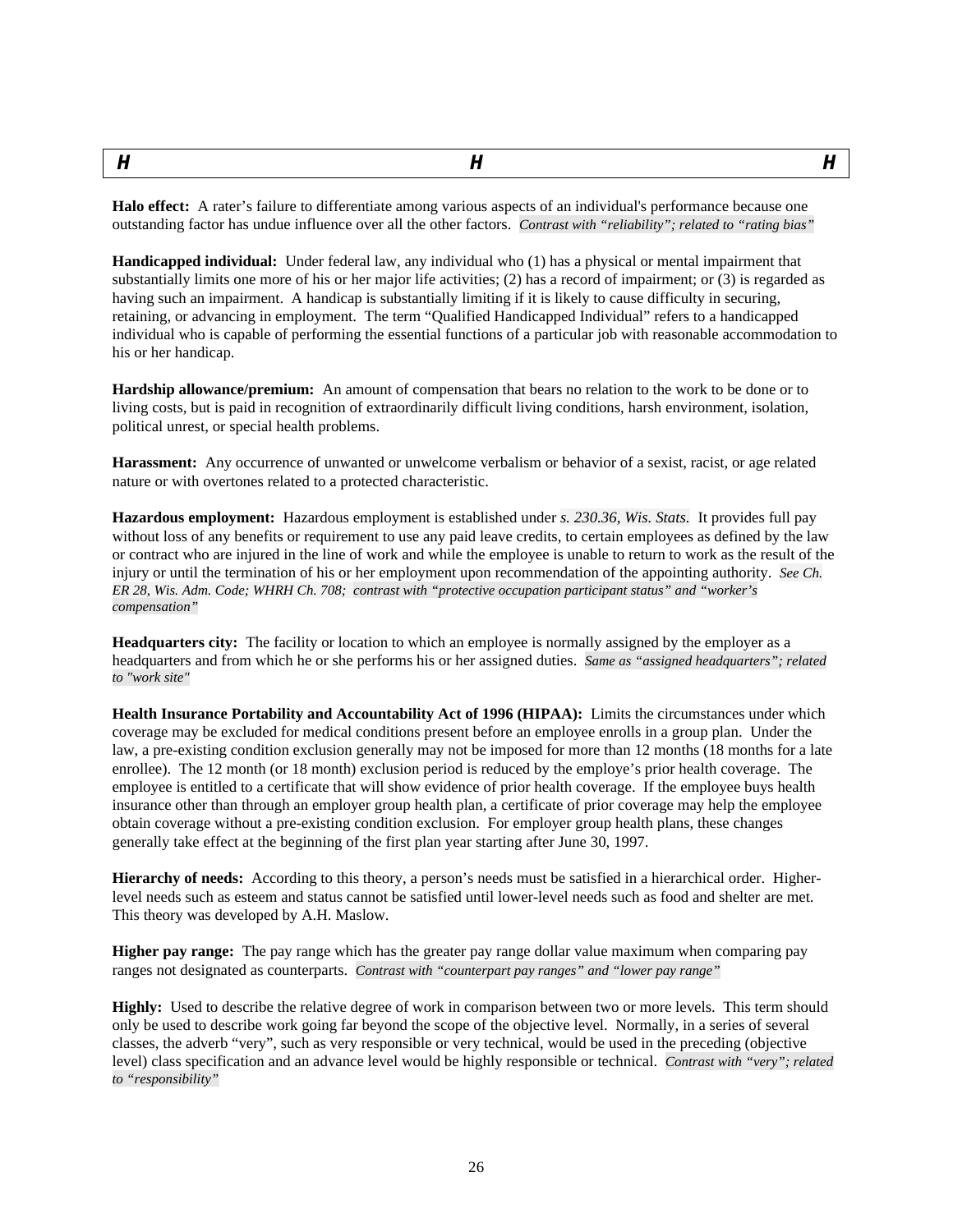# H

**Halo effect:** A rater's failure to differentiate among various aspects of an individual's performance because one outstanding factor has undue influence over all the other factors. *Contrast with "reliability"; related to "rating bias"*

**Handicapped individual:** Under federal law, any individual who (1) has a physical or mental impairment that substantially limits one more of his or her major life activities; (2) has a record of impairment; or (3) is regarded as having such an impairment. A handicap is substantially limiting if it is likely to cause difficulty in securing, retaining, or advancing in employment. The term "Qualified Handicapped Individual" refers to a handicapped individual who is capable of performing the essential functions of a particular job with reasonable accommodation to his or her handicap.

**Hardship allowance/premium:** An amount of compensation that bears no relation to the work to be done or to living costs, but is paid in recognition of extraordinarily difficult living conditions, harsh environment, isolation, political unrest, or special health problems.

**Harassment:** Any occurrence of unwanted or unwelcome verbalism or behavior of a sexist, racist, or age related nature or with overtones related to a protected characteristic.

**Hazardous employment:** Hazardous employment is established under *s. 230.36, Wis. Stats.* It provides full pay without loss of any benefits or requirement to use any paid leave credits, to certain employees as defined by the law or contract who are injured in the line of work and while the employee is unable to return to work as the result of the injury or until the termination of his or her employment upon recommendation of the appointing authority. *See Ch. ER 28, Wis. Adm. Code; WHRH Ch. 708; contrast with "protective occupation participant status" and "worker's compensation"*

**Headquarters city:** The facility or location to which an employee is normally assigned by the employer as a headquarters and from which he or she performs his or her assigned duties. *Same as "assigned headquarters"; related to "work site"*

**Health Insurance Portability and Accountability Act of 1996 (HIPAA):** Limits the circumstances under which coverage may be excluded for medical conditions present before an employee enrolls in a group plan. Under the law, a pre-existing condition exclusion generally may not be imposed for more than 12 months (18 months for a late enrollee). The 12 month (or 18 month) exclusion period is reduced by the employe's prior health coverage. The employee is entitled to a certificate that will show evidence of prior health coverage. If the employee buys health insurance other than through an employer group health plan, a certificate of prior coverage may help the employee obtain coverage without a pre-existing condition exclusion. For employer group health plans, these changes generally take effect at the beginning of the first plan year starting after June 30, 1997.

**Hierarchy of needs:** According to this theory, a person's needs must be satisfied in a hierarchical order. Higher-level needs such as esteem and status cannot be satisfied until lower-level needs such as food and shelter are met. This theory was developed by A.H. Maslow.

**Higher pay range:** The pay range which has the greater pay range dollar value maximum when comparing pay ranges not designated as counterparts. *Contrast with "counterpart pay ranges" and "lower pay range"*

**Highly:** Used to describe the relative degree of work in comparison between two or more levels. This term should only be used to describe work going far beyond the scope of the objective level. Normally, in a series of several classes, the adverb "very", such as very responsible or very technical, would be used in the preceding (objective level) class specification and an advance level would be highly responsible or technical. *Contrast with "very"; related to "responsibility"*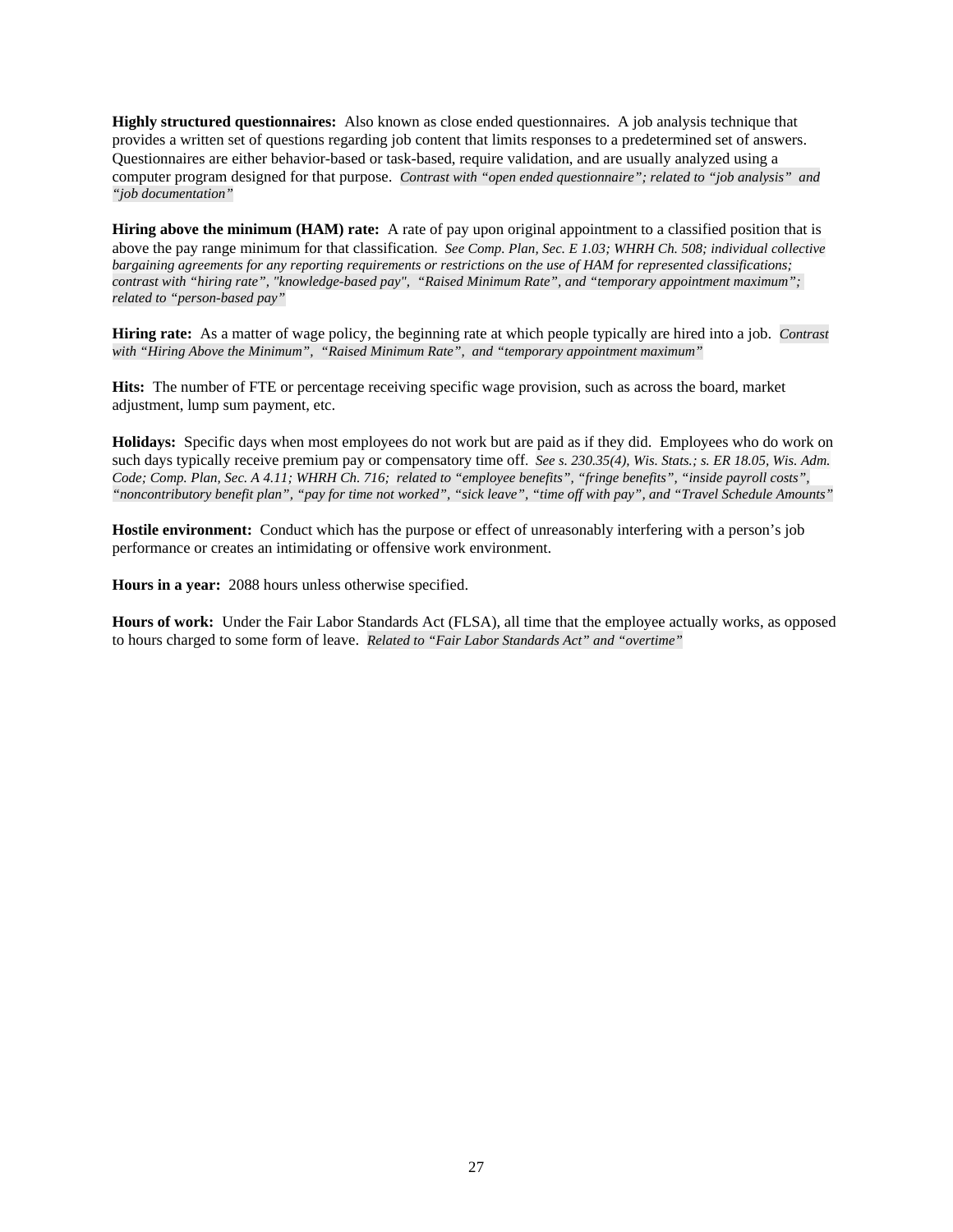**Highly structured questionnaires:** Also known as close ended questionnaires. A job analysis technique that provides a written set of questions regarding job content that limits responses to a predetermined set of answers. Questionnaires are either behavior-based or task-based, require validation, and are usually analyzed using a computer program designed for that purpose. *Contrast with "open ended questionnaire"; related to "job analysis" and "job documentation"*

**Hiring above the minimum (HAM) rate:** A rate of pay upon original appointment to a classified position that is above the pay range minimum for that classification. *See Comp. Plan, Sec. E 1.03; WHRH Ch. 508; individual collective bargaining agreements for any reporting requirements or restrictions on the use of HAM for represented classifications; contrast with "hiring rate", "knowledge-based pay", "Raised Minimum Rate", and "temporary appointment maximum"; related to "person-based pay"*

**Hiring rate:** As a matter of wage policy, the beginning rate at which people typically are hired into a job. *Contrast with "Hiring Above the Minimum", "Raised Minimum Rate", and "temporary appointment maximum"*

**Hits:** The number of FTE or percentage receiving specific wage provision, such as across the board, market adjustment, lump sum payment, etc.

**Holidays:** Specific days when most employees do not work but are paid as if they did. Employees who do work on such days typically receive premium pay or compensatory time off. *See s. 230.35(4), Wis. Stats.; s. ER 18.05, Wis. Adm. Code; Comp. Plan, Sec. A 4.11; WHRH Ch. 716; related to "employee benefits", "fringe benefits", "inside payroll costs", "noncontributory benefit plan", "pay for time not worked", "sick leave", "time off with pay", and "Travel Schedule Amounts"*

**Hostile environment:** Conduct which has the purpose or effect of unreasonably interfering with a person's job performance or creates an intimidating or offensive work environment.

**Hours in a year:** 2088 hours unless otherwise specified.

**Hours of work:** Under the Fair Labor Standards Act (FLSA), all time that the employee actually works, as opposed to hours charged to some form of leave. *Related to "Fair Labor Standards Act" and "overtime"*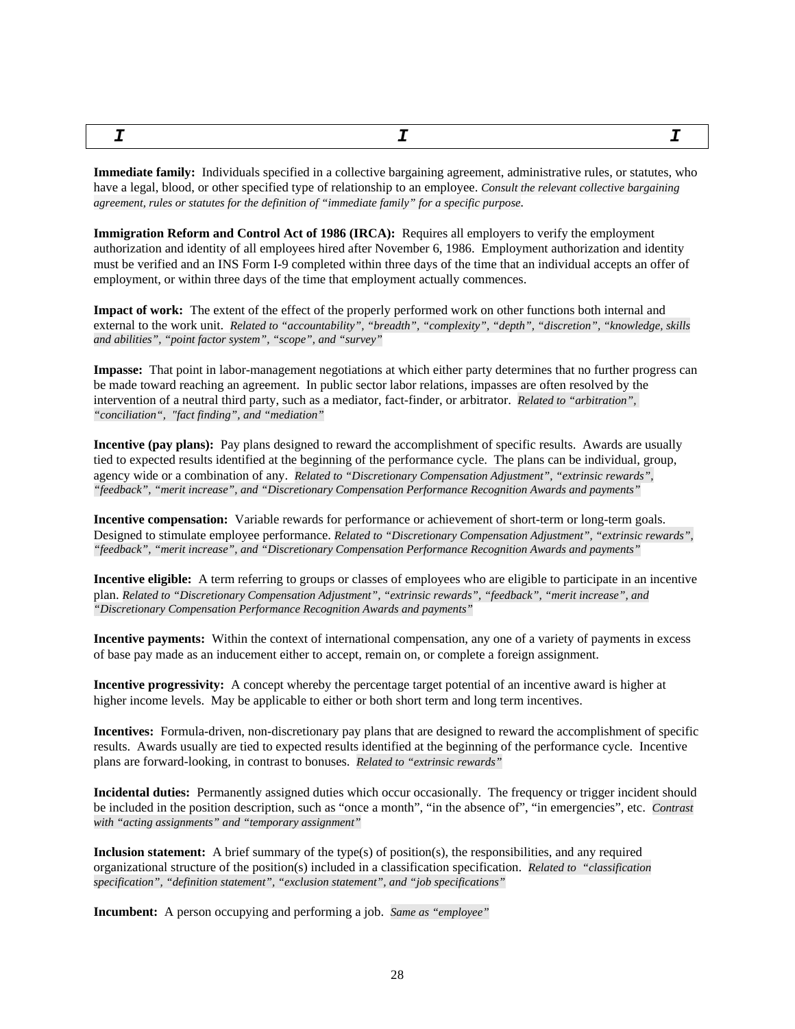# *I I I*

**Immediate family:** Individuals specified in a collective bargaining agreement, administrative rules, or statutes, who have a legal, blood, or other specified type of relationship to an employee. *Consult the relevant collective bargaining agreement, rules or statutes for the definition of "immediate family" for a specific purpose.*

**Immigration Reform and Control Act of 1986 (IRCA):** Requires all employers to verify the employment authorization and identity of all employees hired after November 6, 1986. Employment authorization and identity must be verified and an INS Form I-9 completed within three days of the time that an individual accepts an offer of employment, or within three days of the time that employment actually commences.

**Impact of work:** The extent of the effect of the properly performed work on other functions both internal and external to the work unit. *Related to "accountability", "breadth", "complexity", "depth", "discretion", "knowledge, skills and abilities", "point factor system", "scope", and "survey"*

**Impasse:** That point in labor-management negotiations at which either party determines that no further progress can be made toward reaching an agreement. In public sector labor relations, impasses are often resolved by the intervention of a neutral third party, such as a mediator, fact-finder, or arbitrator. *Related to "arbitration", "conciliation", "fact finding", and "mediation"*

**Incentive (pay plans):** Pay plans designed to reward the accomplishment of specific results. Awards are usually tied to expected results identified at the beginning of the performance cycle. The plans can be individual, group, agency wide or a combination of any. *Related to "Discretionary Compensation Adjustment", "extrinsic rewards", "feedback", "merit increase", and "Discretionary Compensation Performance Recognition Awards and payments"*

**Incentive compensation:** Variable rewards for performance or achievement of short-term or long-term goals. Designed to stimulate employee performance. *Related to "Discretionary Compensation Adjustment", "extrinsic rewards", "feedback", "merit increase", and "Discretionary Compensation Performance Recognition Awards and payments"*

**Incentive eligible:** A term referring to groups or classes of employees who are eligible to participate in an incentive plan. *Related to "Discretionary Compensation Adjustment", "extrinsic rewards", "feedback", "merit increase", and "Discretionary Compensation Performance Recognition Awards and payments"*

**Incentive payments:** Within the context of international compensation, any one of a variety of payments in excess of base pay made as an inducement either to accept, remain on, or complete a foreign assignment.

**Incentive progressivity:** A concept whereby the percentage target potential of an incentive award is higher at higher income levels. May be applicable to either or both short term and long term incentives.

**Incentives:** Formula-driven, non-discretionary pay plans that are designed to reward the accomplishment of specific results. Awards usually are tied to expected results identified at the beginning of the performance cycle. Incentive plans are forward-looking, in contrast to bonuses. *Related to "extrinsic rewards"*

**Incidental duties:** Permanently assigned duties which occur occasionally. The frequency or trigger incident should be included in the position description, such as "once a month", "in the absence of", "in emergencies", etc. *Contrast with "acting assignments" and "temporary assignment"*

**Inclusion statement:** A brief summary of the type(s) of position(s), the responsibilities, and any required organizational structure of the position(s) included in a classification specification. *Related to "classification specification", "definition statement", "exclusion statement", and "job specifications"*

**Incumbent:** A person occupying and performing a job. *Same as "employee"*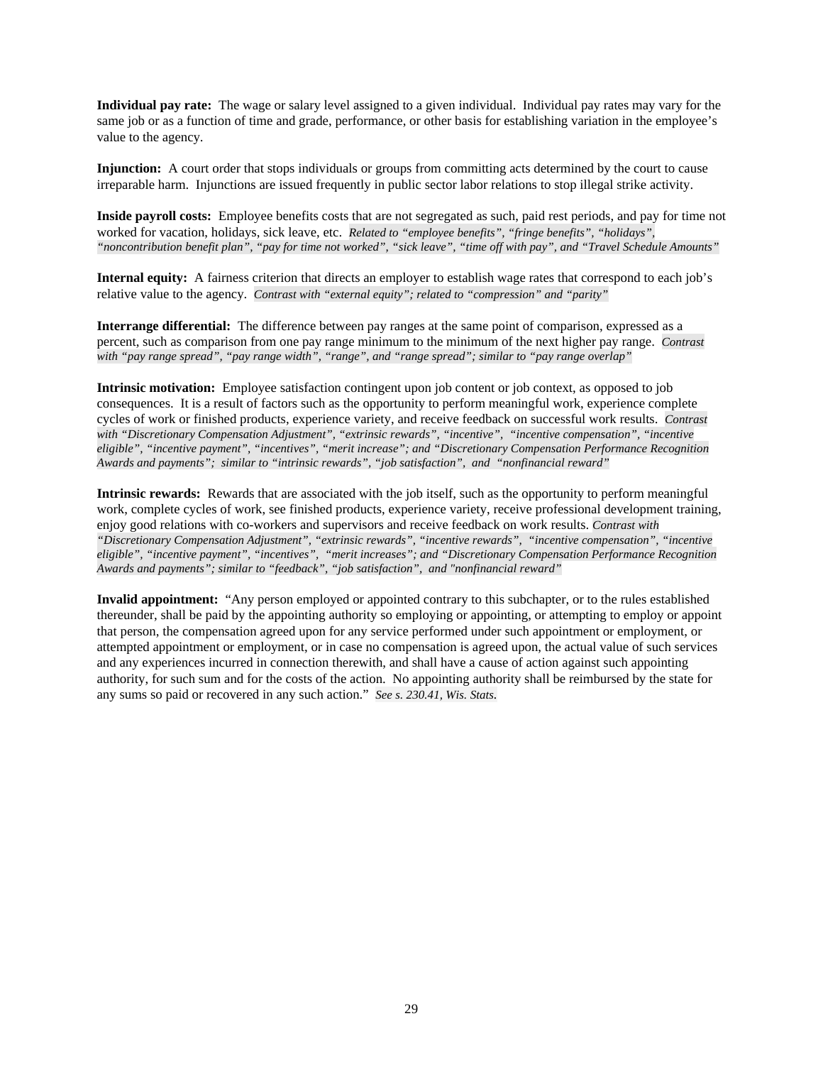**Individual pay rate:** The wage or salary level assigned to a given individual. Individual pay rates may vary for the same job or as a function of time and grade, performance, or other basis for establishing variation in the employee's value to the agency.

**Injunction:** A court order that stops individuals or groups from committing acts determined by the court to cause irreparable harm. Injunctions are issued frequently in public sector labor relations to stop illegal strike activity.

**Inside payroll costs:** Employee benefits costs that are not segregated as such, paid rest periods, and pay for time not worked for vacation, holidays, sick leave, etc. *Related to "employee benefits", "fringe benefits", "holidays", "noncontribution benefit plan", "pay for time not worked", "sick leave", "time off with pay", and "Travel Schedule Amounts"*

**Internal equity:** A fairness criterion that directs an employer to establish wage rates that correspond to each job's relative value to the agency. *Contrast with "external equity"; related to "compression" and "parity"*

**Interrange differential:** The difference between pay ranges at the same point of comparison, expressed as a percent, such as comparison from one pay range minimum to the minimum of the next higher pay range. *Contrast with "pay range spread", "pay range width", "range", and "range spread"; similar to "pay range overlap"*

**Intrinsic motivation:** Employee satisfaction contingent upon job content or job context, as opposed to job consequences. It is a result of factors such as the opportunity to perform meaningful work, experience complete cycles of work or finished products, experience variety, and receive feedback on successful work results. *Contrast with "Discretionary Compensation Adjustment", "extrinsic rewards", "incentive", "incentive compensation", "incentive eligible", "incentive payment", "incentives", "merit increase"; and "Discretionary Compensation Performance Recognition Awards and payments"; similar to "intrinsic rewards", "job satisfaction", and "nonfinancial reward"*

**Intrinsic rewards:** Rewards that are associated with the job itself, such as the opportunity to perform meaningful work, complete cycles of work, see finished products, experience variety, receive professional development training, enjoy good relations with co-workers and supervisors and receive feedback on work results. *Contrast with "Discretionary Compensation Adjustment", "extrinsic rewards", "incentive rewards", "incentive compensation", "incentive eligible", "incentive payment", "incentives", "merit increases"; and "Discretionary Compensation Performance Recognition Awards and payments"; similar to "feedback", "job satisfaction", and "nonfinancial reward"*

**Invalid appointment:** "Any person employed or appointed contrary to this subchapter, or to the rules established thereunder, shall be paid by the appointing authority so employing or appointing, or attempting to employ or appoint that person, the compensation agreed upon for any service performed under such appointment or employment, or attempted appointment or employment, or in case no compensation is agreed upon, the actual value of such services and any experiences incurred in connection therewith, and shall have a cause of action against such appointing authority, for such sum and for the costs of the action. No appointing authority shall be reimbursed by the state for any sums so paid or recovered in any such action." *See s. 230.41, Wis. Stats.*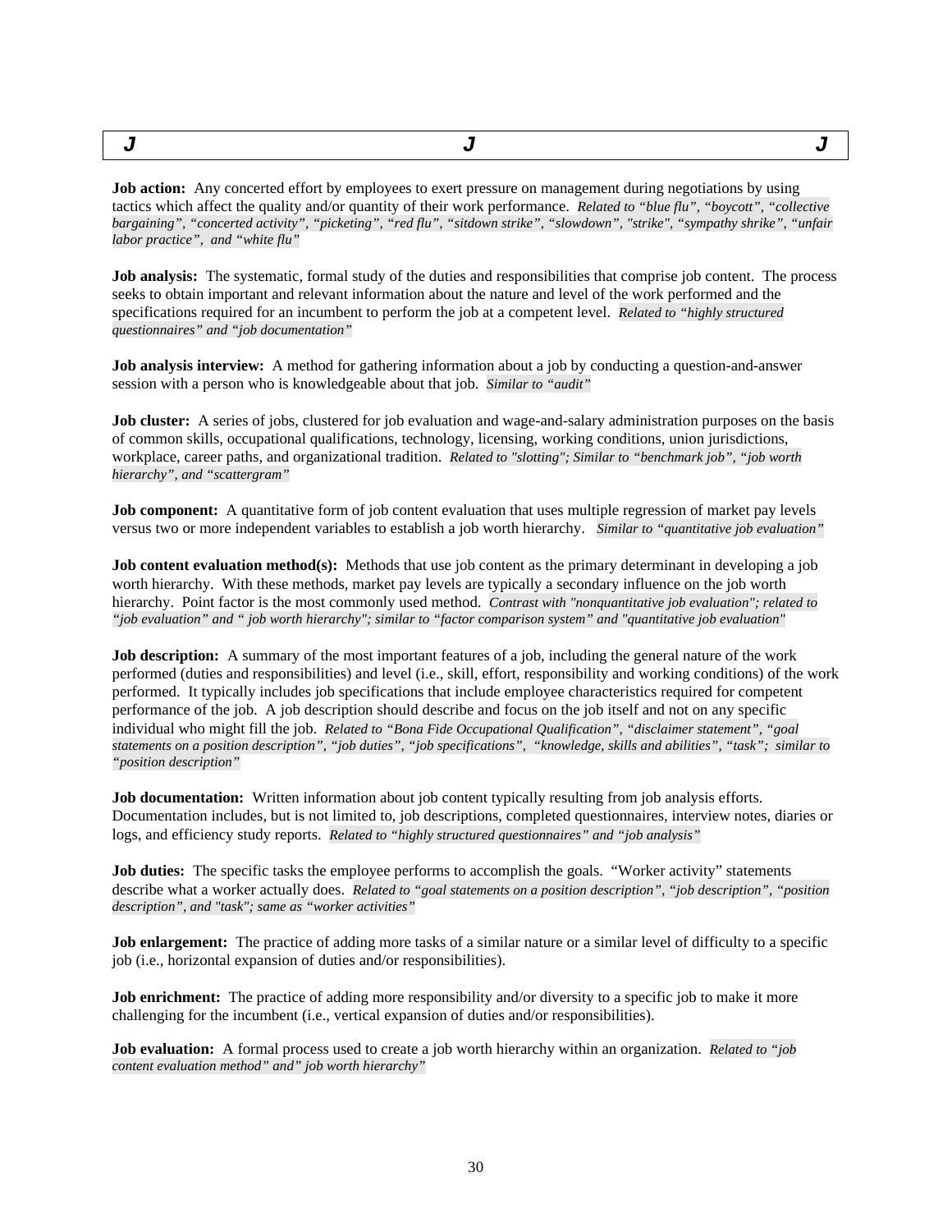Job action: Any concerted effort by employees to exert pressure on management during negotiations by using tactics which affect the quality and/or quantity of their work performance. *Related to "blue flu", "boycott", "collective bargaining", "concerted activity", "picketing", "red flu", "sitdown strike", "slowdown", "strike", "sympathy shrike", "unfair labor practice", and "white flu"*

**Job analysis:** The systematic, formal study of the duties and responsibilities that comprise job content. The process seeks to obtain important and relevant information about the nature and level of the work performed and the specifications required for an incumbent to perform the job at a competent level. *Related to "highly structured questionnaires" and "job documentation"*

**Job analysis interview:** A method for gathering information about a job by conducting a question-and-answer session with a person who is knowledgeable about that job. *Similar to "audit"*

**Job cluster:** A series of jobs, clustered for job evaluation and wage-and-salary administration purposes on the basis of common skills, occupational qualifications, technology, licensing, working conditions, union jurisdictions, workplace, career paths, and organizational tradition. *Related to "slotting"; Similar to "benchmark job", "job worth hierarchy", and "scattergram"*

**Job component:** A quantitative form of job content evaluation that uses multiple regression of market pay levels versus two or more independent variables to establish a job worth hierarchy. *Similar to "quantitative job evaluation"*

**Job content evaluation method(s):** Methods that use job content as the primary determinant in developing a job worth hierarchy. With these methods, market pay levels are typically a secondary influence on the job worth hierarchy. Point factor is the most commonly used method. *Contrast with "nonquantitative job evaluation"; related to "job evaluation" and " job worth hierarchy"; similar to "factor comparison system" and "quantitative job evaluation"*

**Job description:** A summary of the most important features of a job, including the general nature of the work performed (duties and responsibilities) and level (i.e., skill, effort, responsibility and working conditions) of the work performed. It typically includes job specifications that include employee characteristics required for competent performance of the job. A job description should describe and focus on the job itself and not on any specific individual who might fill the job. *Related to "Bona Fide Occupational Qualification", "disclaimer statement", "goal statements on a position description", "job duties", "job specifications", "knowledge, skills and abilities", "task"; similar to "position description"*

**Job documentation:** Written information about job content typically resulting from job analysis efforts. Documentation includes, but is not limited to, job descriptions, completed questionnaires, interview notes, diaries or logs, and efficiency study reports. *Related to "highly structured questionnaires" and "job analysis"*

**Job duties:** The specific tasks the employee performs to accomplish the goals. "Worker activity" statements describe what a worker actually does. *Related to "goal statements on a position description", "job description", "position description", and "task"; same as "worker activities"*

**Job enlargement:** The practice of adding more tasks of a similar nature or a similar level of difficulty to a specific job (i.e., horizontal expansion of duties and/or responsibilities).

**Job enrichment:** The practice of adding more responsibility and/or diversity to a specific job to make it more challenging for the incumbent (i.e., vertical expansion of duties and/or responsibilities).

**Job evaluation:** A formal process used to create a job worth hierarchy within an organization. *Related to "job content evaluation method" and" job worth hierarchy"*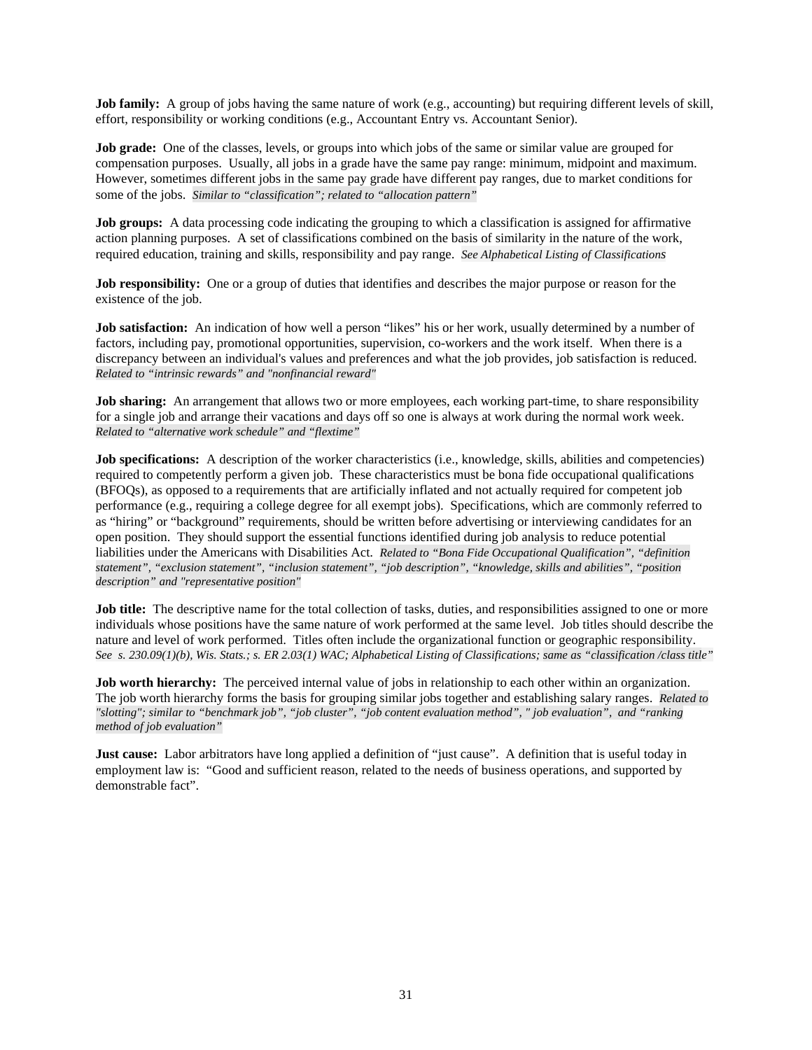**Job family:** A group of jobs having the same nature of work (e.g., accounting) but requiring different levels of skill, effort, responsibility or working conditions (e.g., Accountant Entry vs. Accountant Senior).

**Job grade:** One of the classes, levels, or groups into which jobs of the same or similar value are grouped for compensation purposes. Usually, all jobs in a grade have the same pay range: minimum, midpoint and maximum. However, sometimes different jobs in the same pay grade have different pay ranges, due to market conditions for some of the jobs. *Similar to "classification"; related to "allocation pattern"*

**Job groups:** A data processing code indicating the grouping to which a classification is assigned for affirmative action planning purposes. A set of classifications combined on the basis of similarity in the nature of the work, required education, training and skills, responsibility and pay range. *See Alphabetical Listing of Classifications*

**Job responsibility:** One or a group of duties that identifies and describes the major purpose or reason for the existence of the job.

**Job satisfaction:** An indication of how well a person "likes" his or her work, usually determined by a number of factors, including pay, promotional opportunities, supervision, co-workers and the work itself. When there is a discrepancy between an individual's values and preferences and what the job provides, job satisfaction is reduced. *Related to "intrinsic rewards" and "nonfinancial reward"*

**Job sharing:** An arrangement that allows two or more employees, each working part-time, to share responsibility for a single job and arrange their vacations and days off so one is always at work during the normal work week. *Related to "alternative work schedule" and "flextime"*

**Job specifications:** A description of the worker characteristics (i.e., knowledge, skills, abilities and competencies) required to competently perform a given job. These characteristics must be bona fide occupational qualifications (BFOQs), as opposed to a requirements that are artificially inflated and not actually required for competent job performance (e.g., requiring a college degree for all exempt jobs). Specifications, which are commonly referred to as "hiring" or "background" requirements, should be written before advertising or interviewing candidates for an open position. They should support the essential functions identified during job analysis to reduce potential liabilities under the Americans with Disabilities Act. *Related to "Bona Fide Occupational Qualification", "definition statement", "exclusion statement", "inclusion statement", "job description", "knowledge, skills and abilities", "position description" and "representative position"*

**Job title:** The descriptive name for the total collection of tasks, duties, and responsibilities assigned to one or more individuals whose positions have the same nature of work performed at the same level. Job titles should describe the nature and level of work performed. Titles often include the organizational function or geographic responsibility. *See s. 230.09(1)(b), Wis. Stats.; s. ER 2.03(1) WAC; Alphabetical Listing of Classifications; same as "classification /class title"*

**Job worth hierarchy:** The perceived internal value of jobs in relationship to each other within an organization. The job worth hierarchy forms the basis for grouping similar jobs together and establishing salary ranges. *Related to "slotting"; similar to "benchmark job", "job cluster", "job content evaluation method", " job evaluation", and "ranking method of job evaluation"*

**Just cause:** Labor arbitrators have long applied a definition of "just cause". A definition that is useful today in employment law is: "Good and sufficient reason, related to the needs of business operations, and supported by demonstrable fact".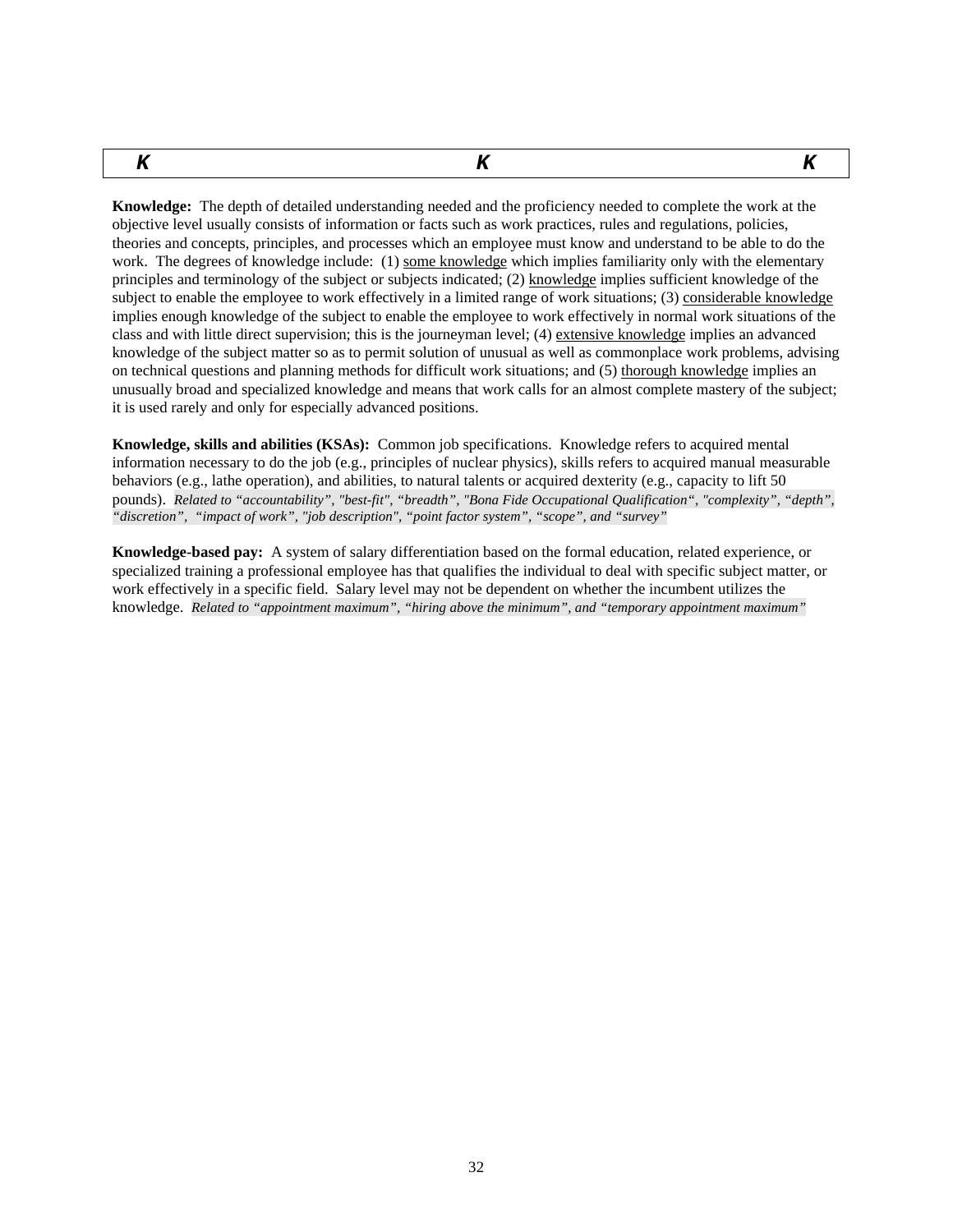| *K* | *K* | *K* |
|---|---|---|

**Knowledge:** The depth of detailed understanding needed and the proficiency needed to complete the work at the objective level usually consists of information or facts such as work practices, rules and regulations, policies, theories and concepts, principles, and processes which an employee must know and understand to be able to do the work. The degrees of knowledge include: (1) <u>some knowledge</u> which implies familiarity only with the elementary principles and terminology of the subject or subjects indicated; (2) <u>knowledge</u> implies sufficient knowledge of the subject to enable the employee to work effectively in a limited range of work situations; (3) <u>considerable knowledge</u> implies enough knowledge of the subject to enable the employee to work effectively in normal work situations of the class and with little direct supervision; this is the journeyman level; (4) <u>extensive knowledge</u> implies an advanced knowledge of the subject matter so as to permit solution of unusual as well as commonplace work problems, advising on technical questions and planning methods for difficult work situations; and (5) <u>thorough knowledge</u> implies an unusually broad and specialized knowledge and means that work calls for an almost complete mastery of the subject; it is used rarely and only for especially advanced positions.

**Knowledge, skills and abilities (KSAs):** Common job specifications. Knowledge refers to acquired mental information necessary to do the job (e.g., principles of nuclear physics), skills refers to acquired manual measurable behaviors (e.g., lathe operation), and abilities, to natural talents or acquired dexterity (e.g., capacity to lift 50 pounds). *Related to "accountability", "best-fit", "breadth", "Bona Fide Occupational Qualification", "complexity", "depth", "discretion", "impact of work", "job description", "point factor system", "scope", and "survey"*

**Knowledge-based pay:** A system of salary differentiation based on the formal education, related experience, or specialized training a professional employee has that qualifies the individual to deal with specific subject matter, or work effectively in a specific field. Salary level may not be dependent on whether the incumbent utilizes the knowledge. *Related to "appointment maximum", "hiring above the minimum", and "temporary appointment maximum"*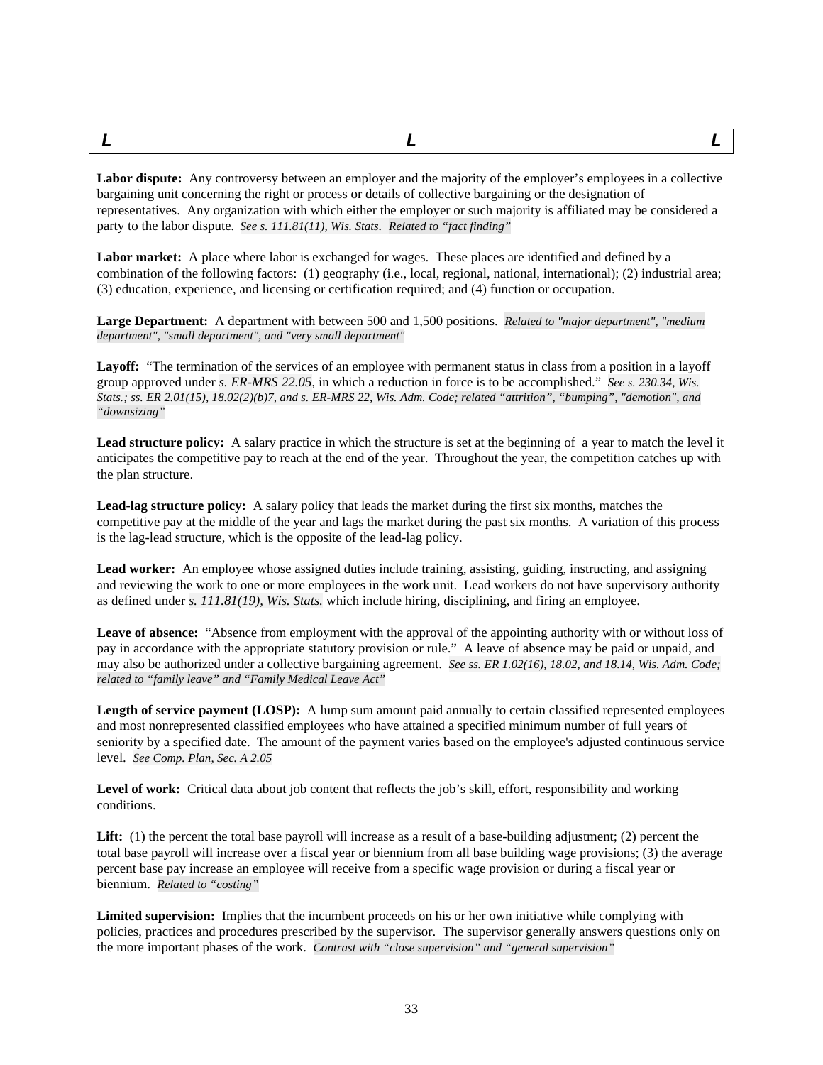# L L L

**Labor dispute:** Any controversy between an employer and the majority of the employer's employees in a collective bargaining unit concerning the right or process or details of collective bargaining or the designation of representatives. Any organization with which either the employer or such majority is affiliated may be considered a party to the labor dispute. *See s. 111.81(11), Wis. Stats. Related to "fact finding"*

**Labor market:** A place where labor is exchanged for wages. These places are identified and defined by a combination of the following factors: (1) geography (i.e., local, regional, national, international); (2) industrial area; (3) education, experience, and licensing or certification required; and (4) function or occupation.

**Large Department:** A department with between 500 and 1,500 positions. *Related to "major department", "medium department", "small department", and "very small department"*

**Layoff:** "The termination of the services of an employee with permanent status in class from a position in a layoff group approved under *s. ER-MRS 22.05*, in which a reduction in force is to be accomplished." *See s. 230.34, Wis. Stats.; ss. ER 2.01(15), 18.02(2)(b)7, and s. ER-MRS 22, Wis. Adm. Code; related "attrition", "bumping", "demotion", and "downsizing"*

**Lead structure policy:** A salary practice in which the structure is set at the beginning of a year to match the level it anticipates the competitive pay to reach at the end of the year. Throughout the year, the competition catches up with the plan structure.

**Lead-lag structure policy:** A salary policy that leads the market during the first six months, matches the competitive pay at the middle of the year and lags the market during the past six months. A variation of this process is the lag-lead structure, which is the opposite of the lead-lag policy.

**Lead worker:** An employee whose assigned duties include training, assisting, guiding, instructing, and assigning and reviewing the work to one or more employees in the work unit. Lead workers do not have supervisory authority as defined under *s. 111.81(19), Wis. Stats.* which include hiring, disciplining, and firing an employee.

**Leave of absence:** "Absence from employment with the approval of the appointing authority with or without loss of pay in accordance with the appropriate statutory provision or rule." A leave of absence may be paid or unpaid, and may also be authorized under a collective bargaining agreement. *See ss. ER 1.02(16), 18.02, and 18.14, Wis. Adm. Code; related to "family leave" and "Family Medical Leave Act"*

**Length of service payment (LOSP):** A lump sum amount paid annually to certain classified represented employees and most nonrepresented classified employees who have attained a specified minimum number of full years of seniority by a specified date. The amount of the payment varies based on the employee's adjusted continuous service level. *See Comp. Plan, Sec. A 2.05*

**Level of work:** Critical data about job content that reflects the job's skill, effort, responsibility and working conditions.

**Lift:** (1) the percent the total base payroll will increase as a result of a base-building adjustment; (2) percent the total base payroll will increase over a fiscal year or biennium from all base building wage provisions; (3) the average percent base pay increase an employee will receive from a specific wage provision or during a fiscal year or biennium. *Related to "costing"*

**Limited supervision:** Implies that the incumbent proceeds on his or her own initiative while complying with policies, practices and procedures prescribed by the supervisor. The supervisor generally answers questions only on the more important phases of the work. *Contrast with "close supervision" and "general supervision"*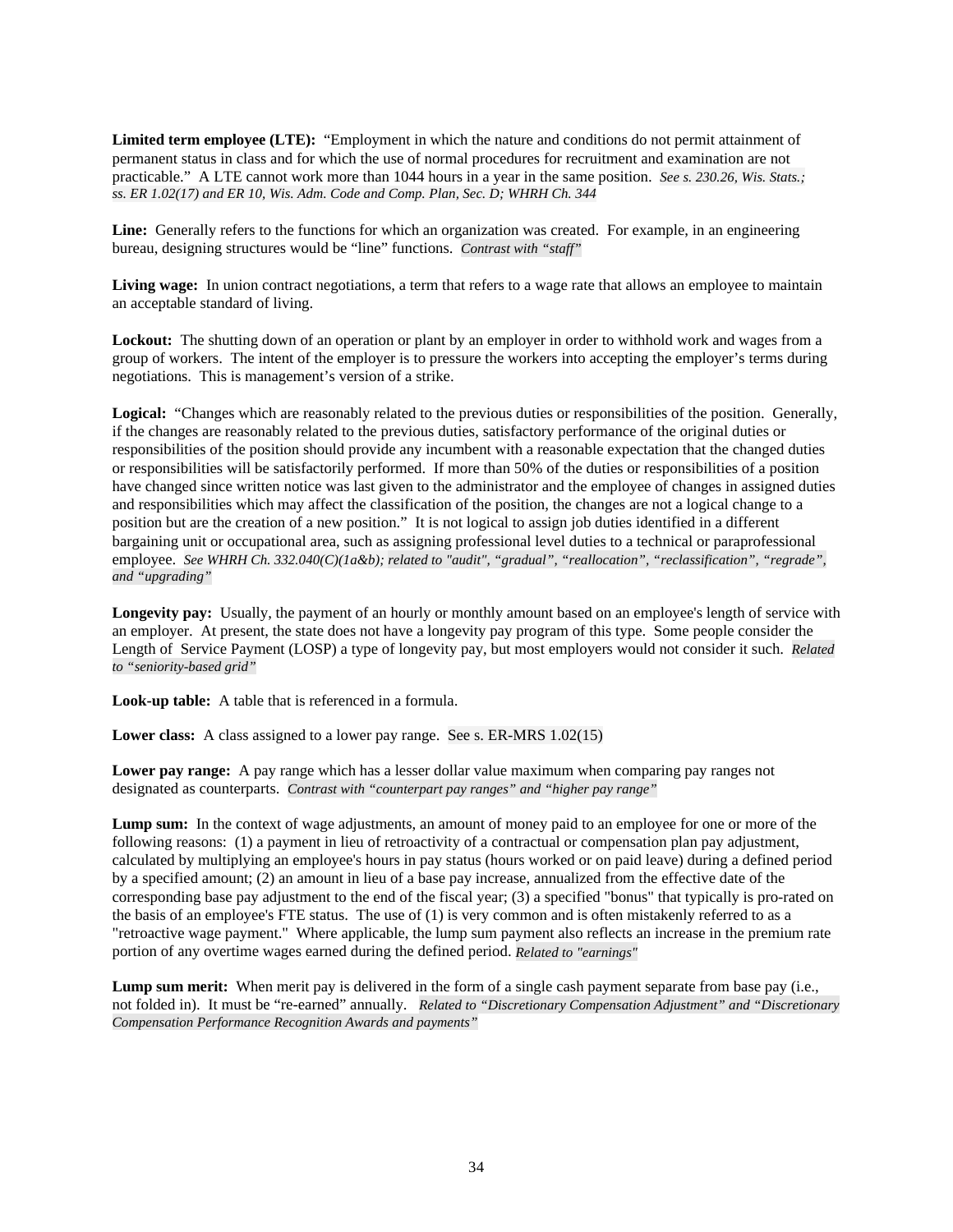**Limited term employee (LTE):** "Employment in which the nature and conditions do not permit attainment of permanent status in class and for which the use of normal procedures for recruitment and examination are not practicable." A LTE cannot work more than 1044 hours in a year in the same position. *See s. 230.26, Wis. Stats.; ss. ER 1.02(17) and ER 10, Wis. Adm. Code and Comp. Plan, Sec. D; WHRH Ch. 344*

**Line:** Generally refers to the functions for which an organization was created. For example, in an engineering bureau, designing structures would be "line" functions. *Contrast with "staff"*

**Living wage:** In union contract negotiations, a term that refers to a wage rate that allows an employee to maintain an acceptable standard of living.

**Lockout:** The shutting down of an operation or plant by an employer in order to withhold work and wages from a group of workers. The intent of the employer is to pressure the workers into accepting the employer's terms during negotiations. This is management's version of a strike.

**Logical:** "Changes which are reasonably related to the previous duties or responsibilities of the position. Generally, if the changes are reasonably related to the previous duties, satisfactory performance of the original duties or responsibilities of the position should provide any incumbent with a reasonable expectation that the changed duties or responsibilities will be satisfactorily performed. If more than 50% of the duties or responsibilities of a position have changed since written notice was last given to the administrator and the employee of changes in assigned duties and responsibilities which may affect the classification of the position, the changes are not a logical change to a position but are the creation of a new position." It is not logical to assign job duties identified in a different bargaining unit or occupational area, such as assigning professional level duties to a technical or paraprofessional employee. *See WHRH Ch. 332.040(C)(1a&b); related to "audit", "gradual", "reallocation", "reclassification", "regrade", and "upgrading"*

**Longevity pay:** Usually, the payment of an hourly or monthly amount based on an employee's length of service with an employer. At present, the state does not have a longevity pay program of this type. Some people consider the Length of Service Payment (LOSP) a type of longevity pay, but most employers would not consider it such. *Related to "seniority-based grid"*

**Look-up table:** A table that is referenced in a formula.

**Lower class:** A class assigned to a lower pay range. See s. ER-MRS 1.02(15)

**Lower pay range:** A pay range which has a lesser dollar value maximum when comparing pay ranges not designated as counterparts. *Contrast with "counterpart pay ranges" and "higher pay range"*

**Lump sum:** In the context of wage adjustments, an amount of money paid to an employee for one or more of the following reasons: (1) a payment in lieu of retroactivity of a contractual or compensation plan pay adjustment, calculated by multiplying an employee's hours in pay status (hours worked or on paid leave) during a defined period by a specified amount; (2) an amount in lieu of a base pay increase, annualized from the effective date of the corresponding base pay adjustment to the end of the fiscal year; (3) a specified "bonus" that typically is pro-rated on the basis of an employee's FTE status. The use of (1) is very common and is often mistakenly referred to as a "retroactive wage payment." Where applicable, the lump sum payment also reflects an increase in the premium rate portion of any overtime wages earned during the defined period. *Related to "earnings"*

**Lump sum merit:** When merit pay is delivered in the form of a single cash payment separate from base pay (i.e., not folded in). It must be "re-earned" annually. *Related to "Discretionary Compensation Adjustment" and "Discretionary Compensation Performance Recognition Awards and payments"*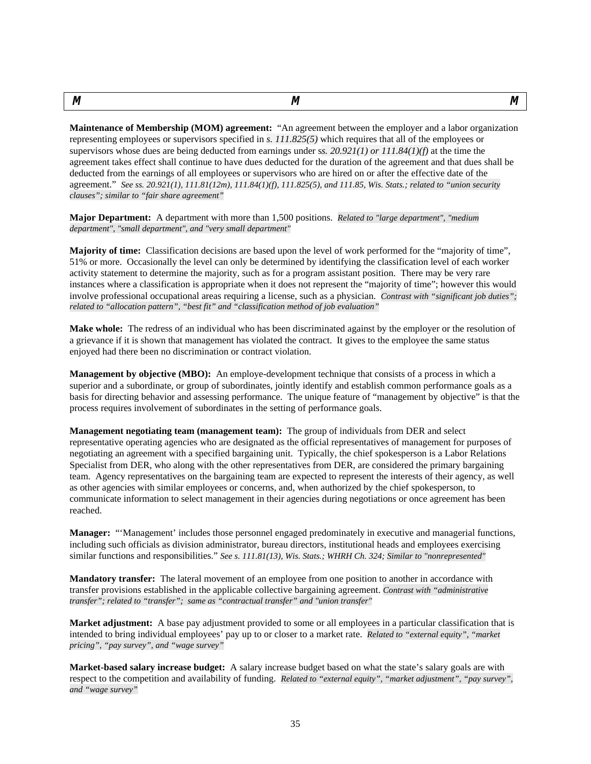## M M M

**Maintenance of Membership (MOM) agreement:** "An agreement between the employer and a labor organization representing employees or supervisors specified in *s. 111.825(5)* which requires that all of the employees or supervisors whose dues are being deducted from earnings under s*s. 20.921(1) or 111.84(1)(f)* at the time the agreement takes effect shall continue to have dues deducted for the duration of the agreement and that dues shall be deducted from the earnings of all employees or supervisors who are hired on or after the effective date of the agreement." *See ss. 20.921(1), 111.81(12m), 111.84(1)(f), 111.825(5), and 111.85, Wis. Stats.; related to "union security clauses"; similar to "fair share agreement"*

**Major Department:** A department with more than 1,500 positions. *Related to "large department", "medium department", "small department", and "very small department"*

**Majority of time:** Classification decisions are based upon the level of work performed for the "majority of time", 51% or more. Occasionally the level can only be determined by identifying the classification level of each worker activity statement to determine the majority, such as for a program assistant position. There may be very rare instances where a classification is appropriate when it does not represent the "majority of time"; however this would involve professional occupational areas requiring a license, such as a physician. *Contrast with "significant job duties"; related to "allocation pattern", "best fit" and "classification method of job evaluation"*

**Make whole:** The redress of an individual who has been discriminated against by the employer or the resolution of a grievance if it is shown that management has violated the contract. It gives to the employee the same status enjoyed had there been no discrimination or contract violation.

**Management by objective (MBO):** An employe-development technique that consists of a process in which a superior and a subordinate, or group of subordinates, jointly identify and establish common performance goals as a basis for directing behavior and assessing performance. The unique feature of "management by objective" is that the process requires involvement of subordinates in the setting of performance goals.

**Management negotiating team (management team):** The group of individuals from DER and select representative operating agencies who are designated as the official representatives of management for purposes of negotiating an agreement with a specified bargaining unit. Typically, the chief spokesperson is a Labor Relations Specialist from DER, who along with the other representatives from DER, are considered the primary bargaining team. Agency representatives on the bargaining team are expected to represent the interests of their agency, as well as other agencies with similar employees or concerns, and, when authorized by the chief spokesperson, to communicate information to select management in their agencies during negotiations or once agreement has been reached.

**Manager:** "'Management' includes those personnel engaged predominately in executive and managerial functions, including such officials as division administrator, bureau directors, institutional heads and employees exercising similar functions and responsibilities." *See s. 111.81(13), Wis. Stats.; WHRH Ch. 324; Similar to "nonrepresented"*

**Mandatory transfer:** The lateral movement of an employee from one position to another in accordance with transfer provisions established in the applicable collective bargaining agreement. *Contrast with "administrative transfer"; related to "transfer"; same as "contractual transfer" and "union transfer"*

**Market adjustment:** A base pay adjustment provided to some or all employees in a particular classification that is intended to bring individual employees' pay up to or closer to a market rate. *Related to "external equity", "market pricing", "pay survey", and "wage survey"*

**Market-based salary increase budget:** A salary increase budget based on what the state's salary goals are with respect to the competition and availability of funding. *Related to "external equity", "market adjustment", "pay survey", and "wage survey"*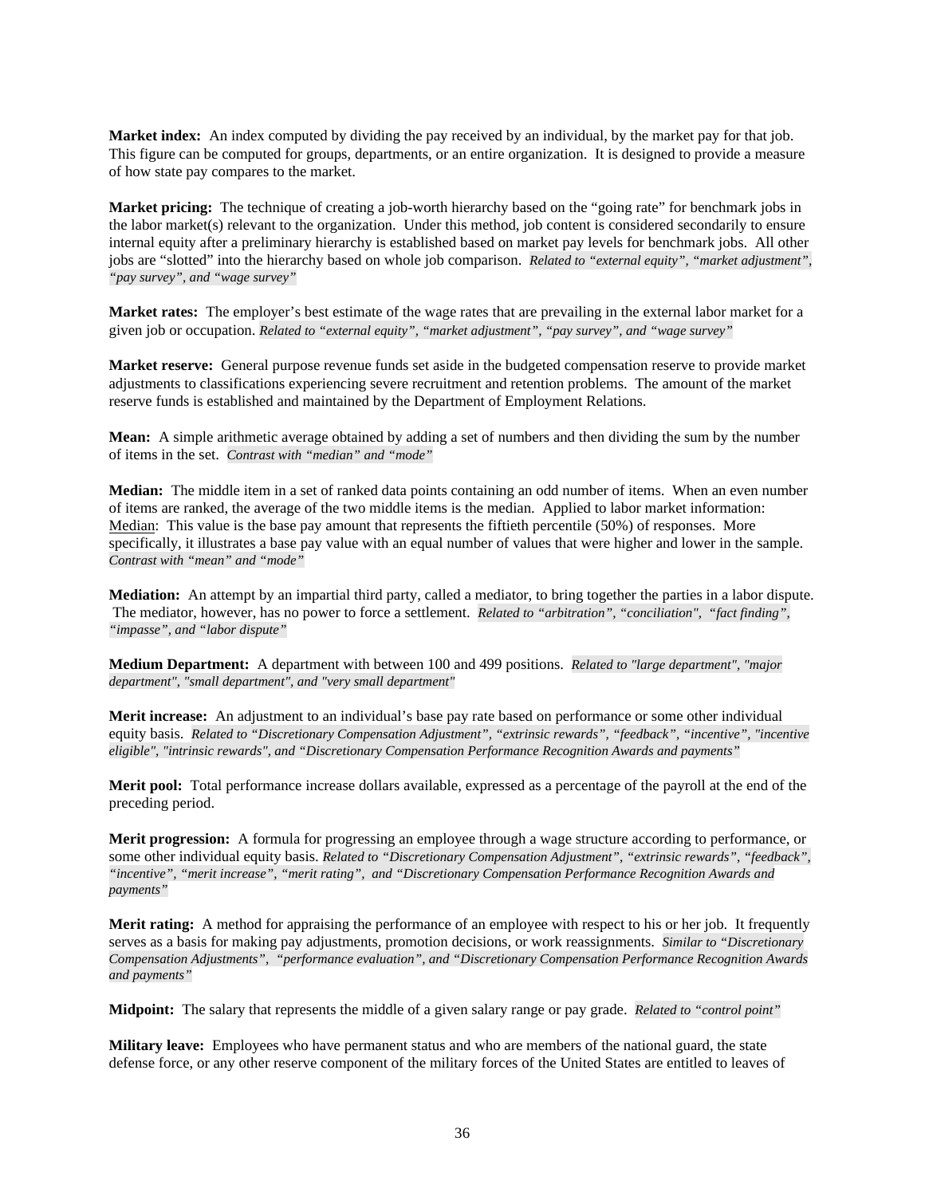**Market index:** An index computed by dividing the pay received by an individual, by the market pay for that job. This figure can be computed for groups, departments, or an entire organization. It is designed to provide a measure of how state pay compares to the market.

**Market pricing:** The technique of creating a job-worth hierarchy based on the "going rate" for benchmark jobs in the labor market(s) relevant to the organization. Under this method, job content is considered secondarily to ensure internal equity after a preliminary hierarchy is established based on market pay levels for benchmark jobs. All other jobs are "slotted" into the hierarchy based on whole job comparison. *Related to "external equity", "market adjustment", "pay survey", and "wage survey"*

**Market rates:** The employer's best estimate of the wage rates that are prevailing in the external labor market for a given job or occupation. *Related to "external equity", "market adjustment", "pay survey", and "wage survey"*

**Market reserve:** General purpose revenue funds set aside in the budgeted compensation reserve to provide market adjustments to classifications experiencing severe recruitment and retention problems. The amount of the market reserve funds is established and maintained by the Department of Employment Relations.

**Mean:** A simple arithmetic average obtained by adding a set of numbers and then dividing the sum by the number of items in the set. *Contrast with "median" and "mode"*

**Median:** The middle item in a set of ranked data points containing an odd number of items. When an even number of items are ranked, the average of the two middle items is the median. Applied to labor market information: Median: This value is the base pay amount that represents the fiftieth percentile (50%) of responses. More specifically, it illustrates a base pay value with an equal number of values that were higher and lower in the sample. *Contrast with "mean" and "mode"*

**Mediation:** An attempt by an impartial third party, called a mediator, to bring together the parties in a labor dispute. The mediator, however, has no power to force a settlement. *Related to "arbitration", "conciliation", "fact finding", "impasse", and "labor dispute"*

**Medium Department:** A department with between 100 and 499 positions. *Related to "large department", "major department", "small department", and "very small department"*

**Merit increase:** An adjustment to an individual's base pay rate based on performance or some other individual equity basis. *Related to "Discretionary Compensation Adjustment", "extrinsic rewards", "feedback", "incentive", "incentive eligible", "intrinsic rewards", and "Discretionary Compensation Performance Recognition Awards and payments"*

**Merit pool:** Total performance increase dollars available, expressed as a percentage of the payroll at the end of the preceding period.

**Merit progression:** A formula for progressing an employee through a wage structure according to performance, or some other individual equity basis. *Related to "Discretionary Compensation Adjustment", "extrinsic rewards", "feedback", "incentive", "merit increase", "merit rating", and "Discretionary Compensation Performance Recognition Awards and payments"*

**Merit rating:** A method for appraising the performance of an employee with respect to his or her job. It frequently serves as a basis for making pay adjustments, promotion decisions, or work reassignments. *Similar to "Discretionary Compensation Adjustments", "performance evaluation", and "Discretionary Compensation Performance Recognition Awards and payments"*

**Midpoint:** The salary that represents the middle of a given salary range or pay grade. *Related to "control point"*

**Military leave:** Employees who have permanent status and who are members of the national guard, the state defense force, or any other reserve component of the military forces of the United States are entitled to leaves of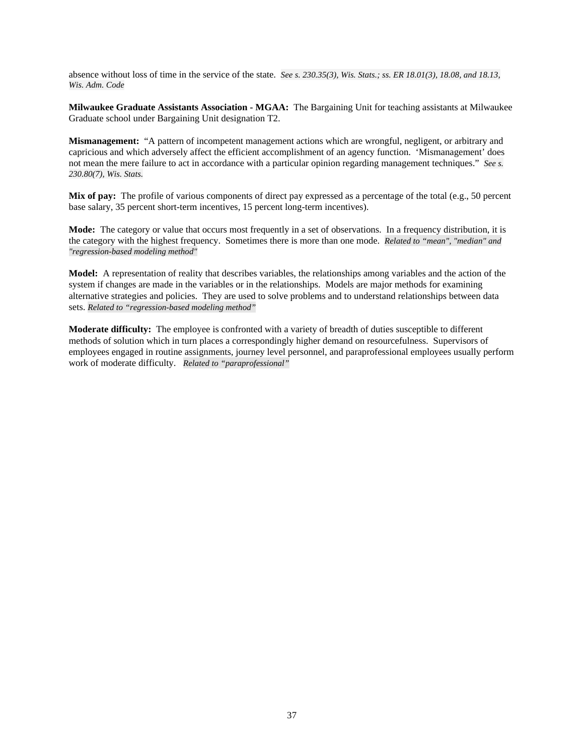absence without loss of time in the service of the state. *See s. 230.35(3), Wis. Stats.; ss. ER 18.01(3), 18.08, and 18.13, Wis. Adm. Code*

**Milwaukee Graduate Assistants Association - MGAA:** The Bargaining Unit for teaching assistants at Milwaukee Graduate school under Bargaining Unit designation T2.

**Mismanagement:** "A pattern of incompetent management actions which are wrongful, negligent, or arbitrary and capricious and which adversely affect the efficient accomplishment of an agency function. 'Mismanagement' does not mean the mere failure to act in accordance with a particular opinion regarding management techniques." *See s. 230.80(7), Wis. Stats.*

**Mix of pay:** The profile of various components of direct pay expressed as a percentage of the total (e.g., 50 percent base salary, 35 percent short-term incentives, 15 percent long-term incentives).

**Mode:** The category or value that occurs most frequently in a set of observations. In a frequency distribution, it is the category with the highest frequency. Sometimes there is more than one mode. *Related to "mean", "median" and "regression-based modeling method"*

**Model:** A representation of reality that describes variables, the relationships among variables and the action of the system if changes are made in the variables or in the relationships. Models are major methods for examining alternative strategies and policies. They are used to solve problems and to understand relationships between data sets. *Related to "regression-based modeling method"*

**Moderate difficulty:** The employee is confronted with a variety of breadth of duties susceptible to different methods of solution which in turn places a correspondingly higher demand on resourcefulness. Supervisors of employees engaged in routine assignments, journey level personnel, and paraprofessional employees usually perform work of moderate difficulty. *Related to "paraprofessional"*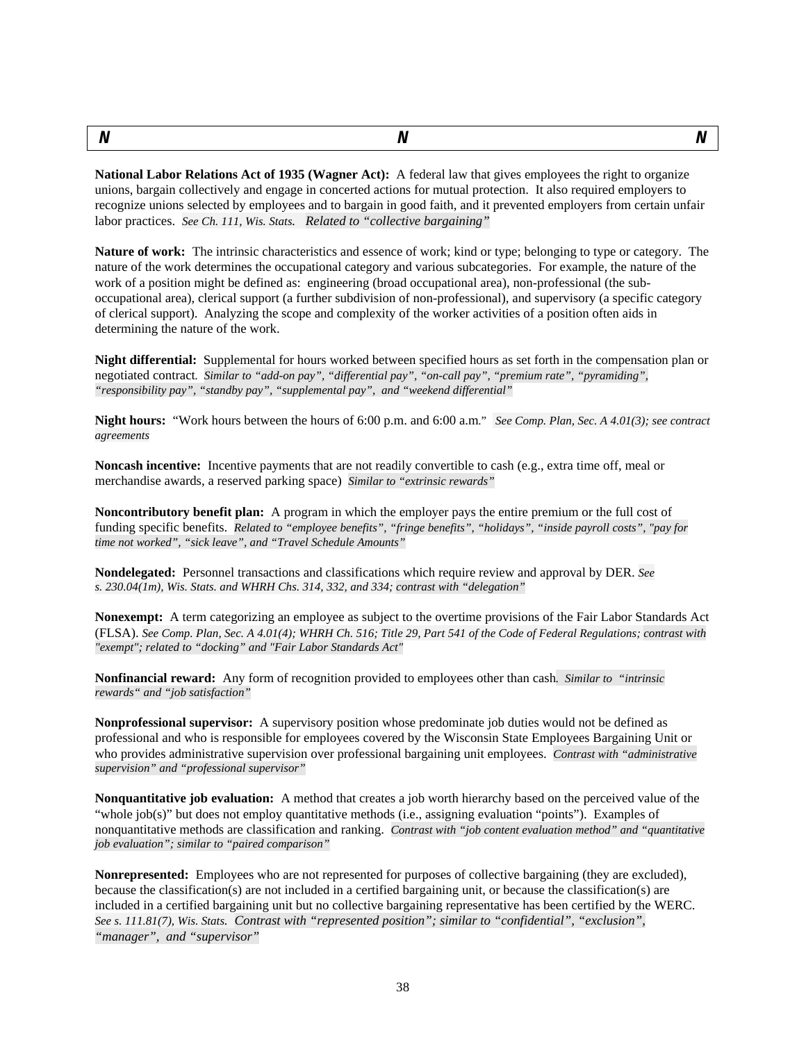| N | N | N |
|---|---|---|

**National Labor Relations Act of 1935 (Wagner Act):** A federal law that gives employees the right to organize unions, bargain collectively and engage in concerted actions for mutual protection. It also required employers to recognize unions selected by employees and to bargain in good faith, and it prevented employers from certain unfair labor practices. *See Ch. 111, Wis. Stats. Related to "collective bargaining"*

**Nature of work:** The intrinsic characteristics and essence of work; kind or type; belonging to type or category. The nature of the work determines the occupational category and various subcategories. For example, the nature of the work of a position might be defined as: engineering (broad occupational area), non-professional (the sub-occupational area), clerical support (a further subdivision of non-professional), and supervisory (a specific category of clerical support). Analyzing the scope and complexity of the worker activities of a position often aids in determining the nature of the work.

**Night differential:** Supplemental for hours worked between specified hours as set forth in the compensation plan or negotiated contract. *Similar to "add-on pay", "differential pay", "on-call pay", "premium rate", "pyramiding", "responsibility pay", "standby pay", "supplemental pay", and "weekend differential"*

**Night hours:** "Work hours between the hours of 6:00 p.m. and 6:00 a.m." *See Comp. Plan, Sec. A 4.01(3); see contract agreements*

**Noncash incentive:** Incentive payments that are not readily convertible to cash (e.g., extra time off, meal or merchandise awards, a reserved parking space) *Similar to "extrinsic rewards"*

**Noncontributory benefit plan:** A program in which the employer pays the entire premium or the full cost of funding specific benefits. *Related to "employee benefits", "fringe benefits", "holidays", "inside payroll costs", "pay for time not worked", "sick leave", and "Travel Schedule Amounts"*

**Nondelegated:** Personnel transactions and classifications which require review and approval by DER. *See s. 230.04(1m), Wis. Stats. and WHRH Chs. 314, 332, and 334; contrast with "delegation"*

**Nonexempt:** A term categorizing an employee as subject to the overtime provisions of the Fair Labor Standards Act (FLSA). *See Comp. Plan, Sec. A 4.01(4); WHRH Ch. 516; Title 29, Part 541 of the Code of Federal Regulations; contrast with "exempt"; related to "docking" and "Fair Labor Standards Act"*

**Nonfinancial reward:** Any form of recognition provided to employees other than cash. *Similar to "intrinsic rewards" and "job satisfaction"*

**Nonprofessional supervisor:** A supervisory position whose predominate job duties would not be defined as professional and who is responsible for employees covered by the Wisconsin State Employees Bargaining Unit or who provides administrative supervision over professional bargaining unit employees. *Contrast with "administrative supervision" and "professional supervisor"*

**Nonquantitative job evaluation:** A method that creates a job worth hierarchy based on the perceived value of the "whole job(s)" but does not employ quantitative methods (i.e., assigning evaluation "points"). Examples of nonquantitative methods are classification and ranking. *Contrast with "job content evaluation method" and "quantitative job evaluation"; similar to "paired comparison"*

**Nonrepresented:** Employees who are not represented for purposes of collective bargaining (they are excluded), because the classification(s) are not included in a certified bargaining unit, or because the classification(s) are included in a certified bargaining unit but no collective bargaining representative has been certified by the WERC. *See s. 111.81(7), Wis. Stats. Contrast with "represented position"; similar to "confidential", "exclusion", "manager", and "supervisor"*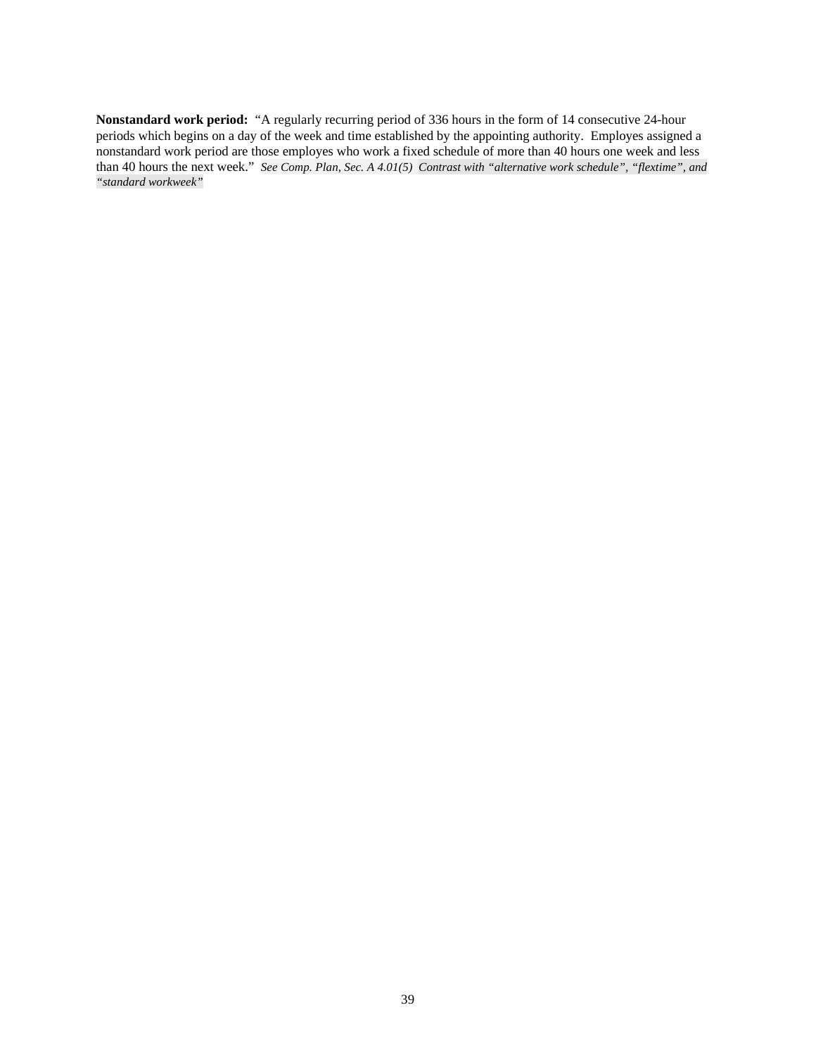**Nonstandard work period:** "A regularly recurring period of 336 hours in the form of 14 consecutive 24-hour periods which begins on a day of the week and time established by the appointing authority. Employes assigned a nonstandard work period are those employes who work a fixed schedule of more than 40 hours one week and less than 40 hours the next week." *See Comp. Plan, Sec. A 4.01(5) Contrast with "alternative work schedule", "flextime", and "standard workweek"*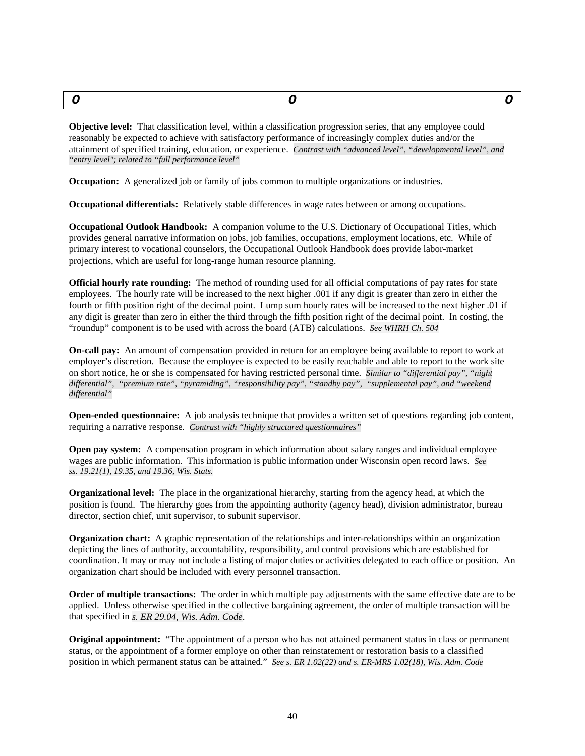| O | O | O |
|---|---|---|

**Objective level:** That classification level, within a classification progression series, that any employee could reasonably be expected to achieve with satisfactory performance of increasingly complex duties and/or the attainment of specified training, education, or experience. *Contrast with "advanced level", "developmental level", and "entry level"; related to "full performance level"*

**Occupation:** A generalized job or family of jobs common to multiple organizations or industries.

**Occupational differentials:** Relatively stable differences in wage rates between or among occupations.

**Occupational Outlook Handbook:** A companion volume to the U.S. Dictionary of Occupational Titles, which provides general narrative information on jobs, job families, occupations, employment locations, etc. While of primary interest to vocational counselors, the Occupational Outlook Handbook does provide labor-market projections, which are useful for long-range human resource planning.

**Official hourly rate rounding:** The method of rounding used for all official computations of pay rates for state employees. The hourly rate will be increased to the next higher .001 if any digit is greater than zero in either the fourth or fifth position right of the decimal point. Lump sum hourly rates will be increased to the next higher .01 if any digit is greater than zero in either the third through the fifth position right of the decimal point. In costing, the "roundup" component is to be used with across the board (ATB) calculations. *See WHRH Ch. 504*

**On-call pay:** An amount of compensation provided in return for an employee being available to report to work at employer's discretion. Because the employee is expected to be easily reachable and able to report to the work site on short notice, he or she is compensated for having restricted personal time. *Similar to "differential pay", "night differential", "premium rate", "pyramiding", "responsibility pay", "standby pay", "supplemental pay", and "weekend differential"*

**Open-ended questionnaire:** A job analysis technique that provides a written set of questions regarding job content, requiring a narrative response. *Contrast with "highly structured questionnaires"*

**Open pay system:** A compensation program in which information about salary ranges and individual employee wages are public information. This information is public information under Wisconsin open record laws. *See ss. 19.21(1), 19.35, and 19.36, Wis. Stats.*

**Organizational level:** The place in the organizational hierarchy, starting from the agency head, at which the position is found. The hierarchy goes from the appointing authority (agency head), division administrator, bureau director, section chief, unit supervisor, to subunit supervisor.

**Organization chart:** A graphic representation of the relationships and inter-relationships within an organization depicting the lines of authority, accountability, responsibility, and control provisions which are established for coordination. It may or may not include a listing of major duties or activities delegated to each office or position. An organization chart should be included with every personnel transaction.

**Order of multiple transactions:** The order in which multiple pay adjustments with the same effective date are to be applied. Unless otherwise specified in the collective bargaining agreement, the order of multiple transaction will be that specified in *s. ER 29.04, Wis. Adm. Code*.

**Original appointment:** "The appointment of a person who has not attained permanent status in class or permanent status, or the appointment of a former employe on other than reinstatement or restoration basis to a classified position in which permanent status can be attained." *See s. ER 1.02(22) and s. ER-MRS 1.02(18), Wis. Adm. Code*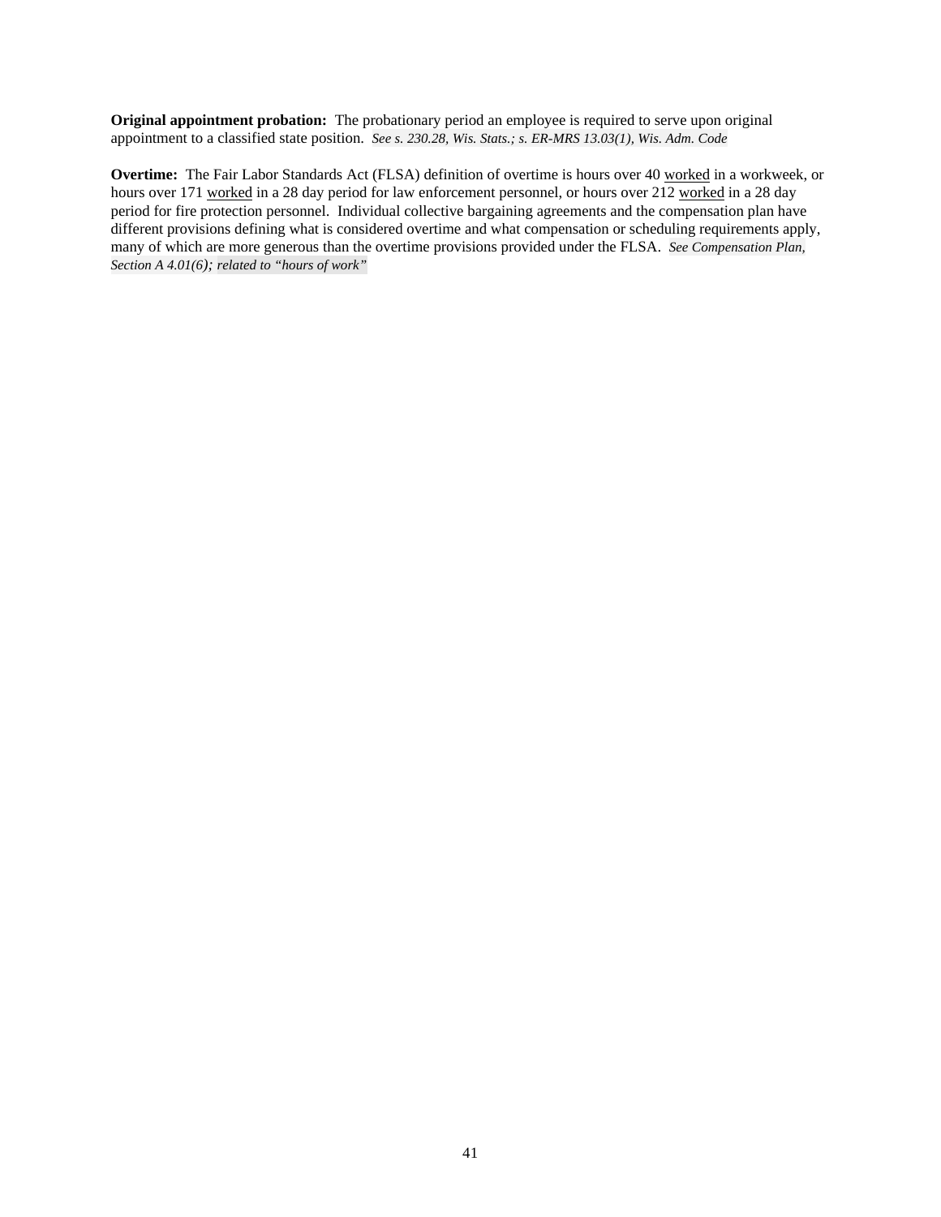**Original appointment probation:** The probationary period an employee is required to serve upon original appointment to a classified state position. *See s. 230.28, Wis. Stats.; s. ER-MRS 13.03(1), Wis. Adm. Code*

**Overtime:** The Fair Labor Standards Act (FLSA) definition of overtime is hours over 40 <u>worked</u> in a workweek, or hours over 171 <u>worked</u> in a 28 day period for law enforcement personnel, or hours over 212 <u>worked</u> in a 28 day period for fire protection personnel. Individual collective bargaining agreements and the compensation plan have different provisions defining what is considered overtime and what compensation or scheduling requirements apply, many of which are more generous than the overtime provisions provided under the FLSA. *See Compensation Plan, Section A 4.01(6); related to "hours of work"*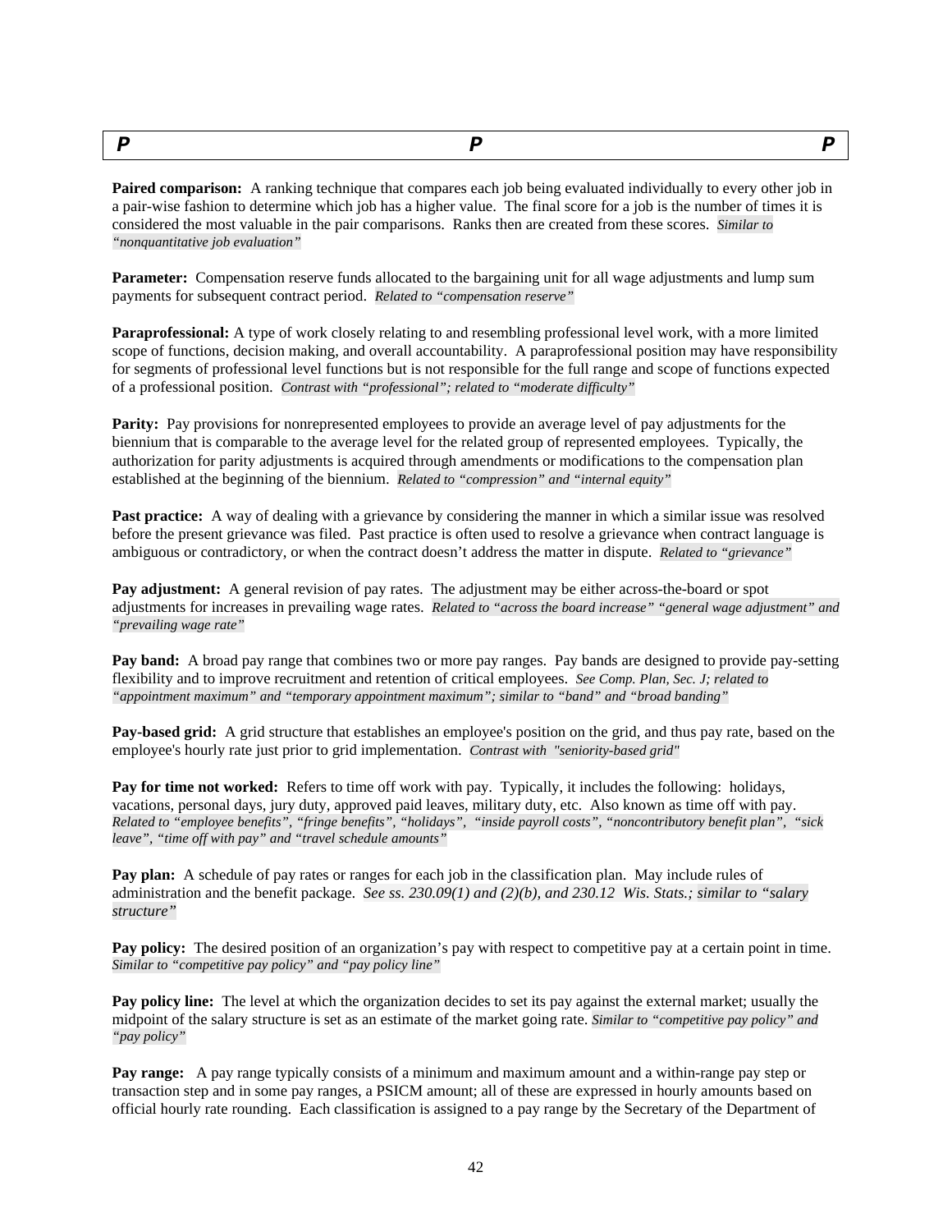| *P* | *P* | *P* |
|---|---|---|

**Paired comparison:** A ranking technique that compares each job being evaluated individually to every other job in a pair-wise fashion to determine which job has a higher value. The final score for a job is the number of times it is considered the most valuable in the pair comparisons. Ranks then are created from these scores. *Similar to "nonquantitative job evaluation"*

**Parameter:** Compensation reserve funds allocated to the bargaining unit for all wage adjustments and lump sum payments for subsequent contract period. *Related to "compensation reserve"*

**Paraprofessional:** A type of work closely relating to and resembling professional level work, with a more limited scope of functions, decision making, and overall accountability. A paraprofessional position may have responsibility for segments of professional level functions but is not responsible for the full range and scope of functions expected of a professional position. *Contrast with "professional"; related to "moderate difficulty"*

**Parity:** Pay provisions for nonrepresented employees to provide an average level of pay adjustments for the biennium that is comparable to the average level for the related group of represented employees. Typically, the authorization for parity adjustments is acquired through amendments or modifications to the compensation plan established at the beginning of the biennium. *Related to "compression" and "internal equity"*

**Past practice:** A way of dealing with a grievance by considering the manner in which a similar issue was resolved before the present grievance was filed. Past practice is often used to resolve a grievance when contract language is ambiguous or contradictory, or when the contract doesn't address the matter in dispute. *Related to "grievance"*

**Pay adjustment:** A general revision of pay rates. The adjustment may be either across-the-board or spot adjustments for increases in prevailing wage rates. *Related to "across the board increase" "general wage adjustment" and "prevailing wage rate"*

**Pay band:** A broad pay range that combines two or more pay ranges. Pay bands are designed to provide pay-setting flexibility and to improve recruitment and retention of critical employees. *See Comp. Plan, Sec. J; related to "appointment maximum" and "temporary appointment maximum"; similar to "band" and "broad banding"*

**Pay-based grid:** A grid structure that establishes an employee's position on the grid, and thus pay rate, based on the employee's hourly rate just prior to grid implementation. *Contrast with "seniority-based grid"*

**Pay for time not worked:** Refers to time off work with pay. Typically, it includes the following: holidays, vacations, personal days, jury duty, approved paid leaves, military duty, etc. Also known as time off with pay. *Related to "employee benefits", "fringe benefits", "holidays", "inside payroll costs", "noncontributory benefit plan", "sick leave", "time off with pay" and "travel schedule amounts"*

**Pay plan:** A schedule of pay rates or ranges for each job in the classification plan. May include rules of administration and the benefit package. *See ss. 230.09(1) and (2)(b), and 230.12 Wis. Stats.; similar to "salary structure"*

**Pay policy:** The desired position of an organization's pay with respect to competitive pay at a certain point in time. *Similar to "competitive pay policy" and "pay policy line"*

**Pay policy line:** The level at which the organization decides to set its pay against the external market; usually the midpoint of the salary structure is set as an estimate of the market going rate. *Similar to "competitive pay policy" and "pay policy"*

**Pay range:** A pay range typically consists of a minimum and maximum amount and a within-range pay step or transaction step and in some pay ranges, a PSICM amount; all of these are expressed in hourly amounts based on official hourly rate rounding. Each classification is assigned to a pay range by the Secretary of the Department of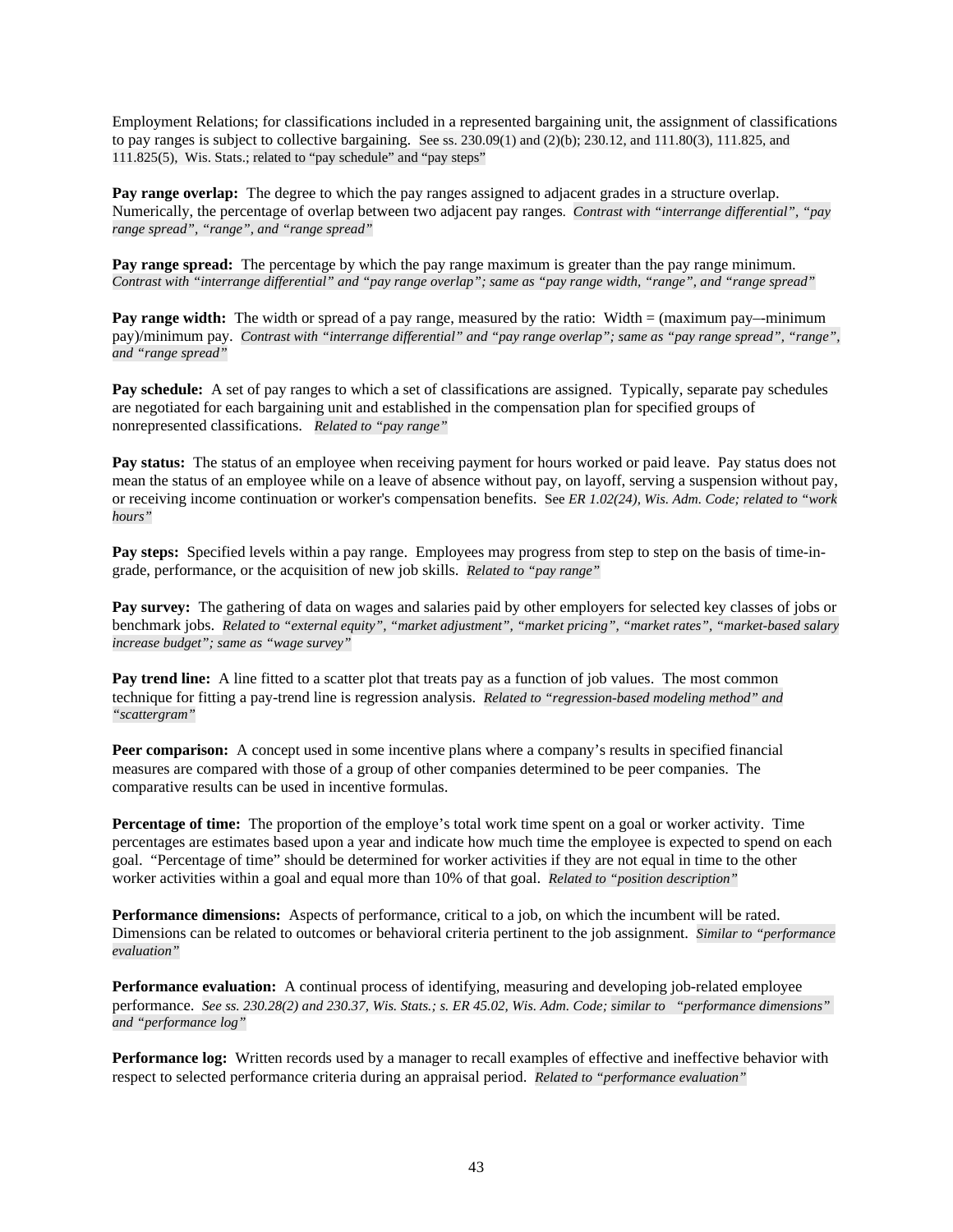Employment Relations; for classifications included in a represented bargaining unit, the assignment of classifications to pay ranges is subject to collective bargaining. See ss. 230.09(1) and (2)(b); 230.12, and 111.80(3), 111.825, and 111.825(5), Wis. Stats.; related to "pay schedule" and "pay steps"

**Pay range overlap:** The degree to which the pay ranges assigned to adjacent grades in a structure overlap. Numerically, the percentage of overlap between two adjacent pay ranges. *Contrast with "interrange differential", "pay range spread", "range", and "range spread"*

**Pay range spread:** The percentage by which the pay range maximum is greater than the pay range minimum. *Contrast with "interrange differential" and "pay range overlap"; same as "pay range width, "range", and "range spread"*

**Pay range width:** The width or spread of a pay range, measured by the ratio: Width = (maximum pay–-minimum pay)/minimum pay. *Contrast with "interrange differential" and "pay range overlap"; same as "pay range spread", "range", and "range spread"*

**Pay schedule:** A set of pay ranges to which a set of classifications are assigned. Typically, separate pay schedules are negotiated for each bargaining unit and established in the compensation plan for specified groups of nonrepresented classifications. *Related to "pay range"*

**Pay status:** The status of an employee when receiving payment for hours worked or paid leave. Pay status does not mean the status of an employee while on a leave of absence without pay, on layoff, serving a suspension without pay, or receiving income continuation or worker's compensation benefits. See *ER 1.02(24), Wis. Adm. Code; related to "work hours"*

**Pay steps:** Specified levels within a pay range. Employees may progress from step to step on the basis of time-in-grade, performance, or the acquisition of new job skills. *Related to "pay range"*

**Pay survey:** The gathering of data on wages and salaries paid by other employers for selected key classes of jobs or benchmark jobs. *Related to "external equity", "market adjustment", "market pricing", "market rates", "market-based salary increase budget"; same as "wage survey"*

**Pay trend line:** A line fitted to a scatter plot that treats pay as a function of job values. The most common technique for fitting a pay-trend line is regression analysis. *Related to "regression-based modeling method" and "scattergram"*

**Peer comparison:** A concept used in some incentive plans where a company's results in specified financial measures are compared with those of a group of other companies determined to be peer companies. The comparative results can be used in incentive formulas.

**Percentage of time:** The proportion of the employe's total work time spent on a goal or worker activity. Time percentages are estimates based upon a year and indicate how much time the employee is expected to spend on each goal. "Percentage of time" should be determined for worker activities if they are not equal in time to the other worker activities within a goal and equal more than 10% of that goal. *Related to "position description"*

**Performance dimensions:** Aspects of performance, critical to a job, on which the incumbent will be rated. Dimensions can be related to outcomes or behavioral criteria pertinent to the job assignment. *Similar to "performance evaluation"*

**Performance evaluation:** A continual process of identifying, measuring and developing job-related employee performance. *See ss. 230.28(2) and 230.37, Wis. Stats.; s. ER 45.02, Wis. Adm. Code; similar to "performance dimensions" and "performance log"*

**Performance log:** Written records used by a manager to recall examples of effective and ineffective behavior with respect to selected performance criteria during an appraisal period. *Related to "performance evaluation"*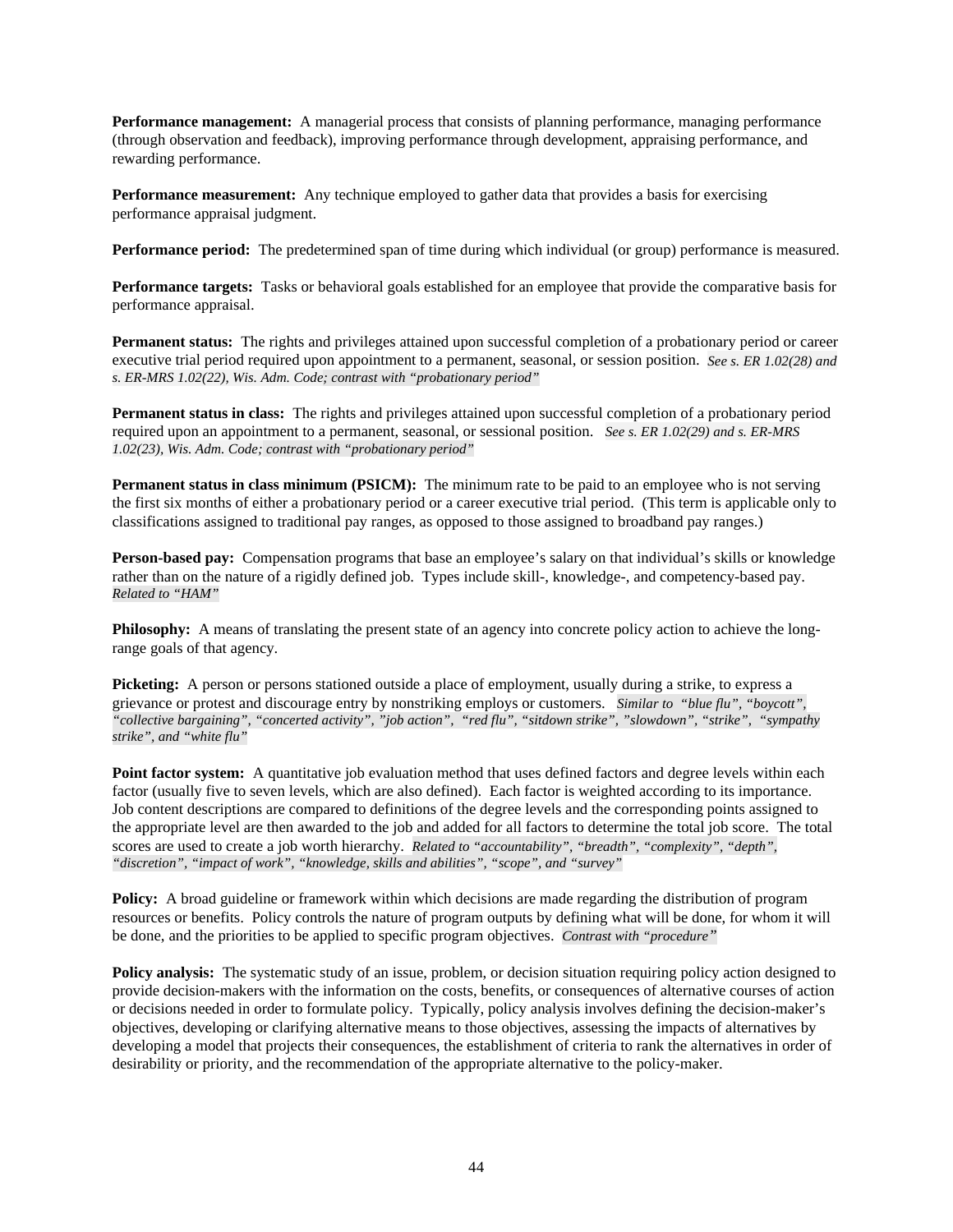**Performance management:** A managerial process that consists of planning performance, managing performance (through observation and feedback), improving performance through development, appraising performance, and rewarding performance.

**Performance measurement:** Any technique employed to gather data that provides a basis for exercising performance appraisal judgment.

**Performance period:** The predetermined span of time during which individual (or group) performance is measured.

**Performance targets:** Tasks or behavioral goals established for an employee that provide the comparative basis for performance appraisal.

**Permanent status:** The rights and privileges attained upon successful completion of a probationary period or career executive trial period required upon appointment to a permanent, seasonal, or session position. *See s. ER 1.02(28) and s. ER-MRS 1.02(22), Wis. Adm. Code; contrast with "probationary period"*

**Permanent status in class:** The rights and privileges attained upon successful completion of a probationary period required upon an appointment to a permanent, seasonal, or sessional position. *See s. ER 1.02(29) and s. ER-MRS 1.02(23), Wis. Adm. Code; contrast with "probationary period"*

**Permanent status in class minimum (PSICM):** The minimum rate to be paid to an employee who is not serving the first six months of either a probationary period or a career executive trial period. (This term is applicable only to classifications assigned to traditional pay ranges, as opposed to those assigned to broadband pay ranges.)

**Person-based pay:** Compensation programs that base an employee's salary on that individual's skills or knowledge rather than on the nature of a rigidly defined job. Types include skill-, knowledge-, and competency-based pay. *Related to "HAM"*

**Philosophy:** A means of translating the present state of an agency into concrete policy action to achieve the long-range goals of that agency.

**Picketing:** A person or persons stationed outside a place of employment, usually during a strike, to express a grievance or protest and discourage entry by nonstriking employs or customers. *Similar to "blue flu", "boycott", "collective bargaining", "concerted activity", "job action", "red flu", "sitdown strike", "slowdown", "strike", "sympathy strike", and "white flu"*

**Point factor system:** A quantitative job evaluation method that uses defined factors and degree levels within each factor (usually five to seven levels, which are also defined). Each factor is weighted according to its importance. Job content descriptions are compared to definitions of the degree levels and the corresponding points assigned to the appropriate level are then awarded to the job and added for all factors to determine the total job score. The total scores are used to create a job worth hierarchy. *Related to "accountability", "breadth", "complexity", "depth", "discretion", "impact of work", "knowledge, skills and abilities", "scope", and "survey"*

**Policy:** A broad guideline or framework within which decisions are made regarding the distribution of program resources or benefits. Policy controls the nature of program outputs by defining what will be done, for whom it will be done, and the priorities to be applied to specific program objectives. *Contrast with "procedure"*

**Policy analysis:** The systematic study of an issue, problem, or decision situation requiring policy action designed to provide decision-makers with the information on the costs, benefits, or consequences of alternative courses of action or decisions needed in order to formulate policy. Typically, policy analysis involves defining the decision-maker's objectives, developing or clarifying alternative means to those objectives, assessing the impacts of alternatives by developing a model that projects their consequences, the establishment of criteria to rank the alternatives in order of desirability or priority, and the recommendation of the appropriate alternative to the policy-maker.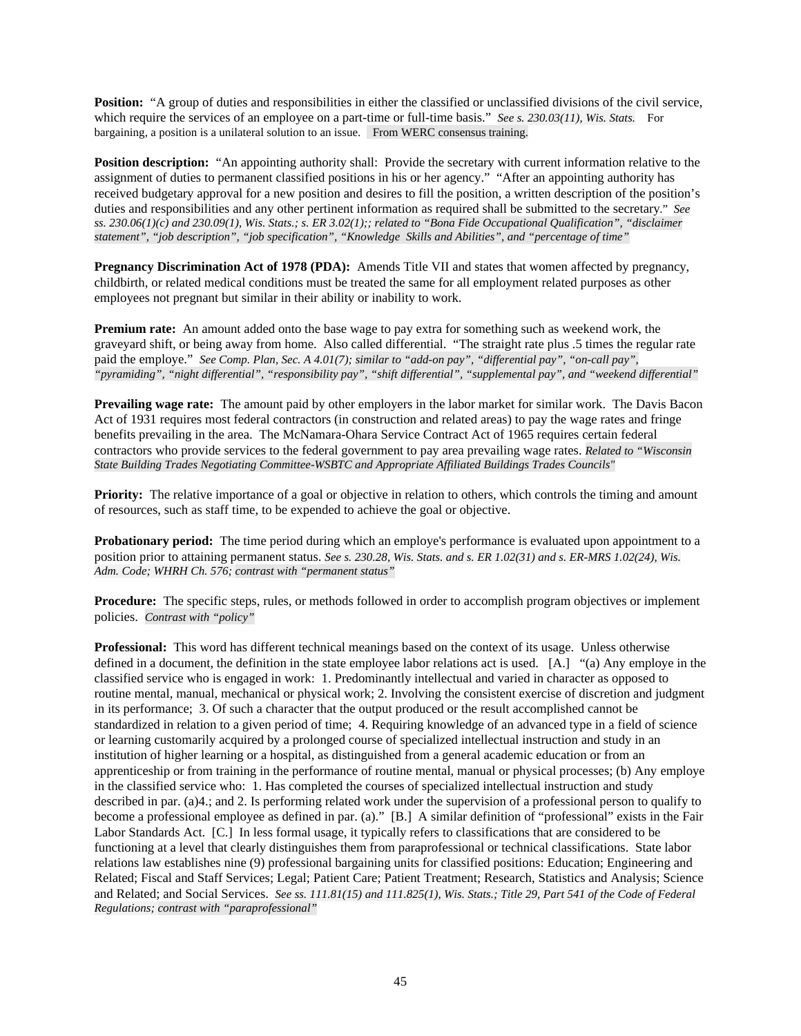**Position:** "A group of duties and responsibilities in either the classified or unclassified divisions of the civil service, which require the services of an employee on a part-time or full-time basis." *See s. 230.03(11), Wis. Stats.* For bargaining, a position is a unilateral solution to an issue. From WERC consensus training.

**Position description:** "An appointing authority shall: Provide the secretary with current information relative to the assignment of duties to permanent classified positions in his or her agency." "After an appointing authority has received budgetary approval for a new position and desires to fill the position, a written description of the position's duties and responsibilities and any other pertinent information as required shall be submitted to the secretary." *See ss. 230.06(1)(c) and 230.09(1), Wis. Stats.; s. ER 3.02(1);; related to "Bona Fide Occupational Qualification", "disclaimer statement", "job description", "job specification", "Knowledge Skills and Abilities", and "percentage of time"*

**Pregnancy Discrimination Act of 1978 (PDA):** Amends Title VII and states that women affected by pregnancy, childbirth, or related medical conditions must be treated the same for all employment related purposes as other employees not pregnant but similar in their ability or inability to work.

**Premium rate:** An amount added onto the base wage to pay extra for something such as weekend work, the graveyard shift, or being away from home. Also called differential. "The straight rate plus .5 times the regular rate paid the employe." *See Comp. Plan, Sec. A 4.01(7); similar to "add-on pay", "differential pay", "on-call pay", "pyramiding", "night differential", "responsibility pay", "shift differential", "supplemental pay", and "weekend differential"*

**Prevailing wage rate:** The amount paid by other employers in the labor market for similar work. The Davis Bacon Act of 1931 requires most federal contractors (in construction and related areas) to pay the wage rates and fringe benefits prevailing in the area. The McNamara-Ohara Service Contract Act of 1965 requires certain federal contractors who provide services to the federal government to pay area prevailing wage rates. *Related to "Wisconsin State Building Trades Negotiating Committee-WSBTC and Appropriate Affiliated Buildings Trades Councils"*

**Priority:** The relative importance of a goal or objective in relation to others, which controls the timing and amount of resources, such as staff time, to be expended to achieve the goal or objective.

**Probationary period:** The time period during which an employe's performance is evaluated upon appointment to a position prior to attaining permanent status. *See s. 230.28, Wis. Stats. and s. ER 1.02(31) and s. ER-MRS 1.02(24), Wis. Adm. Code; WHRH Ch. 576; contrast with "permanent status"*

**Procedure:** The specific steps, rules, or methods followed in order to accomplish program objectives or implement policies. *Contrast with "policy"*

**Professional:** This word has different technical meanings based on the context of its usage. Unless otherwise defined in a document, the definition in the state employee labor relations act is used. [A.] "(a) Any employe in the classified service who is engaged in work: 1. Predominantly intellectual and varied in character as opposed to routine mental, manual, mechanical or physical work; 2. Involving the consistent exercise of discretion and judgment in its performance; 3. Of such a character that the output produced or the result accomplished cannot be standardized in relation to a given period of time; 4. Requiring knowledge of an advanced type in a field of science or learning customarily acquired by a prolonged course of specialized intellectual instruction and study in an institution of higher learning or a hospital, as distinguished from a general academic education or from an apprenticeship or from training in the performance of routine mental, manual or physical processes; (b) Any employe in the classified service who: 1. Has completed the courses of specialized intellectual instruction and study described in par. (a)4.; and 2. Is performing related work under the supervision of a professional person to qualify to become a professional employee as defined in par. (a)." [B.] A similar definition of "professional" exists in the Fair Labor Standards Act. [C.] In less formal usage, it typically refers to classifications that are considered to be functioning at a level that clearly distinguishes them from paraprofessional or technical classifications. State labor relations law establishes nine (9) professional bargaining units for classified positions: Education; Engineering and Related; Fiscal and Staff Services; Legal; Patient Care; Patient Treatment; Research, Statistics and Analysis; Science and Related; and Social Services. *See ss. 111.81(15) and 111.825(1), Wis. Stats.; Title 29, Part 541 of the Code of Federal Regulations; contrast with "paraprofessional"*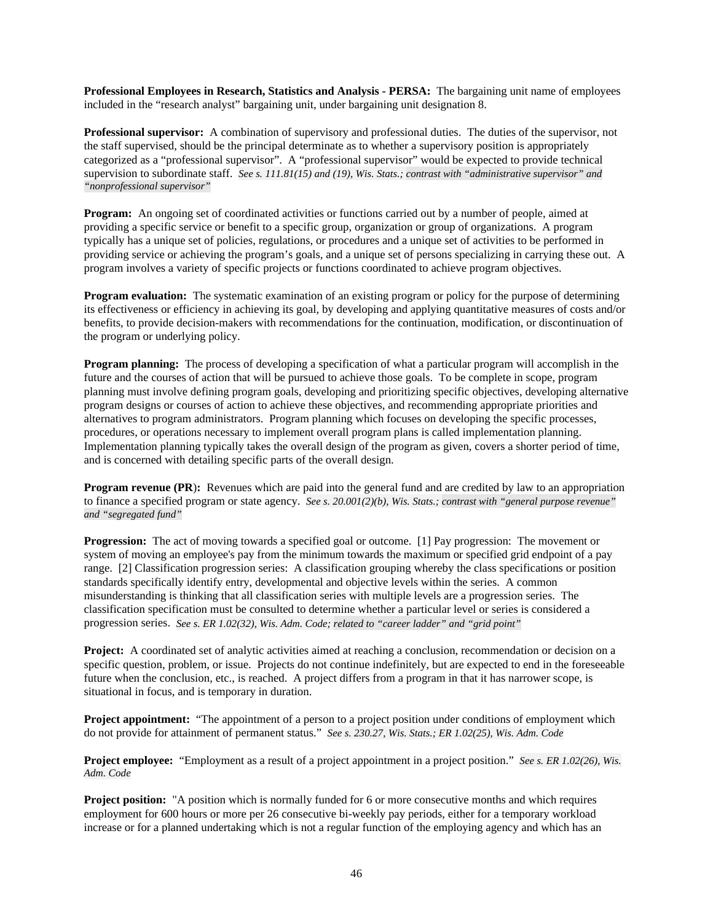**Professional Employees in Research, Statistics and Analysis - PERSA:** The bargaining unit name of employees included in the "research analyst" bargaining unit, under bargaining unit designation 8.

**Professional supervisor:** A combination of supervisory and professional duties. The duties of the supervisor, not the staff supervised, should be the principal determinate as to whether a supervisory position is appropriately categorized as a "professional supervisor". A "professional supervisor" would be expected to provide technical supervision to subordinate staff. *See s. 111.81(15) and (19), Wis. Stats.; contrast with "administrative supervisor" and "nonprofessional supervisor"*

**Program:** An ongoing set of coordinated activities or functions carried out by a number of people, aimed at providing a specific service or benefit to a specific group, organization or group of organizations. A program typically has a unique set of policies, regulations, or procedures and a unique set of activities to be performed in providing service or achieving the program's goals, and a unique set of persons specializing in carrying these out. A program involves a variety of specific projects or functions coordinated to achieve program objectives.

**Program evaluation:** The systematic examination of an existing program or policy for the purpose of determining its effectiveness or efficiency in achieving its goal, by developing and applying quantitative measures of costs and/or benefits, to provide decision-makers with recommendations for the continuation, modification, or discontinuation of the program or underlying policy.

**Program planning:** The process of developing a specification of what a particular program will accomplish in the future and the courses of action that will be pursued to achieve those goals. To be complete in scope, program planning must involve defining program goals, developing and prioritizing specific objectives, developing alternative program designs or courses of action to achieve these objectives, and recommending appropriate priorities and alternatives to program administrators. Program planning which focuses on developing the specific processes, procedures, or operations necessary to implement overall program plans is called implementation planning. Implementation planning typically takes the overall design of the program as given, covers a shorter period of time, and is concerned with detailing specific parts of the overall design.

**Program revenue (PR):** Revenues which are paid into the general fund and are credited by law to an appropriation to finance a specified program or state agency. *See s. 20.001(2)(b), Wis. Stats.; contrast with "general purpose revenue" and "segregated fund"*

**Progression:** The act of moving towards a specified goal or outcome. [1] Pay progression: The movement or system of moving an employee's pay from the minimum towards the maximum or specified grid endpoint of a pay range. [2] Classification progression series: A classification grouping whereby the class specifications or position standards specifically identify entry, developmental and objective levels within the series. A common misunderstanding is thinking that all classification series with multiple levels are a progression series. The classification specification must be consulted to determine whether a particular level or series is considered a progression series. *See s. ER 1.02(32), Wis. Adm. Code; related to "career ladder" and "grid point"*

**Project:** A coordinated set of analytic activities aimed at reaching a conclusion, recommendation or decision on a specific question, problem, or issue. Projects do not continue indefinitely, but are expected to end in the foreseeable future when the conclusion, etc., is reached. A project differs from a program in that it has narrower scope, is situational in focus, and is temporary in duration.

**Project appointment:** "The appointment of a person to a project position under conditions of employment which do not provide for attainment of permanent status." *See s. 230.27, Wis. Stats.; ER 1.02(25), Wis. Adm. Code*

**Project employee:** "Employment as a result of a project appointment in a project position." *See s. ER 1.02(26), Wis. Adm. Code*

**Project position:** "A position which is normally funded for 6 or more consecutive months and which requires employment for 600 hours or more per 26 consecutive bi-weekly pay periods, either for a temporary workload increase or for a planned undertaking which is not a regular function of the employing agency and which has an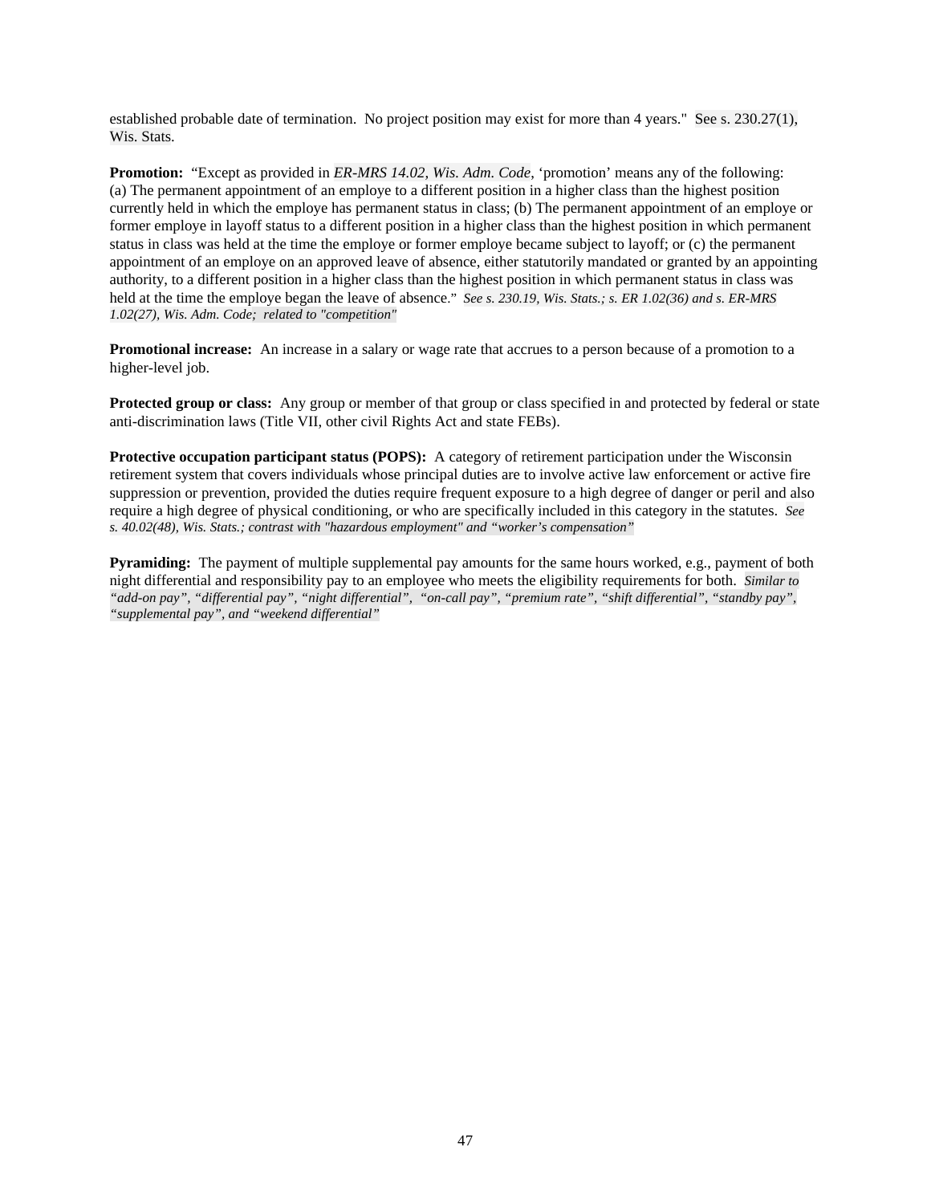established probable date of termination. No project position may exist for more than 4 years." See s. 230.27(1), Wis. Stats.

**Promotion:** "Except as provided in *ER-MRS 14.02, Wis. Adm. Code*, 'promotion' means any of the following: (a) The permanent appointment of an employe to a different position in a higher class than the highest position currently held in which the employe has permanent status in class; (b) The permanent appointment of an employe or former employe in layoff status to a different position in a higher class than the highest position in which permanent status in class was held at the time the employe or former employe became subject to layoff; or (c) the permanent appointment of an employe on an approved leave of absence, either statutorily mandated or granted by an appointing authority, to a different position in a higher class than the highest position in which permanent status in class was held at the time the employe began the leave of absence." *See s. 230.19, Wis. Stats.; s. ER 1.02(36) and s. ER-MRS 1.02(27), Wis. Adm. Code; related to "competition"*

**Promotional increase:** An increase in a salary or wage rate that accrues to a person because of a promotion to a higher-level job.

**Protected group or class:** Any group or member of that group or class specified in and protected by federal or state anti-discrimination laws (Title VII, other civil Rights Act and state FEBs).

**Protective occupation participant status (POPS):** A category of retirement participation under the Wisconsin retirement system that covers individuals whose principal duties are to involve active law enforcement or active fire suppression or prevention, provided the duties require frequent exposure to a high degree of danger or peril and also require a high degree of physical conditioning, or who are specifically included in this category in the statutes. *See s. 40.02(48), Wis. Stats.; contrast with "hazardous employment" and "worker's compensation"*

**Pyramiding:** The payment of multiple supplemental pay amounts for the same hours worked, e.g., payment of both night differential and responsibility pay to an employee who meets the eligibility requirements for both. *Similar to "add-on pay", "differential pay", "night differential", "on-call pay", "premium rate", "shift differential", "standby pay", "supplemental pay", and "weekend differential"*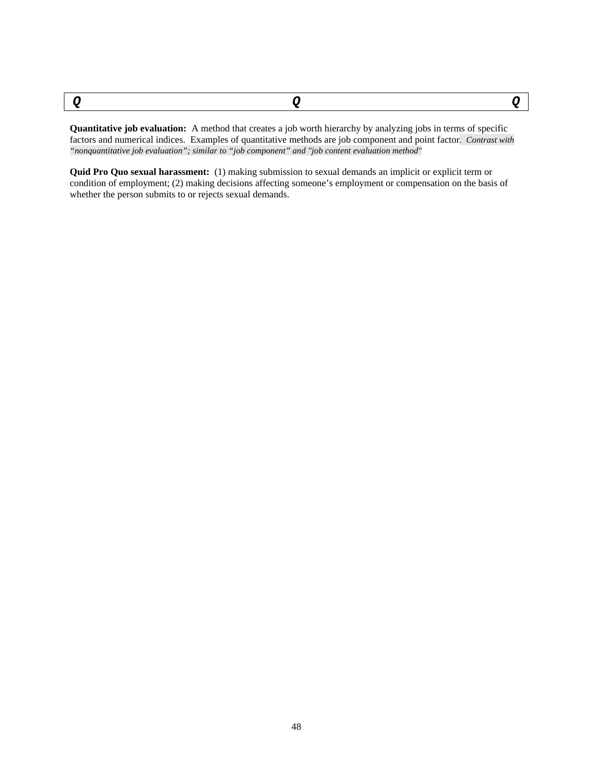| *Q* | *Q* | *Q* |
|---|---|---|

**Quantitative job evaluation:** A method that creates a job worth hierarchy by analyzing jobs in terms of specific factors and numerical indices. Examples of quantitative methods are job component and point factor. *Contrast with "nonquantitative job evaluation"; similar to "job component" and "job content evaluation method"*

**Quid Pro Quo sexual harassment:** (1) making submission to sexual demands an implicit or explicit term or condition of employment; (2) making decisions affecting someone's employment or compensation on the basis of whether the person submits to or rejects sexual demands.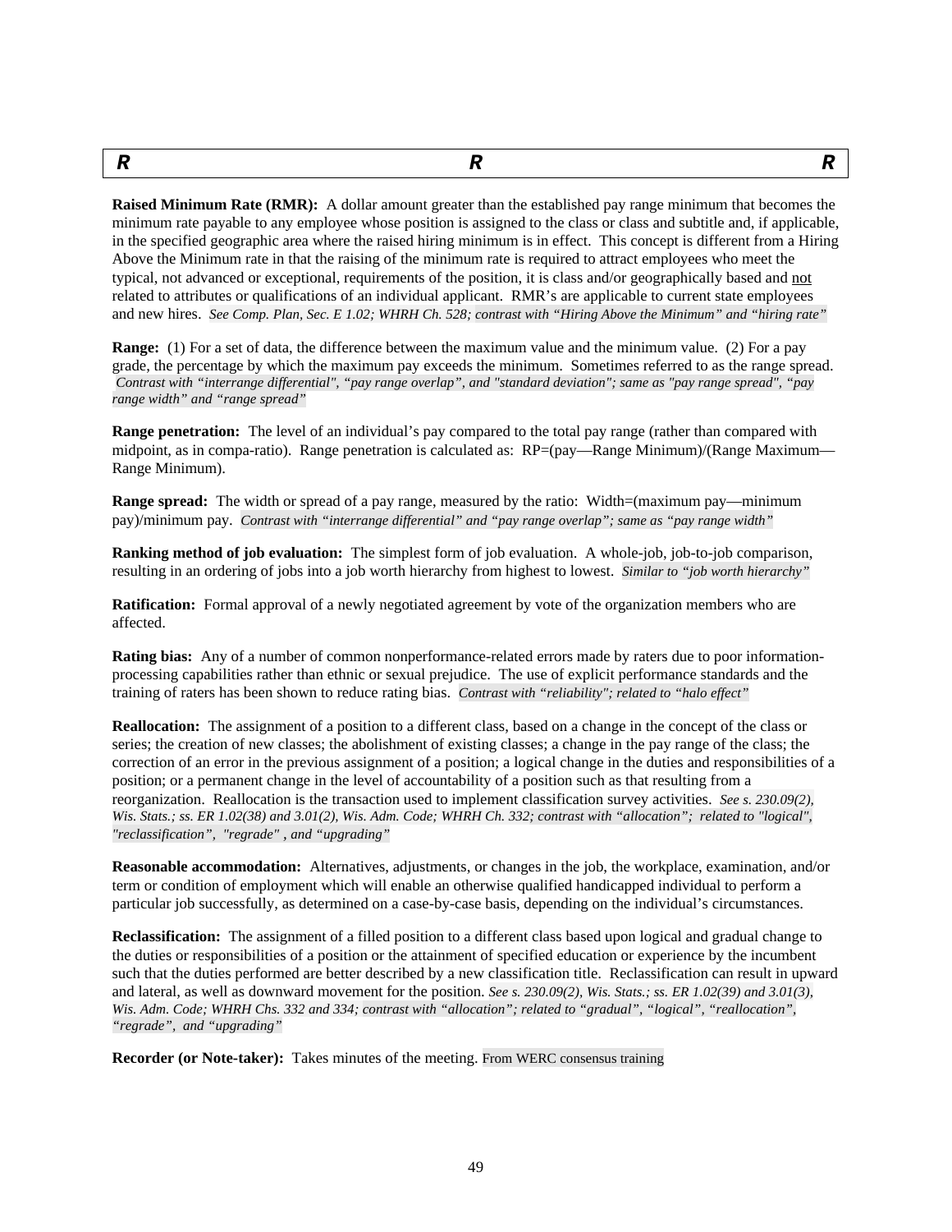| R | R | R |
|---|---|---|

**Raised Minimum Rate (RMR):** A dollar amount greater than the established pay range minimum that becomes the minimum rate payable to any employee whose position is assigned to the class or class and subtitle and, if applicable, in the specified geographic area where the raised hiring minimum is in effect. This concept is different from a Hiring Above the Minimum rate in that the raising of the minimum rate is required to attract employees who meet the typical, not advanced or exceptional, requirements of the position, it is class and/or geographically based and <u>not</u> related to attributes or qualifications of an individual applicant. RMR's are applicable to current state employees and new hires. *See Comp. Plan, Sec. E 1.02; WHRH Ch. 528; contrast with "Hiring Above the Minimum" and "hiring rate"*

**Range:** (1) For a set of data, the difference between the maximum value and the minimum value. (2) For a pay grade, the percentage by which the maximum pay exceeds the minimum. Sometimes referred to as the range spread. *Contrast with "interrange differential", "pay range overlap", and "standard deviation"; same as "pay range spread", "pay range width" and "range spread"*

**Range penetration:** The level of an individual's pay compared to the total pay range (rather than compared with midpoint, as in compa-ratio). Range penetration is calculated as: RP=(pay—Range Minimum)/(Range Maximum—Range Minimum).

**Range spread:** The width or spread of a pay range, measured by the ratio: Width=(maximum pay—minimum pay)/minimum pay. *Contrast with "interrange differential" and "pay range overlap"; same as "pay range width"*

**Ranking method of job evaluation:** The simplest form of job evaluation. A whole-job, job-to-job comparison, resulting in an ordering of jobs into a job worth hierarchy from highest to lowest. *Similar to "job worth hierarchy"*

**Ratification:** Formal approval of a newly negotiated agreement by vote of the organization members who are affected.

**Rating bias:** Any of a number of common nonperformance-related errors made by raters due to poor information-processing capabilities rather than ethnic or sexual prejudice. The use of explicit performance standards and the training of raters has been shown to reduce rating bias. *Contrast with "reliability"; related to "halo effect"*

**Reallocation:** The assignment of a position to a different class, based on a change in the concept of the class or series; the creation of new classes; the abolishment of existing classes; a change in the pay range of the class; the correction of an error in the previous assignment of a position; a logical change in the duties and responsibilities of a position; or a permanent change in the level of accountability of a position such as that resulting from a reorganization. Reallocation is the transaction used to implement classification survey activities. *See s. 230.09(2), Wis. Stats.; ss. ER 1.02(38) and 3.01(2), Wis. Adm. Code; WHRH Ch. 332; contrast with "allocation"; related to "logical", "reclassification", "regrade" , and "upgrading"*

**Reasonable accommodation:** Alternatives, adjustments, or changes in the job, the workplace, examination, and/or term or condition of employment which will enable an otherwise qualified handicapped individual to perform a particular job successfully, as determined on a case-by-case basis, depending on the individual's circumstances.

**Reclassification:** The assignment of a filled position to a different class based upon logical and gradual change to the duties or responsibilities of a position or the attainment of specified education or experience by the incumbent such that the duties performed are better described by a new classification title. Reclassification can result in upward and lateral, as well as downward movement for the position. *See s. 230.09(2), Wis. Stats.; ss. ER 1.02(39) and 3.01(3), Wis. Adm. Code; WHRH Chs. 332 and 334; contrast with "allocation"; related to "gradual", "logical", "reallocation", "regrade", and "upgrading"*

**Recorder (or Note-taker):** Takes minutes of the meeting. From WERC consensus training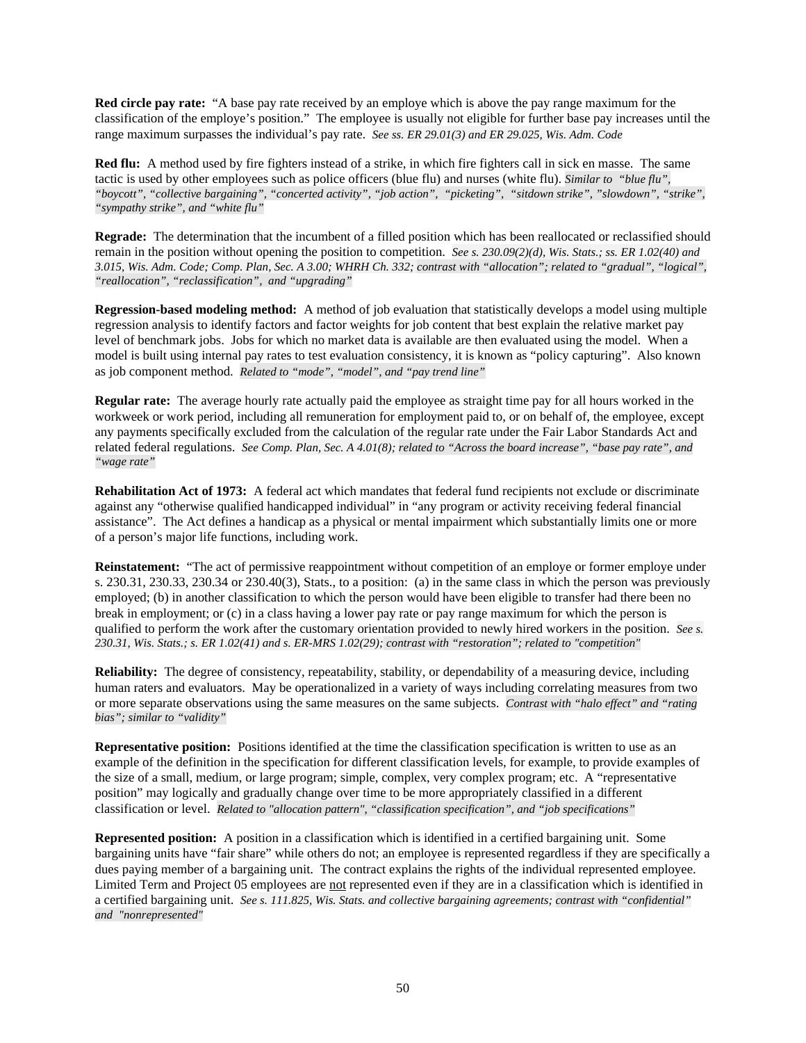**Red circle pay rate:** "A base pay rate received by an employe which is above the pay range maximum for the classification of the employe's position." The employee is usually not eligible for further base pay increases until the range maximum surpasses the individual's pay rate. *See ss. ER 29.01(3) and ER 29.025, Wis. Adm. Code*

**Red flu:** A method used by fire fighters instead of a strike, in which fire fighters call in sick en masse. The same tactic is used by other employees such as police officers (blue flu) and nurses (white flu). *Similar to "blue flu", "boycott", "collective bargaining", "concerted activity", "job action", "picketing", "sitdown strike", "slowdown", "strike", "sympathy strike", and "white flu"*

**Regrade:** The determination that the incumbent of a filled position which has been reallocated or reclassified should remain in the position without opening the position to competition. *See s. 230.09(2)(d), Wis. Stats.; ss. ER 1.02(40) and 3.015, Wis. Adm. Code; Comp. Plan, Sec. A 3.00; WHRH Ch. 332; contrast with "allocation"; related to "gradual", "logical", "reallocation", "reclassification", and "upgrading"*

**Regression-based modeling method:** A method of job evaluation that statistically develops a model using multiple regression analysis to identify factors and factor weights for job content that best explain the relative market pay level of benchmark jobs. Jobs for which no market data is available are then evaluated using the model. When a model is built using internal pay rates to test evaluation consistency, it is known as "policy capturing". Also known as job component method. *Related to "mode", "model", and "pay trend line"*

**Regular rate:** The average hourly rate actually paid the employee as straight time pay for all hours worked in the workweek or work period, including all remuneration for employment paid to, or on behalf of, the employee, except any payments specifically excluded from the calculation of the regular rate under the Fair Labor Standards Act and related federal regulations. *See Comp. Plan, Sec. A 4.01(8); related to "Across the board increase", "base pay rate", and "wage rate"*

**Rehabilitation Act of 1973:** A federal act which mandates that federal fund recipients not exclude or discriminate against any "otherwise qualified handicapped individual" in "any program or activity receiving federal financial assistance". The Act defines a handicap as a physical or mental impairment which substantially limits one or more of a person's major life functions, including work.

**Reinstatement:** "The act of permissive reappointment without competition of an employe or former employe under s. 230.31, 230.33, 230.34 or 230.40(3), Stats., to a position: (a) in the same class in which the person was previously employed; (b) in another classification to which the person would have been eligible to transfer had there been no break in employment; or (c) in a class having a lower pay rate or pay range maximum for which the person is qualified to perform the work after the customary orientation provided to newly hired workers in the position. *See s. 230.31, Wis. Stats.; s. ER 1.02(41) and s. ER-MRS 1.02(29); contrast with "restoration"; related to "competition"*

**Reliability:** The degree of consistency, repeatability, stability, or dependability of a measuring device, including human raters and evaluators. May be operationalized in a variety of ways including correlating measures from two or more separate observations using the same measures on the same subjects. *Contrast with "halo effect" and "rating bias"; similar to "validity"*

**Representative position:** Positions identified at the time the classification specification is written to use as an example of the definition in the specification for different classification levels, for example, to provide examples of the size of a small, medium, or large program; simple, complex, very complex program; etc. A "representative position" may logically and gradually change over time to be more appropriately classified in a different classification or level. *Related to "allocation pattern", "classification specification", and "job specifications"*

**Represented position:** A position in a classification which is identified in a certified bargaining unit. Some bargaining units have "fair share" while others do not; an employee is represented regardless if they are specifically a dues paying member of a bargaining unit. The contract explains the rights of the individual represented employee. Limited Term and Project 05 employees are <u>not</u> represented even if they are in a classification which is identified in a certified bargaining unit. *See s. 111.825, Wis. Stats. and collective bargaining agreements; contrast with "confidential" and "nonrepresented"*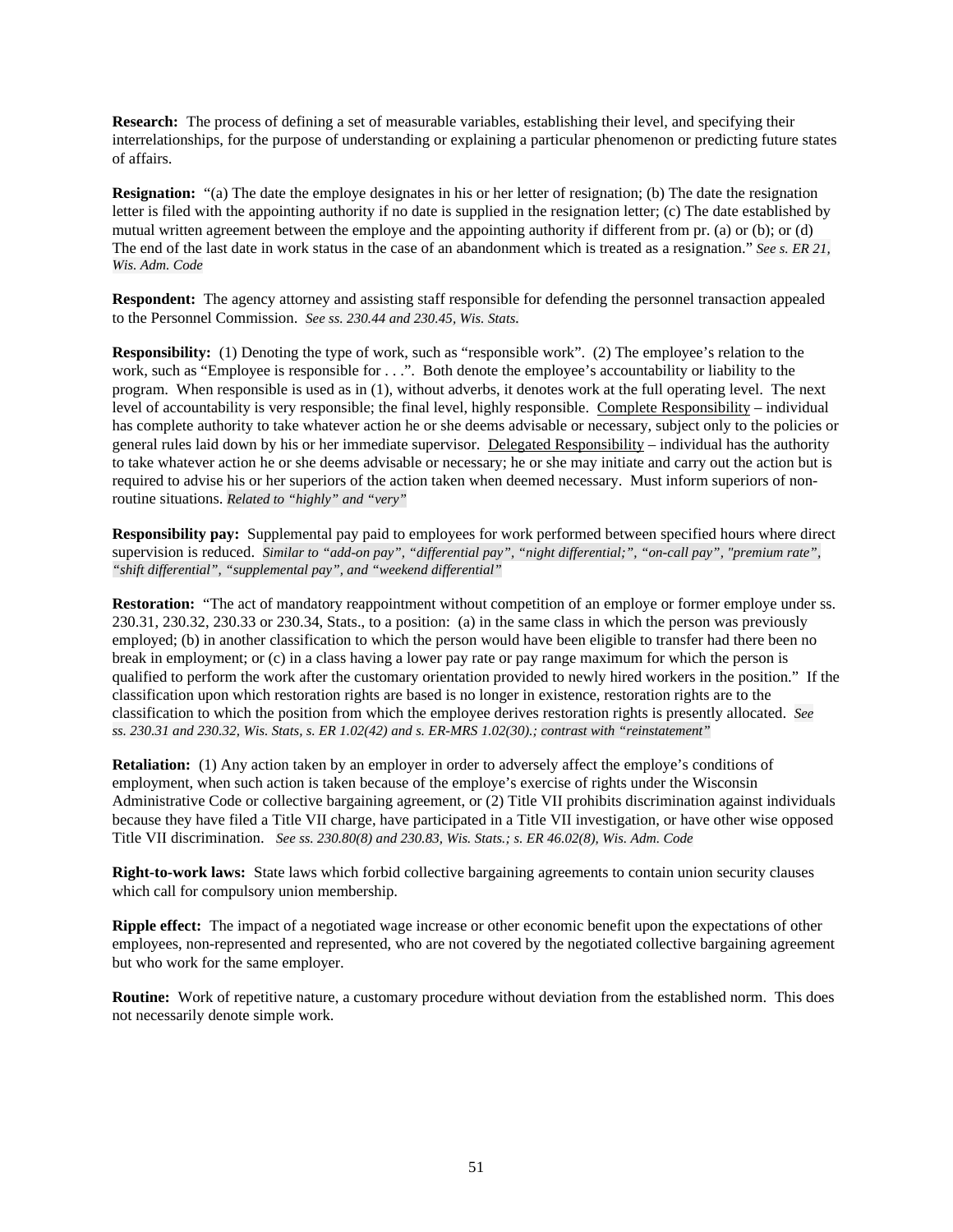**Research:** The process of defining a set of measurable variables, establishing their level, and specifying their interrelationships, for the purpose of understanding or explaining a particular phenomenon or predicting future states of affairs.

**Resignation:** "(a) The date the employe designates in his or her letter of resignation; (b) The date the resignation letter is filed with the appointing authority if no date is supplied in the resignation letter; (c) The date established by mutual written agreement between the employe and the appointing authority if different from pr. (a) or (b); or (d) The end of the last date in work status in the case of an abandonment which is treated as a resignation." *See s. ER 21, Wis. Adm. Code*

**Respondent:** The agency attorney and assisting staff responsible for defending the personnel transaction appealed to the Personnel Commission. *See ss. 230.44 and 230.45, Wis. Stats.*

**Responsibility:** (1) Denoting the type of work, such as "responsible work". (2) The employee's relation to the work, such as "Employee is responsible for . . .". Both denote the employee's accountability or liability to the program. When responsible is used as in (1), without adverbs, it denotes work at the full operating level. The next level of accountability is very responsible; the final level, highly responsible. <u>Complete Responsibility</u> – individual has complete authority to take whatever action he or she deems advisable or necessary, subject only to the policies or general rules laid down by his or her immediate supervisor. <u>Delegated Responsibility</u> – individual has the authority to take whatever action he or she deems advisable or necessary; he or she may initiate and carry out the action but is required to advise his or her superiors of the action taken when deemed necessary. Must inform superiors of non-routine situations. *Related to "highly" and "very"*

**Responsibility pay:** Supplemental pay paid to employees for work performed between specified hours where direct supervision is reduced. *Similar to "add-on pay", "differential pay", "night differential;", "on-call pay", "premium rate", "shift differential", "supplemental pay", and "weekend differential"*

**Restoration:** "The act of mandatory reappointment without competition of an employe or former employe under ss. 230.31, 230.32, 230.33 or 230.34, Stats., to a position: (a) in the same class in which the person was previously employed; (b) in another classification to which the person would have been eligible to transfer had there been no break in employment; or (c) in a class having a lower pay rate or pay range maximum for which the person is qualified to perform the work after the customary orientation provided to newly hired workers in the position." If the classification upon which restoration rights are based is no longer in existence, restoration rights are to the classification to which the position from which the employee derives restoration rights is presently allocated. *See ss. 230.31 and 230.32, Wis. Stats, s. ER 1.02(42) and s. ER-MRS 1.02(30).; contrast with "reinstatement"*

**Retaliation:** (1) Any action taken by an employer in order to adversely affect the employe's conditions of employment, when such action is taken because of the employe's exercise of rights under the Wisconsin Administrative Code or collective bargaining agreement, or (2) Title VII prohibits discrimination against individuals because they have filed a Title VII charge, have participated in a Title VII investigation, or have other wise opposed Title VII discrimination. *See ss. 230.80(8) and 230.83, Wis. Stats.; s. ER 46.02(8), Wis. Adm. Code*

**Right-to-work laws:** State laws which forbid collective bargaining agreements to contain union security clauses which call for compulsory union membership.

**Ripple effect:** The impact of a negotiated wage increase or other economic benefit upon the expectations of other employees, non-represented and represented, who are not covered by the negotiated collective bargaining agreement but who work for the same employer.

**Routine:** Work of repetitive nature, a customary procedure without deviation from the established norm. This does not necessarily denote simple work.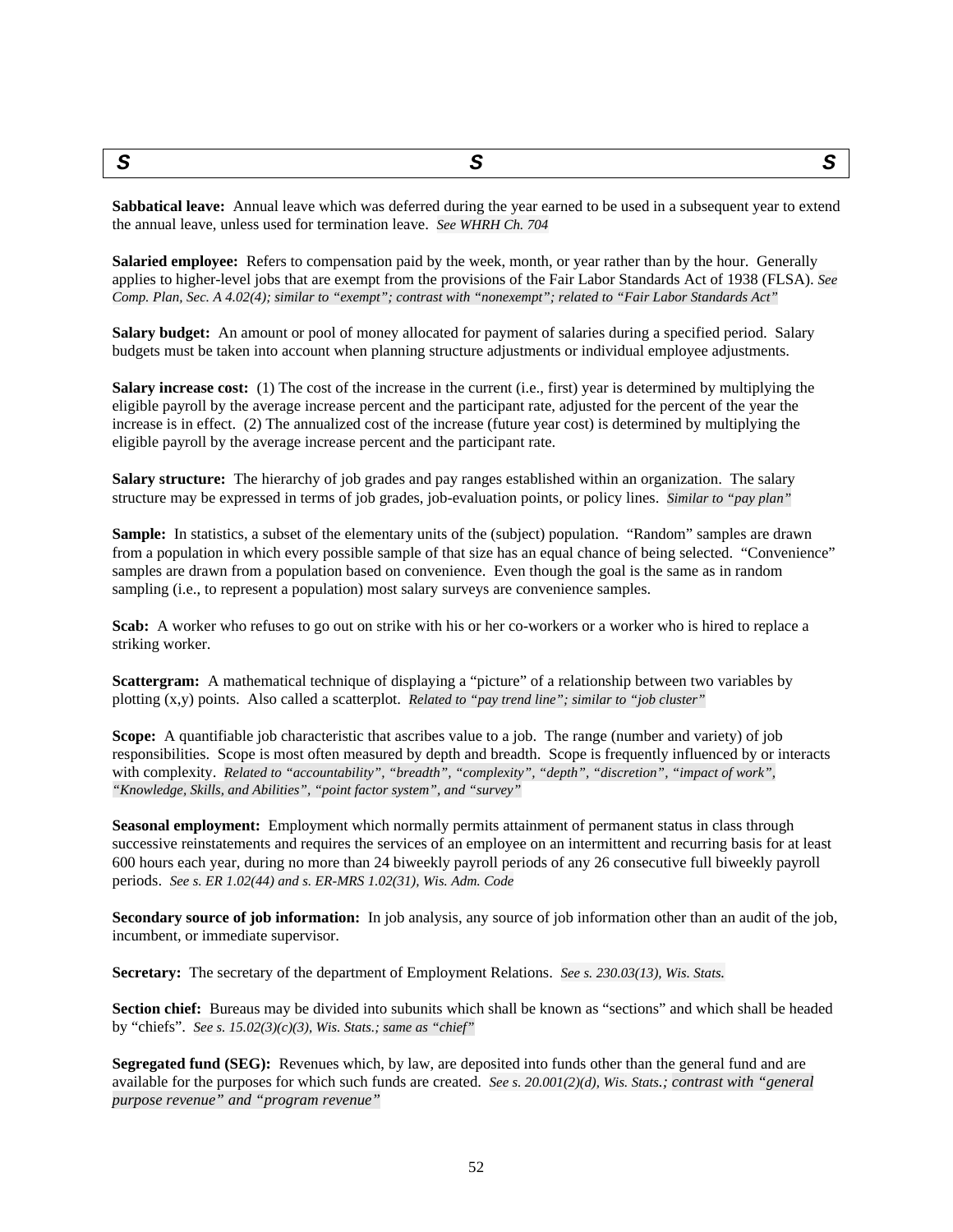| ***S*** | ***S*** | ***S*** |
|---|---|---|

**Sabbatical leave:** Annual leave which was deferred during the year earned to be used in a subsequent year to extend the annual leave, unless used for termination leave. *See WHRH Ch. 704*

**Salaried employee:** Refers to compensation paid by the week, month, or year rather than by the hour. Generally applies to higher-level jobs that are exempt from the provisions of the Fair Labor Standards Act of 1938 (FLSA). *See Comp. Plan, Sec. A 4.02(4); similar to "exempt"; contrast with "nonexempt"; related to "Fair Labor Standards Act"*

**Salary budget:** An amount or pool of money allocated for payment of salaries during a specified period. Salary budgets must be taken into account when planning structure adjustments or individual employee adjustments.

**Salary increase cost:** (1) The cost of the increase in the current (i.e., first) year is determined by multiplying the eligible payroll by the average increase percent and the participant rate, adjusted for the percent of the year the increase is in effect. (2) The annualized cost of the increase (future year cost) is determined by multiplying the eligible payroll by the average increase percent and the participant rate.

**Salary structure:** The hierarchy of job grades and pay ranges established within an organization. The salary structure may be expressed in terms of job grades, job-evaluation points, or policy lines. *Similar to "pay plan"*

**Sample:** In statistics, a subset of the elementary units of the (subject) population. "Random" samples are drawn from a population in which every possible sample of that size has an equal chance of being selected. "Convenience" samples are drawn from a population based on convenience. Even though the goal is the same as in random sampling (i.e., to represent a population) most salary surveys are convenience samples.

**Scab:** A worker who refuses to go out on strike with his or her co-workers or a worker who is hired to replace a striking worker.

**Scattergram:** A mathematical technique of displaying a "picture" of a relationship between two variables by plotting (x,y) points. Also called a scatterplot. *Related to "pay trend line"; similar to "job cluster"*

**Scope:** A quantifiable job characteristic that ascribes value to a job. The range (number and variety) of job responsibilities. Scope is most often measured by depth and breadth. Scope is frequently influenced by or interacts with complexity. *Related to "accountability", "breadth", "complexity", "depth", "discretion", "impact of work", "Knowledge, Skills, and Abilities", "point factor system", and "survey"*

**Seasonal employment:** Employment which normally permits attainment of permanent status in class through successive reinstatements and requires the services of an employee on an intermittent and recurring basis for at least 600 hours each year, during no more than 24 biweekly payroll periods of any 26 consecutive full biweekly payroll periods. *See s. ER 1.02(44) and s. ER-MRS 1.02(31), Wis. Adm. Code*

**Secondary source of job information:** In job analysis, any source of job information other than an audit of the job, incumbent, or immediate supervisor.

**Secretary:** The secretary of the department of Employment Relations. *See s. 230.03(13), Wis. Stats.*

**Section chief:** Bureaus may be divided into subunits which shall be known as "sections" and which shall be headed by "chiefs". *See s. 15.02(3)(c)(3), Wis. Stats.; same as "chief"*

**Segregated fund (SEG):** Revenues which, by law, are deposited into funds other than the general fund and are available for the purposes for which such funds are created. *See s. 20.001(2)(d), Wis. Stats.; contrast with "general purpose revenue" and "program revenue"*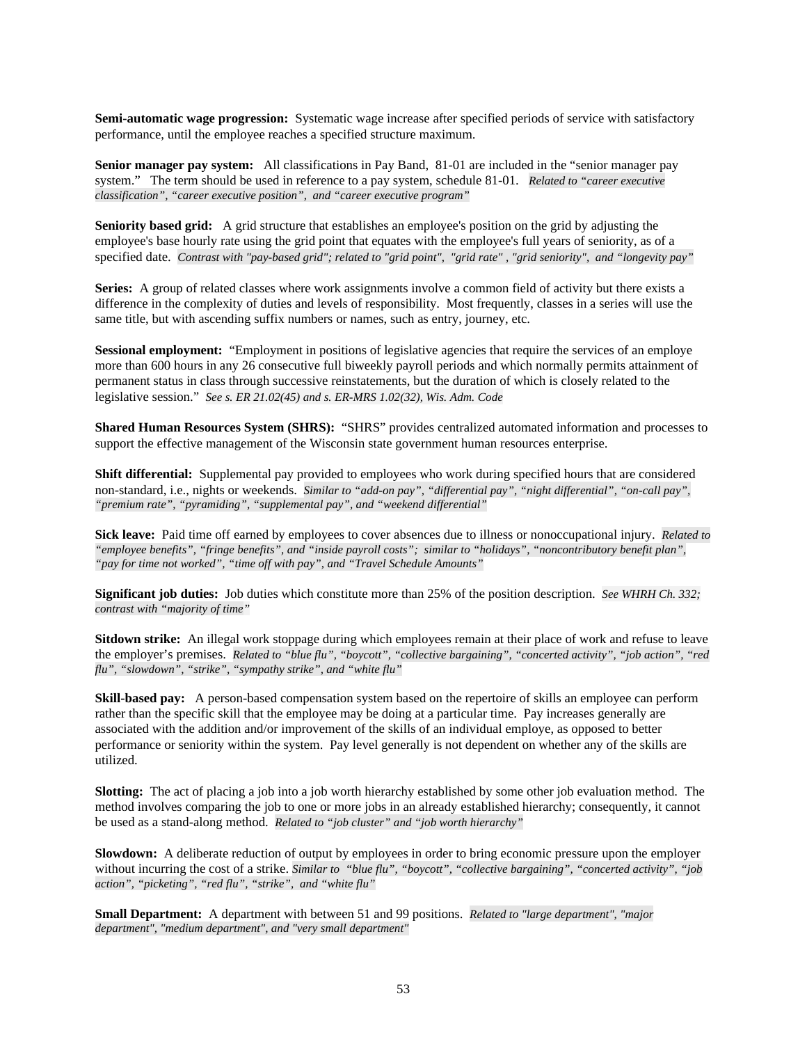**Semi-automatic wage progression:** Systematic wage increase after specified periods of service with satisfactory performance, until the employee reaches a specified structure maximum.

**Senior manager pay system:** All classifications in Pay Band, 81-01 are included in the "senior manager pay system." The term should be used in reference to a pay system, schedule 81-01. *Related to "career executive classification", "career executive position", and "career executive program"*

**Seniority based grid:** A grid structure that establishes an employee's position on the grid by adjusting the employee's base hourly rate using the grid point that equates with the employee's full years of seniority, as of a specified date. *Contrast with "pay-based grid"; related to "grid point", "grid rate", "grid seniority", and "longevity pay"*

**Series:** A group of related classes where work assignments involve a common field of activity but there exists a difference in the complexity of duties and levels of responsibility. Most frequently, classes in a series will use the same title, but with ascending suffix numbers or names, such as entry, journey, etc.

**Sessional employment:** "Employment in positions of legislative agencies that require the services of an employe more than 600 hours in any 26 consecutive full biweekly payroll periods and which normally permits attainment of permanent status in class through successive reinstatements, but the duration of which is closely related to the legislative session." *See s. ER 21.02(45) and s. ER-MRS 1.02(32), Wis. Adm. Code*

**Shared Human Resources System (SHRS):** "SHRS" provides centralized automated information and processes to support the effective management of the Wisconsin state government human resources enterprise.

**Shift differential:** Supplemental pay provided to employees who work during specified hours that are considered non-standard, i.e., nights or weekends. *Similar to "add-on pay", "differential pay", "night differential", "on-call pay", "premium rate", "pyramiding", "supplemental pay", and "weekend differential"*

**Sick leave:** Paid time off earned by employees to cover absences due to illness or nonoccupational injury. *Related to "employee benefits", "fringe benefits", and "inside payroll costs"; similar to "holidays", "noncontributory benefit plan", "pay for time not worked", "time off with pay", and "Travel Schedule Amounts"*

**Significant job duties:** Job duties which constitute more than 25% of the position description. *See WHRH Ch. 332; contrast with "majority of time"*

**Sitdown strike:** An illegal work stoppage during which employees remain at their place of work and refuse to leave the employer's premises. *Related to "blue flu", "boycott", "collective bargaining", "concerted activity", "job action", "red flu", "slowdown", "strike", "sympathy strike", and "white flu"*

**Skill-based pay:** A person-based compensation system based on the repertoire of skills an employee can perform rather than the specific skill that the employee may be doing at a particular time. Pay increases generally are associated with the addition and/or improvement of the skills of an individual employe, as opposed to better performance or seniority within the system. Pay level generally is not dependent on whether any of the skills are utilized.

**Slotting:** The act of placing a job into a job worth hierarchy established by some other job evaluation method. The method involves comparing the job to one or more jobs in an already established hierarchy; consequently, it cannot be used as a stand-along method. *Related to "job cluster" and "job worth hierarchy"*

**Slowdown:** A deliberate reduction of output by employees in order to bring economic pressure upon the employer without incurring the cost of a strike. *Similar to "blue flu", "boycott", "collective bargaining", "concerted activity", "job action", "picketing", "red flu", "strike", and "white flu"*

**Small Department:** A department with between 51 and 99 positions. *Related to "large department", "major department", "medium department", and "very small department"*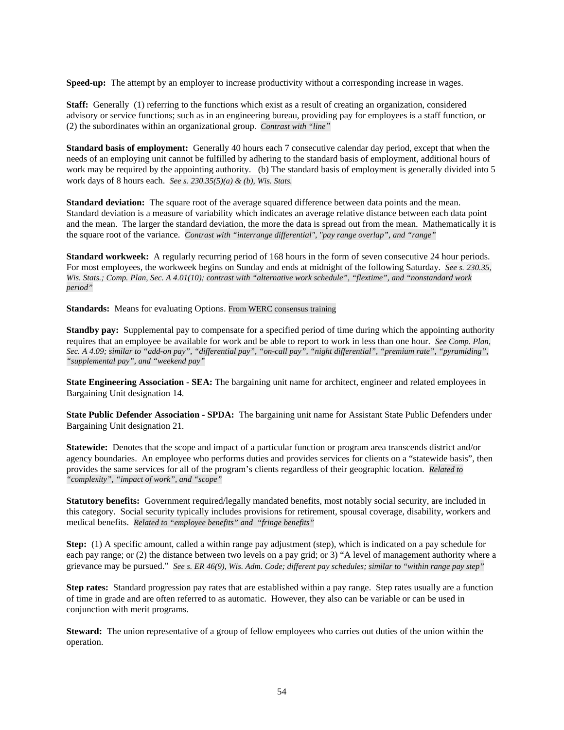**Speed-up:** The attempt by an employer to increase productivity without a corresponding increase in wages.

**Staff:** Generally (1) referring to the functions which exist as a result of creating an organization, considered advisory or service functions; such as in an engineering bureau, providing pay for employees is a staff function, or (2) the subordinates within an organizational group. *Contrast with "line"*

**Standard basis of employment:** Generally 40 hours each 7 consecutive calendar day period, except that when the needs of an employing unit cannot be fulfilled by adhering to the standard basis of employment, additional hours of work may be required by the appointing authority. (b) The standard basis of employment is generally divided into 5 work days of 8 hours each. *See s. 230.35(5)(a) & (b), Wis. Stats.*

**Standard deviation:** The square root of the average squared difference between data points and the mean. Standard deviation is a measure of variability which indicates an average relative distance between each data point and the mean. The larger the standard deviation, the more the data is spread out from the mean. Mathematically it is the square root of the variance. *Contrast with "interrange differential", "pay range overlap", and "range"*

**Standard workweek:** A regularly recurring period of 168 hours in the form of seven consecutive 24 hour periods. For most employees, the workweek begins on Sunday and ends at midnight of the following Saturday. *See s. 230.35, Wis. Stats.; Comp. Plan, Sec. A 4.01(10); contrast with "alternative work schedule", "flextime", and "nonstandard work period"*

**Standards:** Means for evaluating Options. From WERC consensus training

**Standby pay:** Supplemental pay to compensate for a specified period of time during which the appointing authority requires that an employee be available for work and be able to report to work in less than one hour. *See Comp. Plan, Sec. A 4.09; similar to "add-on pay", "differential pay", "on-call pay", "night differential", "premium rate", "pyramiding", "supplemental pay", and "weekend pay"*

**State Engineering Association - SEA:** The bargaining unit name for architect, engineer and related employees in Bargaining Unit designation 14.

**State Public Defender Association - SPDA:** The bargaining unit name for Assistant State Public Defenders under Bargaining Unit designation 21.

**Statewide:** Denotes that the scope and impact of a particular function or program area transcends district and/or agency boundaries. An employee who performs duties and provides services for clients on a "statewide basis", then provides the same services for all of the program's clients regardless of their geographic location. *Related to "complexity", "impact of work", and "scope"*

**Statutory benefits:** Government required/legally mandated benefits, most notably social security, are included in this category. Social security typically includes provisions for retirement, spousal coverage, disability, workers and medical benefits. *Related to "employee benefits" and "fringe benefits"*

**Step:** (1) A specific amount, called a within range pay adjustment (step), which is indicated on a pay schedule for each pay range; or (2) the distance between two levels on a pay grid; or 3) "A level of management authority where a grievance may be pursued." *See s. ER 46(9), Wis. Adm. Code; different pay schedules; similar to "within range pay step"*

**Step rates:** Standard progression pay rates that are established within a pay range. Step rates usually are a function of time in grade and are often referred to as automatic. However, they also can be variable or can be used in conjunction with merit programs.

**Steward:** The union representative of a group of fellow employees who carries out duties of the union within the operation.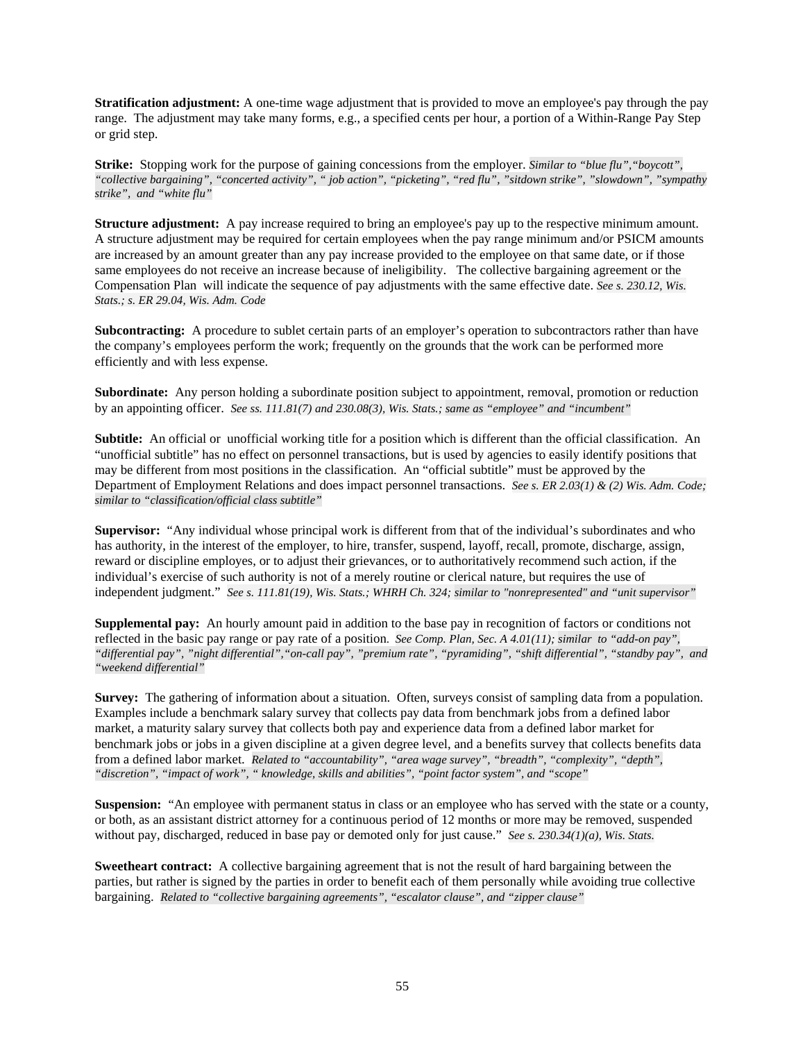**Stratification adjustment:** A one-time wage adjustment that is provided to move an employee's pay through the pay range. The adjustment may take many forms, e.g., a specified cents per hour, a portion of a Within-Range Pay Step or grid step.

**Strike:** Stopping work for the purpose of gaining concessions from the employer. *Similar to "blue flu","boycott", "collective bargaining", "concerted activity", " job action", "picketing", "red flu", "sitdown strike", "slowdown", "sympathy strike", and "white flu"*

**Structure adjustment:** A pay increase required to bring an employee's pay up to the respective minimum amount. A structure adjustment may be required for certain employees when the pay range minimum and/or PSICM amounts are increased by an amount greater than any pay increase provided to the employee on that same date, or if those same employees do not receive an increase because of ineligibility. The collective bargaining agreement or the Compensation Plan will indicate the sequence of pay adjustments with the same effective date. *See s. 230.12, Wis. Stats.; s. ER 29.04, Wis. Adm. Code*

**Subcontracting:** A procedure to sublet certain parts of an employer's operation to subcontractors rather than have the company's employees perform the work; frequently on the grounds that the work can be performed more efficiently and with less expense.

**Subordinate:** Any person holding a subordinate position subject to appointment, removal, promotion or reduction by an appointing officer. *See ss. 111.81(7) and 230.08(3), Wis. Stats.; same as "employee" and "incumbent"*

**Subtitle:** An official or unofficial working title for a position which is different than the official classification. An "unofficial subtitle" has no effect on personnel transactions, but is used by agencies to easily identify positions that may be different from most positions in the classification. An "official subtitle" must be approved by the Department of Employment Relations and does impact personnel transactions. *See s. ER 2.03(1) & (2) Wis. Adm. Code; similar to "classification/official class subtitle"*

**Supervisor:** "Any individual whose principal work is different from that of the individual's subordinates and who has authority, in the interest of the employer, to hire, transfer, suspend, layoff, recall, promote, discharge, assign, reward or discipline employes, or to adjust their grievances, or to authoritatively recommend such action, if the individual's exercise of such authority is not of a merely routine or clerical nature, but requires the use of independent judgment." *See s. 111.81(19), Wis. Stats.; WHRH Ch. 324; similar to "nonrepresented" and "unit supervisor"*

**Supplemental pay:** An hourly amount paid in addition to the base pay in recognition of factors or conditions not reflected in the basic pay range or pay rate of a position. *See Comp. Plan, Sec. A 4.01(11); similar to "add-on pay", "differential pay", "night differential","on-call pay", "premium rate", "pyramiding", "shift differential", "standby pay", and "weekend differential"*

**Survey:** The gathering of information about a situation. Often, surveys consist of sampling data from a population. Examples include a benchmark salary survey that collects pay data from benchmark jobs from a defined labor market, a maturity salary survey that collects both pay and experience data from a defined labor market for benchmark jobs or jobs in a given discipline at a given degree level, and a benefits survey that collects benefits data from a defined labor market. *Related to "accountability", "area wage survey", "breadth", "complexity", "depth", "discretion", "impact of work", " knowledge, skills and abilities", "point factor system", and "scope"*

**Suspension:** "An employee with permanent status in class or an employee who has served with the state or a county, or both, as an assistant district attorney for a continuous period of 12 months or more may be removed, suspended without pay, discharged, reduced in base pay or demoted only for just cause." *See s. 230.34(1)(a), Wis. Stats.*

**Sweetheart contract:** A collective bargaining agreement that is not the result of hard bargaining between the parties, but rather is signed by the parties in order to benefit each of them personally while avoiding true collective bargaining. *Related to "collective bargaining agreements", "escalator clause", and "zipper clause"*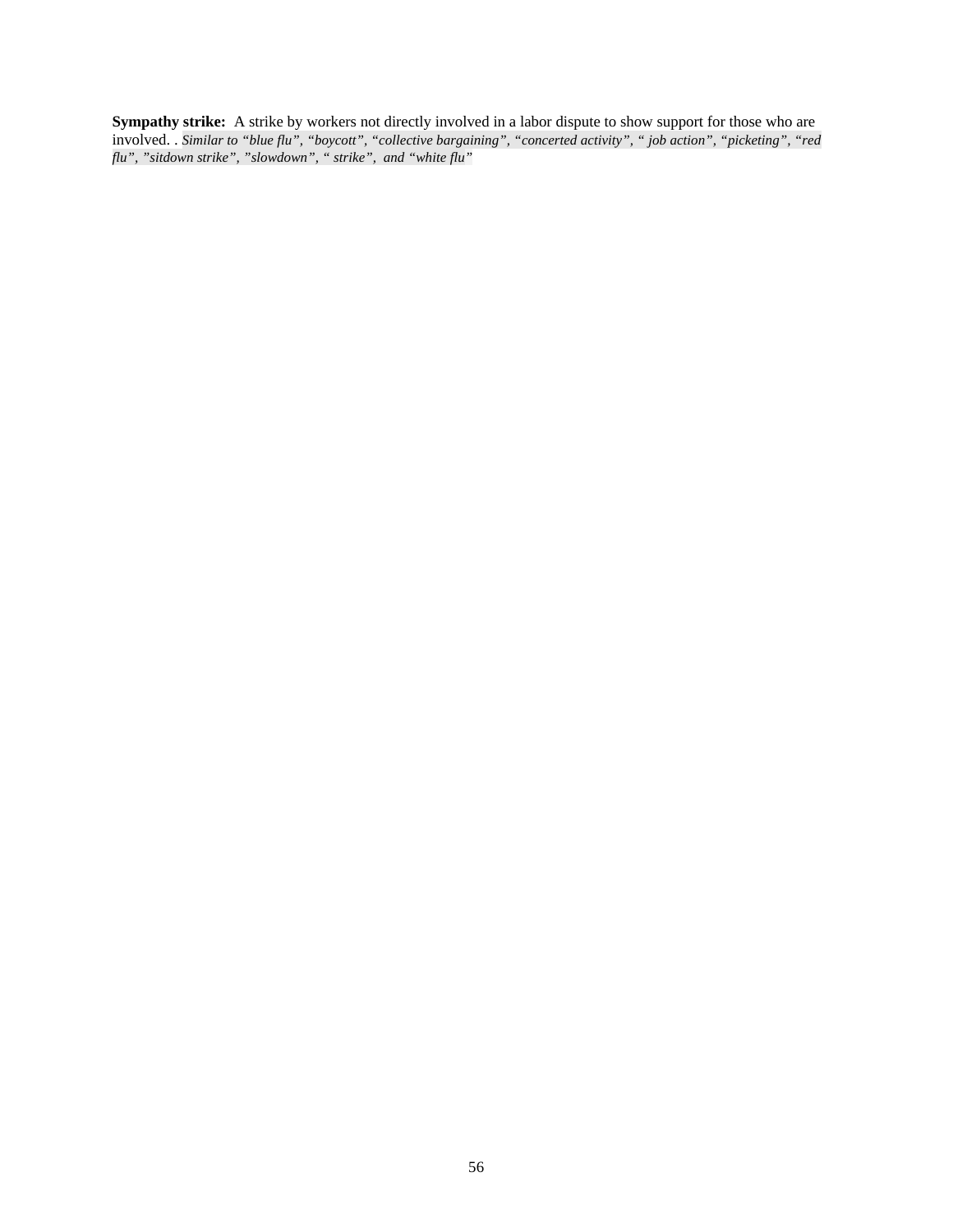**Sympathy strike:** A strike by workers not directly involved in a labor dispute to show support for those who are involved. . *Similar to "blue flu", "boycott", "collective bargaining", "concerted activity", " job action", "picketing", "red flu", "sitdown strike", "slowdown", " strike", and "white flu"*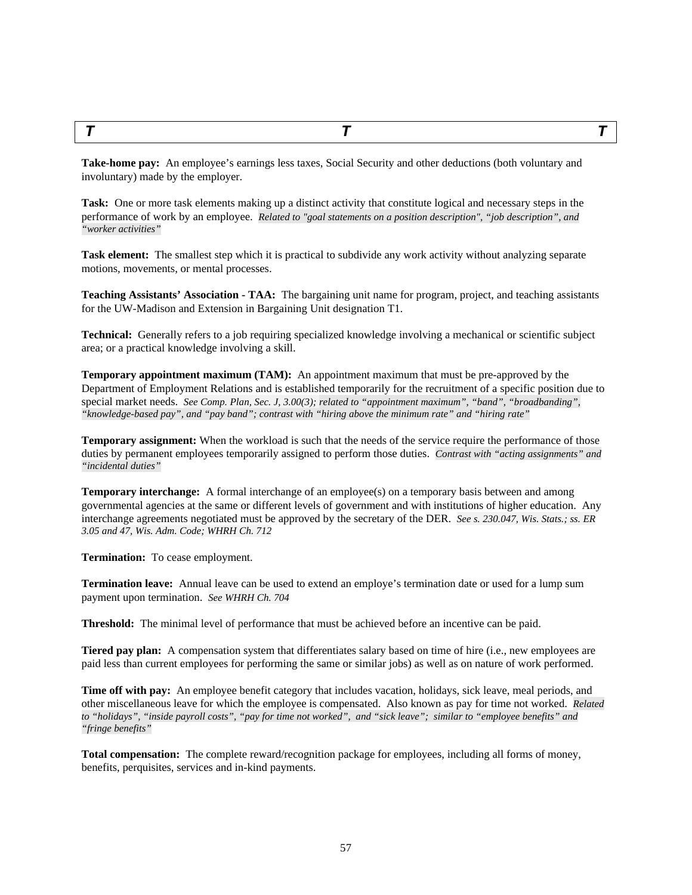**Take-home pay:** An employee's earnings less taxes, Social Security and other deductions (both voluntary and involuntary) made by the employer.

**Task:** One or more task elements making up a distinct activity that constitute logical and necessary steps in the performance of work by an employee. *Related to "goal statements on a position description", "job description", and "worker activities"*

**Task element:** The smallest step which it is practical to subdivide any work activity without analyzing separate motions, movements, or mental processes.

**Teaching Assistants' Association - TAA:** The bargaining unit name for program, project, and teaching assistants for the UW-Madison and Extension in Bargaining Unit designation T1.

**Technical:** Generally refers to a job requiring specialized knowledge involving a mechanical or scientific subject area; or a practical knowledge involving a skill.

**Temporary appointment maximum (TAM):** An appointment maximum that must be pre-approved by the Department of Employment Relations and is established temporarily for the recruitment of a specific position due to special market needs. *See Comp. Plan, Sec. J, 3.00(3); related to "appointment maximum", "band", "broadbanding", "knowledge-based pay", and "pay band"; contrast with "hiring above the minimum rate" and "hiring rate"*

**Temporary assignment:** When the workload is such that the needs of the service require the performance of those duties by permanent employees temporarily assigned to perform those duties. *Contrast with "acting assignments" and "incidental duties"*

**Temporary interchange:** A formal interchange of an employee(s) on a temporary basis between and among governmental agencies at the same or different levels of government and with institutions of higher education. Any interchange agreements negotiated must be approved by the secretary of the DER. *See s. 230.047, Wis. Stats.; ss. ER 3.05 and 47, Wis. Adm. Code; WHRH Ch. 712*

**Termination:** To cease employment.

**Termination leave:** Annual leave can be used to extend an employe's termination date or used for a lump sum payment upon termination. *See WHRH Ch. 704*

**Threshold:** The minimal level of performance that must be achieved before an incentive can be paid.

**Tiered pay plan:** A compensation system that differentiates salary based on time of hire (i.e., new employees are paid less than current employees for performing the same or similar jobs) as well as on nature of work performed.

**Time off with pay:** An employee benefit category that includes vacation, holidays, sick leave, meal periods, and other miscellaneous leave for which the employee is compensated. Also known as pay for time not worked. *Related to "holidays", "inside payroll costs", "pay for time not worked", and "sick leave"; similar to "employee benefits" and "fringe benefits"*

**Total compensation:** The complete reward/recognition package for employees, including all forms of money, benefits, perquisites, services and in-kind payments.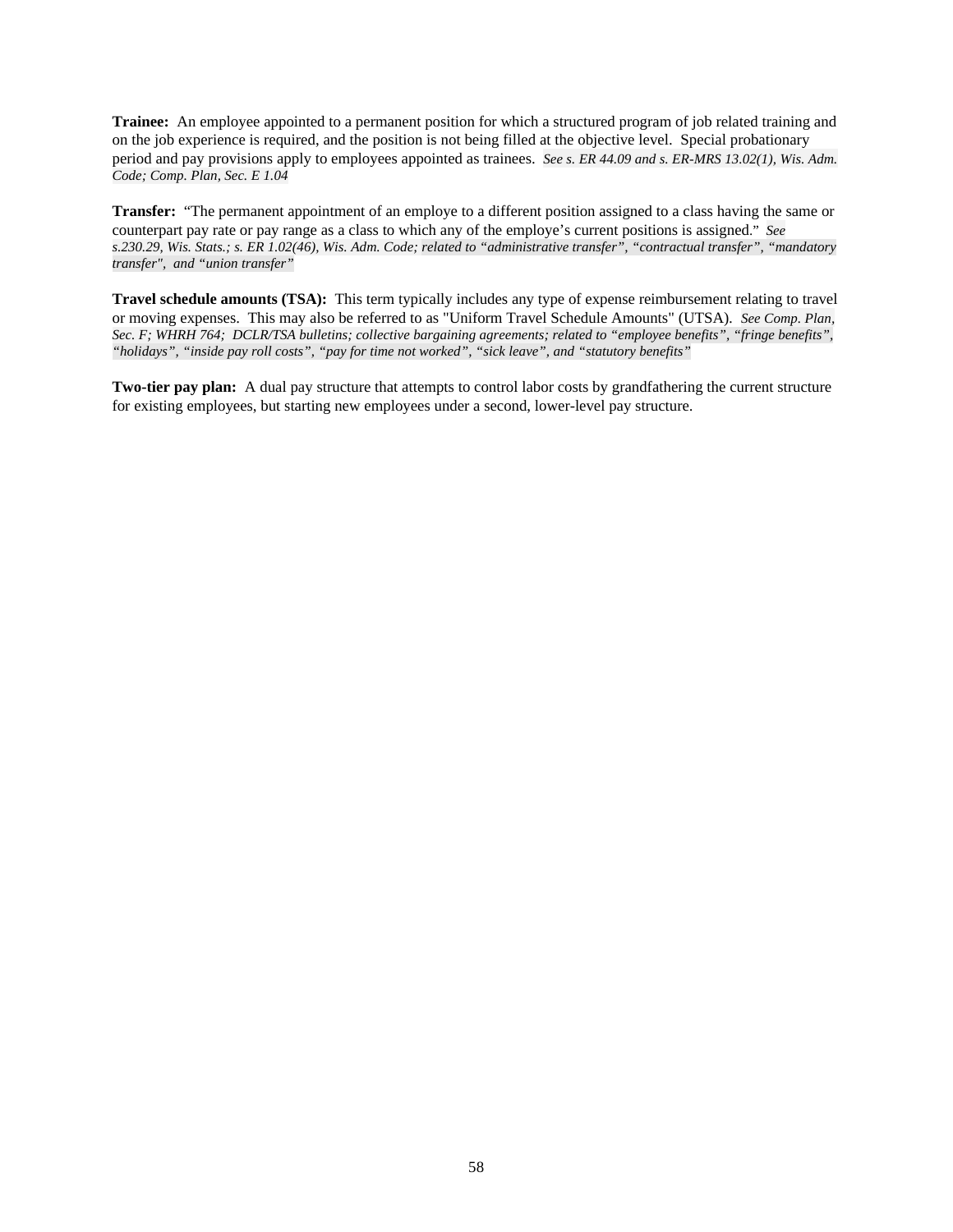**Trainee:** An employee appointed to a permanent position for which a structured program of job related training and on the job experience is required, and the position is not being filled at the objective level. Special probationary period and pay provisions apply to employees appointed as trainees. *See s. ER 44.09 and s. ER-MRS 13.02(1), Wis. Adm. Code; Comp. Plan, Sec. E 1.04*

**Transfer:** "The permanent appointment of an employe to a different position assigned to a class having the same or counterpart pay rate or pay range as a class to which any of the employe's current positions is assigned." *See s.230.29, Wis. Stats.; s. ER 1.02(46), Wis. Adm. Code; related to "administrative transfer", "contractual transfer", "mandatory transfer", and "union transfer"*

**Travel schedule amounts (TSA):** This term typically includes any type of expense reimbursement relating to travel or moving expenses. This may also be referred to as "Uniform Travel Schedule Amounts" (UTSA). *See Comp. Plan, Sec. F; WHRH 764; DCLR/TSA bulletins; collective bargaining agreements; related to "employee benefits", "fringe benefits", "holidays", "inside pay roll costs", "pay for time not worked", "sick leave", and "statutory benefits"*

**Two-tier pay plan:** A dual pay structure that attempts to control labor costs by grandfathering the current structure for existing employees, but starting new employees under a second, lower-level pay structure.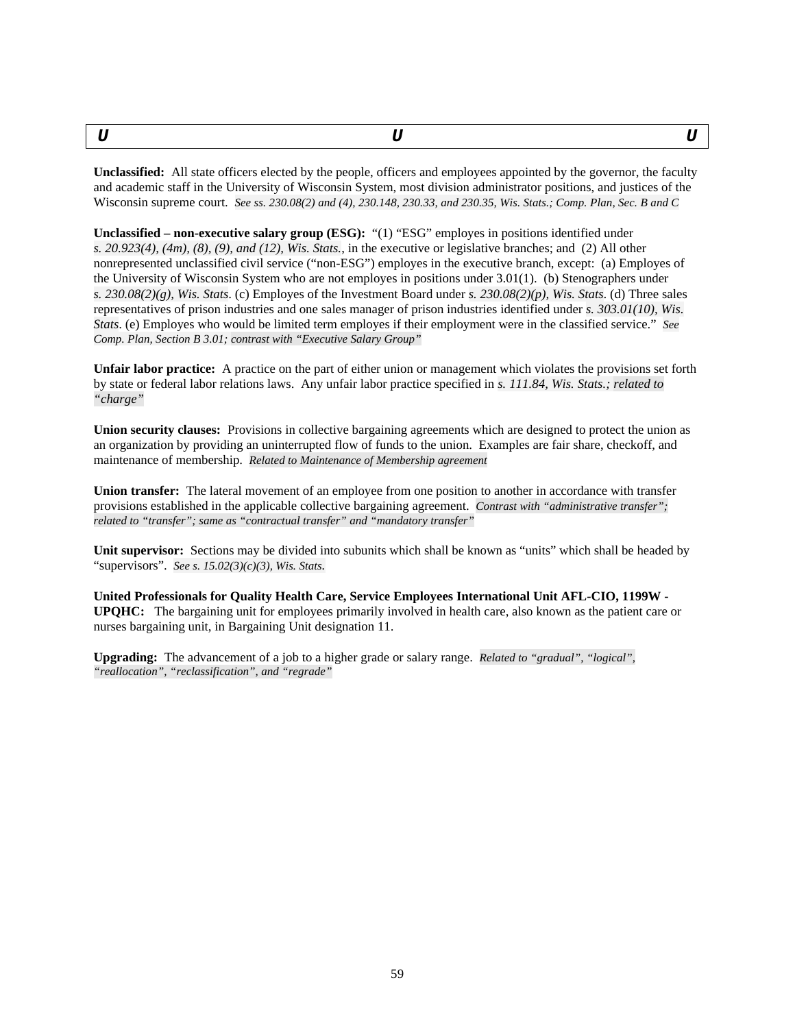| U | U | U |
|---|---|---|

**Unclassified:** All state officers elected by the people, officers and employees appointed by the governor, the faculty and academic staff in the University of Wisconsin System, most division administrator positions, and justices of the Wisconsin supreme court. *See ss. 230.08(2) and (4), 230.148, 230.33, and 230.35, Wis. Stats.; Comp. Plan, Sec. B and C*

**Unclassified – non-executive salary group (ESG):** "(1) "ESG" employes in positions identified under *s. 20.923(4), (4m), (8), (9), and (12), Wis. Stats.*, in the executive or legislative branches; and (2) All other nonrepresented unclassified civil service ("non-ESG") employes in the executive branch, except: (a) Employes of the University of Wisconsin System who are not employes in positions under 3.01(1). (b) Stenographers under *s. 230.08(2)(g), Wis. Stats*. (c) Employes of the Investment Board under *s. 230.08(2)(p), Wis. Stats*. (d) Three sales representatives of prison industries and one sales manager of prison industries identified under *s. 303.01(10), Wis. Stats*. (e) Employes who would be limited term employes if their employment were in the classified service." *See Comp. Plan, Section B 3.01; contrast with "Executive Salary Group"*

**Unfair labor practice:** A practice on the part of either union or management which violates the provisions set forth by state or federal labor relations laws. Any unfair labor practice specified in *s. 111.84, Wis. Stats.; related to "charge"*

**Union security clauses:** Provisions in collective bargaining agreements which are designed to protect the union as an organization by providing an uninterrupted flow of funds to the union. Examples are fair share, checkoff, and maintenance of membership. *Related to Maintenance of Membership agreement*

**Union transfer:** The lateral movement of an employee from one position to another in accordance with transfer provisions established in the applicable collective bargaining agreement. *Contrast with "administrative transfer"; related to "transfer"; same as "contractual transfer" and "mandatory transfer"*

**Unit supervisor:** Sections may be divided into subunits which shall be known as "units" which shall be headed by "supervisors". *See s. 15.02(3)(c)(3), Wis. Stats.*

**United Professionals for Quality Health Care, Service Employees International Unit AFL-CIO, 1199W - UPQHC:** The bargaining unit for employees primarily involved in health care, also known as the patient care or nurses bargaining unit, in Bargaining Unit designation 11.

**Upgrading:** The advancement of a job to a higher grade or salary range. *Related to "gradual", "logical", "reallocation", "reclassification", and "regrade"*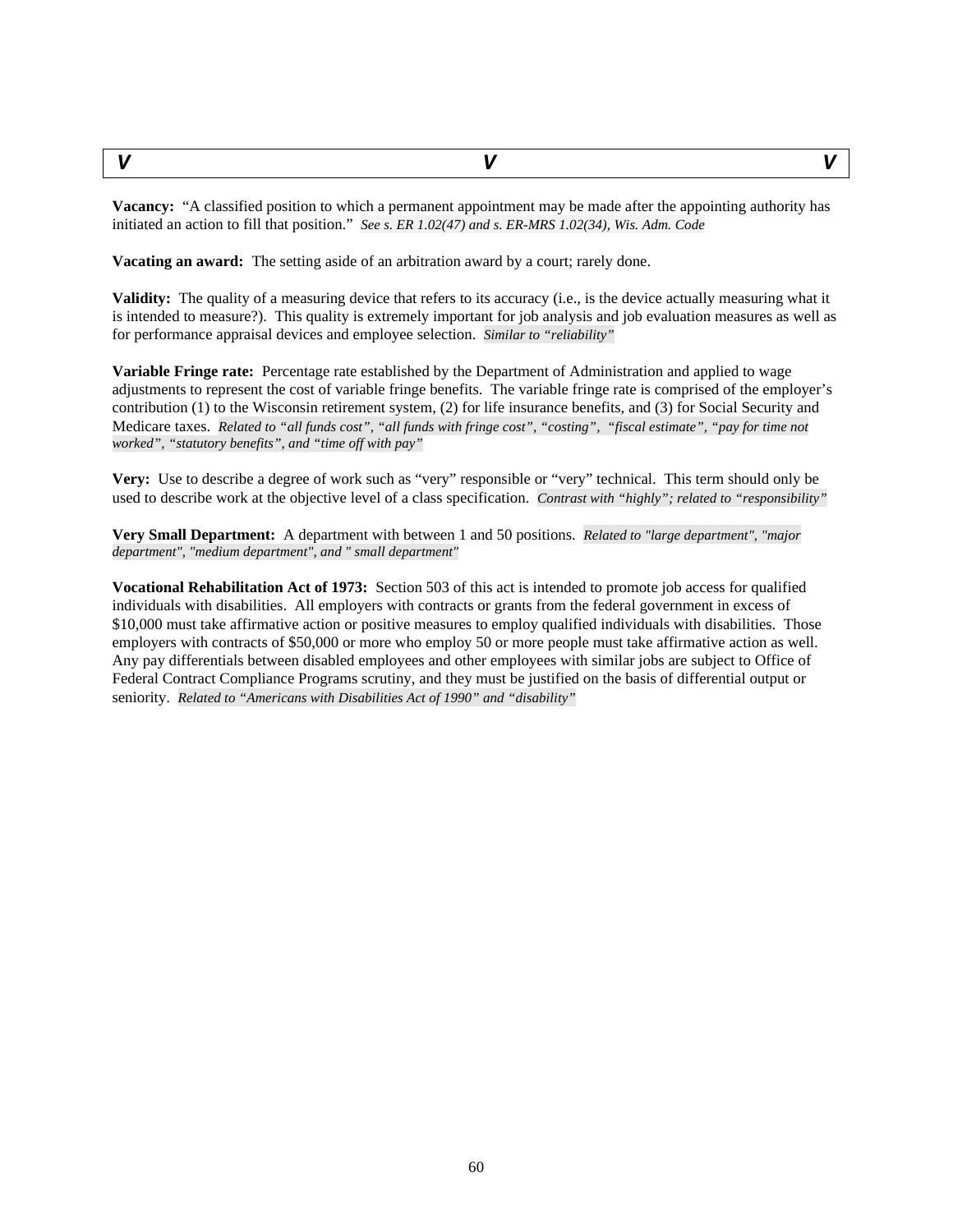## V

**Vacancy:** "A classified position to which a permanent appointment may be made after the appointing authority has initiated an action to fill that position." *See s. ER 1.02(47) and s. ER-MRS 1.02(34), Wis. Adm. Code*

**Vacating an award:** The setting aside of an arbitration award by a court; rarely done.

**Validity:** The quality of a measuring device that refers to its accuracy (i.e., is the device actually measuring what it is intended to measure?). This quality is extremely important for job analysis and job evaluation measures as well as for performance appraisal devices and employee selection. *Similar to "reliability"*

**Variable Fringe rate:** Percentage rate established by the Department of Administration and applied to wage adjustments to represent the cost of variable fringe benefits. The variable fringe rate is comprised of the employer's contribution (1) to the Wisconsin retirement system, (2) for life insurance benefits, and (3) for Social Security and Medicare taxes. *Related to "all funds cost", "all funds with fringe cost", "costing", "fiscal estimate", "pay for time not worked", "statutory benefits", and "time off with pay"*

**Very:** Use to describe a degree of work such as "very" responsible or "very" technical. This term should only be used to describe work at the objective level of a class specification. *Contrast with "highly"; related to "responsibility"*

**Very Small Department:** A department with between 1 and 50 positions. *Related to "large department", "major department", "medium department", and " small department"*

**Vocational Rehabilitation Act of 1973:** Section 503 of this act is intended to promote job access for qualified individuals with disabilities. All employers with contracts or grants from the federal government in excess of $10,000 must take affirmative action or positive measures to employ qualified individuals with disabilities. Those employers with contracts of $50,000 or more who employ 50 or more people must take affirmative action as well. Any pay differentials between disabled employees and other employees with similar jobs are subject to Office of Federal Contract Compliance Programs scrutiny, and they must be justified on the basis of differential output or seniority. *Related to "Americans with Disabilities Act of 1990" and "disability"*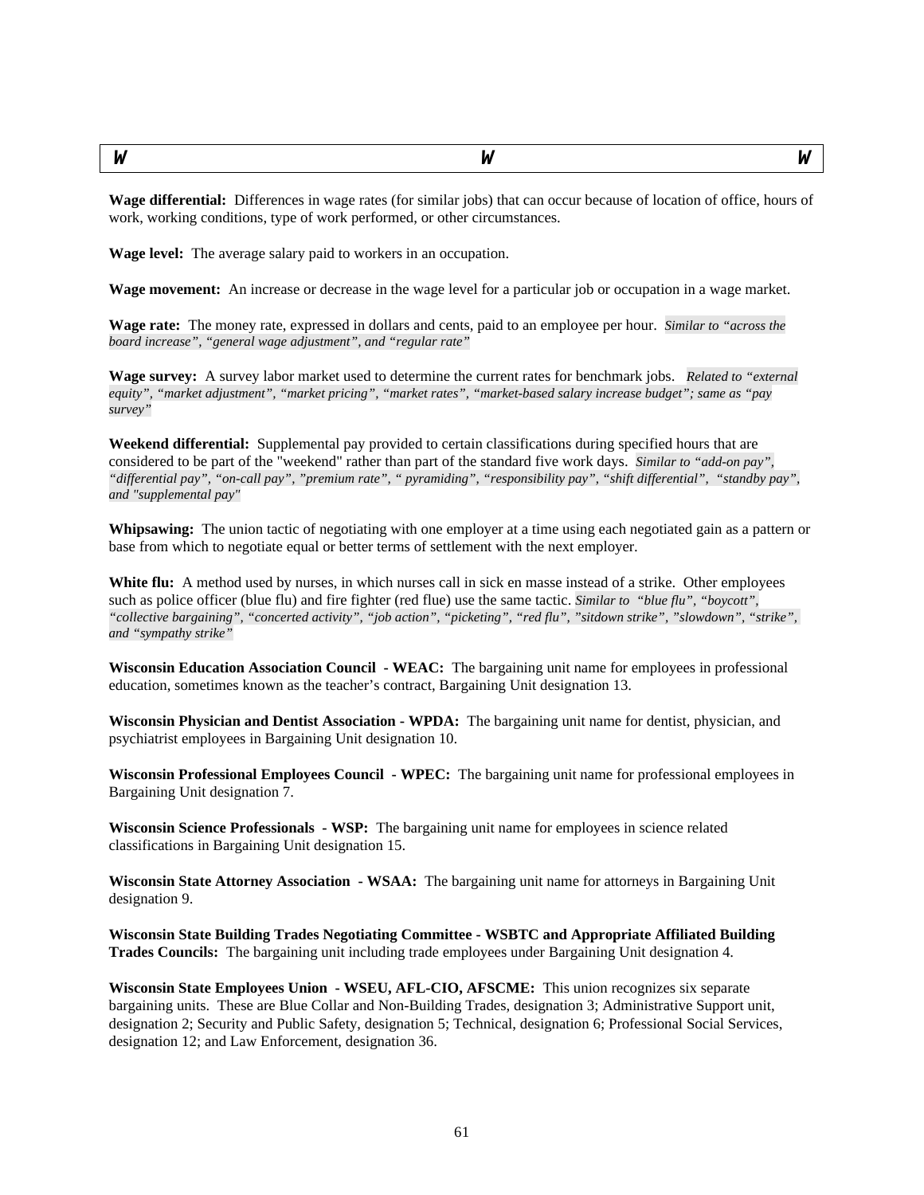## W

**Wage differential:** Differences in wage rates (for similar jobs) that can occur because of location of office, hours of work, working conditions, type of work performed, or other circumstances.

**Wage level:** The average salary paid to workers in an occupation.

**Wage movement:** An increase or decrease in the wage level for a particular job or occupation in a wage market.

**Wage rate:** The money rate, expressed in dollars and cents, paid to an employee per hour. *Similar to "across the board increase", "general wage adjustment", and "regular rate"*

**Wage survey:** A survey labor market used to determine the current rates for benchmark jobs. *Related to "external equity", "market adjustment", "market pricing", "market rates", "market-based salary increase budget"; same as "pay survey"*

**Weekend differential:** Supplemental pay provided to certain classifications during specified hours that are considered to be part of the "weekend" rather than part of the standard five work days. *Similar to "add-on pay", "differential pay", "on-call pay", "premium rate", " pyramiding", "responsibility pay", "shift differential", "standby pay", and "supplemental pay"*

**Whipsawing:** The union tactic of negotiating with one employer at a time using each negotiated gain as a pattern or base from which to negotiate equal or better terms of settlement with the next employer.

**White flu:** A method used by nurses, in which nurses call in sick en masse instead of a strike. Other employees such as police officer (blue flu) and fire fighter (red flue) use the same tactic. *Similar to "blue flu", "boycott", "collective bargaining", "concerted activity", "job action", "picketing", "red flu", "sitdown strike", "slowdown", "strike", and "sympathy strike"*

**Wisconsin Education Association Council - WEAC:** The bargaining unit name for employees in professional education, sometimes known as the teacher's contract, Bargaining Unit designation 13.

**Wisconsin Physician and Dentist Association - WPDA:** The bargaining unit name for dentist, physician, and psychiatrist employees in Bargaining Unit designation 10.

**Wisconsin Professional Employees Council - WPEC:** The bargaining unit name for professional employees in Bargaining Unit designation 7.

**Wisconsin Science Professionals - WSP:** The bargaining unit name for employees in science related classifications in Bargaining Unit designation 15.

**Wisconsin State Attorney Association - WSAA:** The bargaining unit name for attorneys in Bargaining Unit designation 9.

**Wisconsin State Building Trades Negotiating Committee - WSBTC and Appropriate Affiliated Building Trades Councils:** The bargaining unit including trade employees under Bargaining Unit designation 4.

**Wisconsin State Employees Union - WSEU, AFL-CIO, AFSCME:** This union recognizes six separate bargaining units. These are Blue Collar and Non-Building Trades, designation 3; Administrative Support unit, designation 2; Security and Public Safety, designation 5; Technical, designation 6; Professional Social Services, designation 12; and Law Enforcement, designation 36.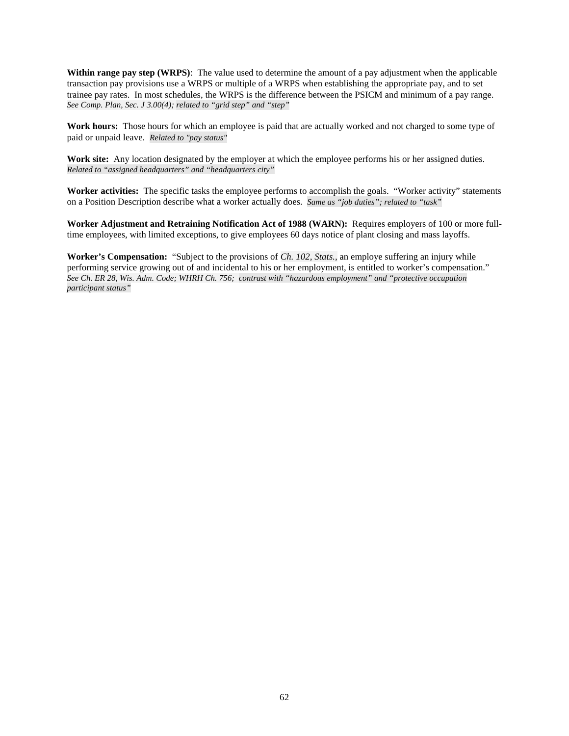**Within range pay step (WRPS)**: The value used to determine the amount of a pay adjustment when the applicable transaction pay provisions use a WRPS or multiple of a WRPS when establishing the appropriate pay, and to set trainee pay rates. In most schedules, the WRPS is the difference between the PSICM and minimum of a pay range. *See Comp. Plan, Sec. J 3.00(4); related to "grid step" and "step"*

**Work hours:** Those hours for which an employee is paid that are actually worked and not charged to some type of paid or unpaid leave. *Related to "pay status"*

**Work site:** Any location designated by the employer at which the employee performs his or her assigned duties. *Related to "assigned headquarters" and "headquarters city"*

**Worker activities:** The specific tasks the employee performs to accomplish the goals. "Worker activity" statements on a Position Description describe what a worker actually does. *Same as "job duties"; related to "task"*

**Worker Adjustment and Retraining Notification Act of 1988 (WARN):** Requires employers of 100 or more full-time employees, with limited exceptions, to give employees 60 days notice of plant closing and mass layoffs.

**Worker's Compensation:** "Subject to the provisions of *Ch. 102, Stats.*, an employe suffering an injury while performing service growing out of and incidental to his or her employment, is entitled to worker's compensation." *See Ch. ER 28, Wis. Adm. Code; WHRH Ch. 756; contrast with "hazardous employment" and "protective occupation participant status"*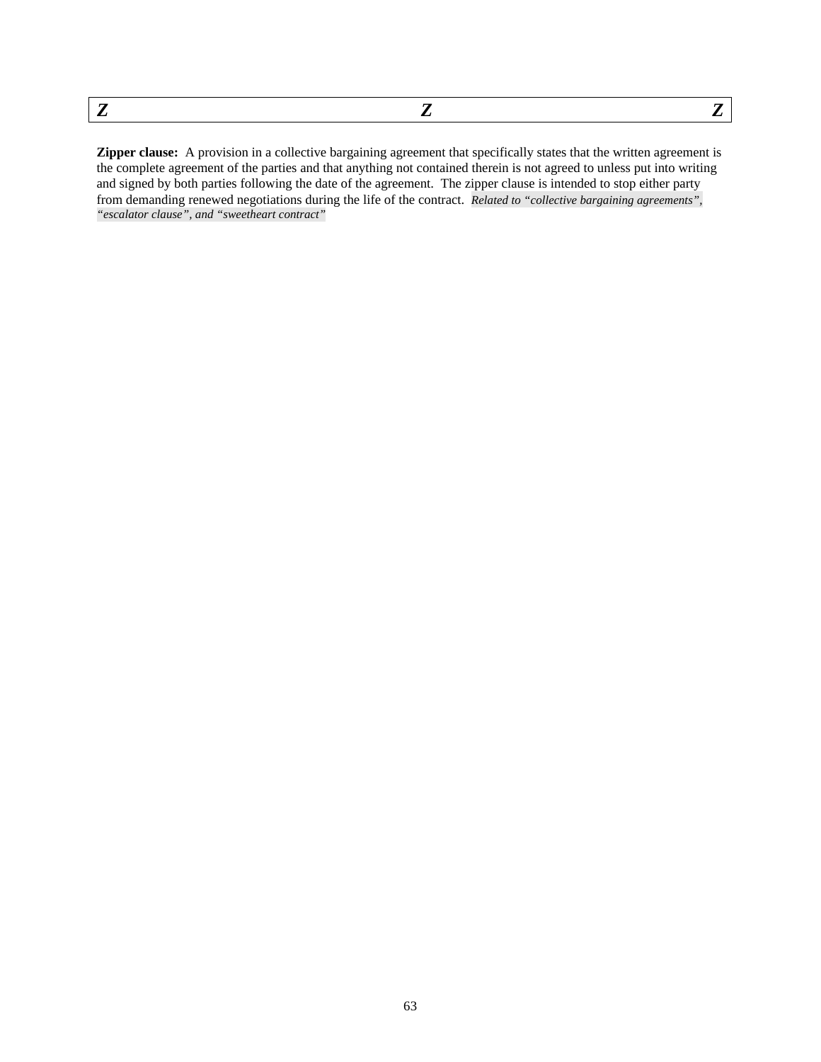## *Z* *Z* *Z*

**Zipper clause:** A provision in a collective bargaining agreement that specifically states that the written agreement is the complete agreement of the parties and that anything not contained therein is not agreed to unless put into writing and signed by both parties following the date of the agreement. The zipper clause is intended to stop either party from demanding renewed negotiations during the life of the contract. *Related to "collective bargaining agreements", "escalator clause", and "sweetheart contract"*